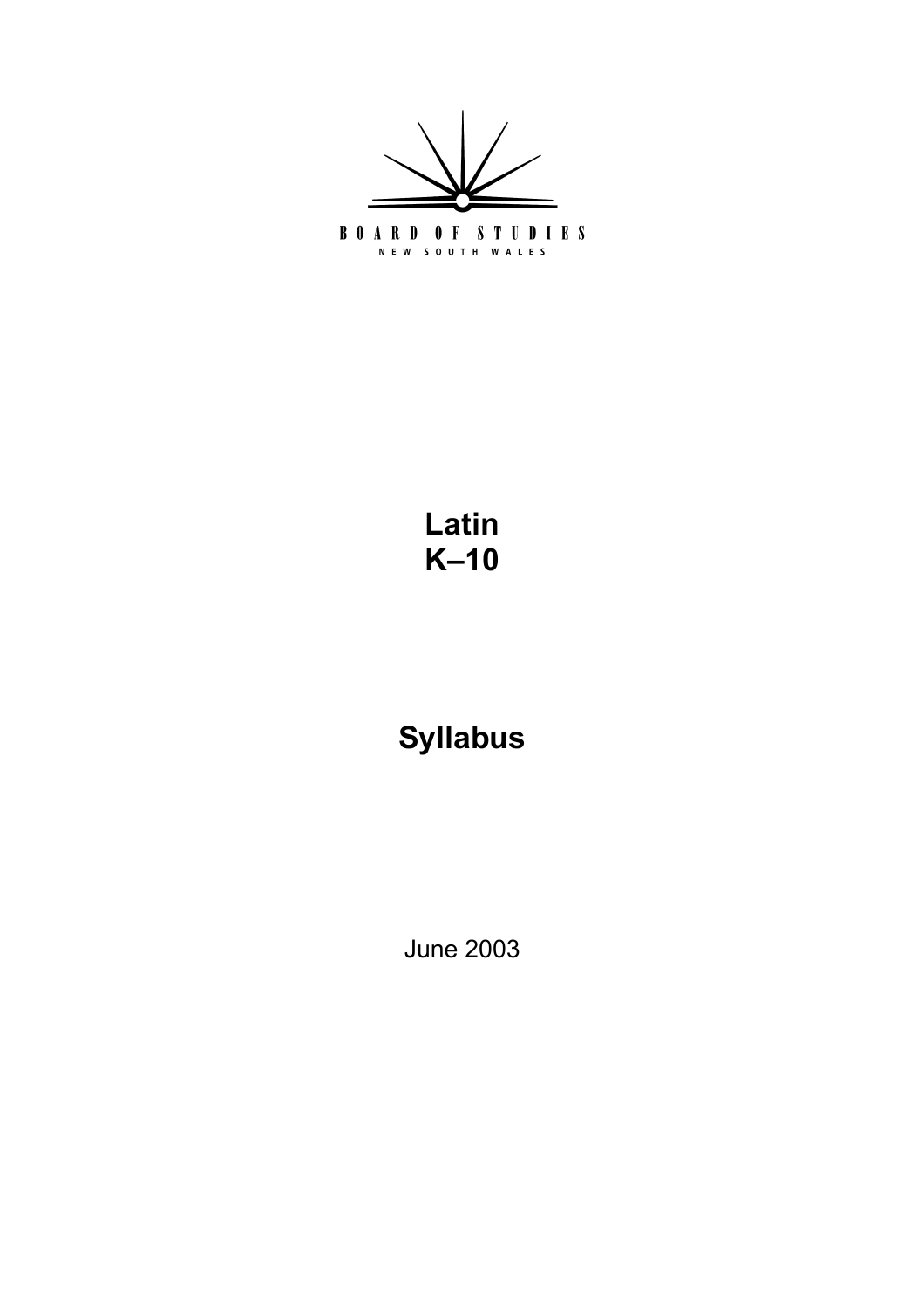BOARD OF STUDIES

NEW SOUTH WALES

# Latin
# K–10

# Syllabus

June 2003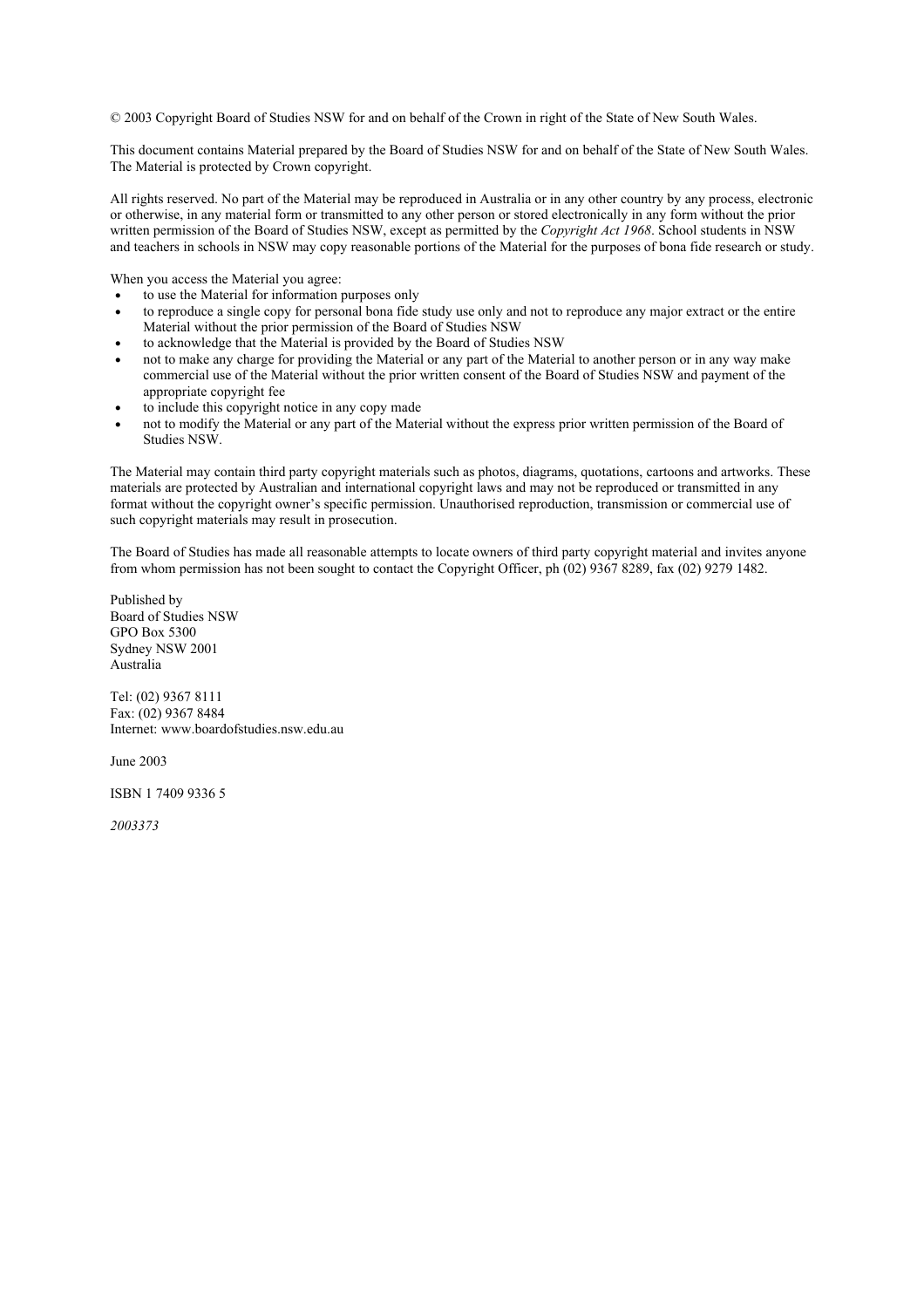© 2003 Copyright Board of Studies NSW for and on behalf of the Crown in right of the State of New South Wales.

This document contains Material prepared by the Board of Studies NSW for and on behalf of the State of New South Wales. The Material is protected by Crown copyright.

All rights reserved. No part of the Material may be reproduced in Australia or in any other country by any process, electronic or otherwise, in any material form or transmitted to any other person or stored electronically in any form without the prior written permission of the Board of Studies NSW, except as permitted by the *Copyright Act 1968*. School students in NSW and teachers in schools in NSW may copy reasonable portions of the Material for the purposes of bona fide research or study.

When you access the Material you agree:

- to use the Material for information purposes only
- to reproduce a single copy for personal bona fide study use only and not to reproduce any major extract or the entire Material without the prior permission of the Board of Studies NSW
- to acknowledge that the Material is provided by the Board of Studies NSW
- not to make any charge for providing the Material or any part of the Material to another person or in any way make commercial use of the Material without the prior written consent of the Board of Studies NSW and payment of the appropriate copyright fee
- to include this copyright notice in any copy made
- not to modify the Material or any part of the Material without the express prior written permission of the Board of Studies NSW.

The Material may contain third party copyright materials such as photos, diagrams, quotations, cartoons and artworks. These materials are protected by Australian and international copyright laws and may not be reproduced or transmitted in any format without the copyright owner's specific permission. Unauthorised reproduction, transmission or commercial use of such copyright materials may result in prosecution.

The Board of Studies has made all reasonable attempts to locate owners of third party copyright material and invites anyone from whom permission has not been sought to contact the Copyright Officer, ph (02) 9367 8289, fax (02) 9279 1482.

Published by
Board of Studies NSW
GPO Box 5300
Sydney NSW 2001
Australia

Tel: (02) 9367 8111
Fax: (02) 9367 8484
Internet: www.boardofstudies.nsw.edu.au

June 2003

ISBN 1 7409 9336 5

*2003373*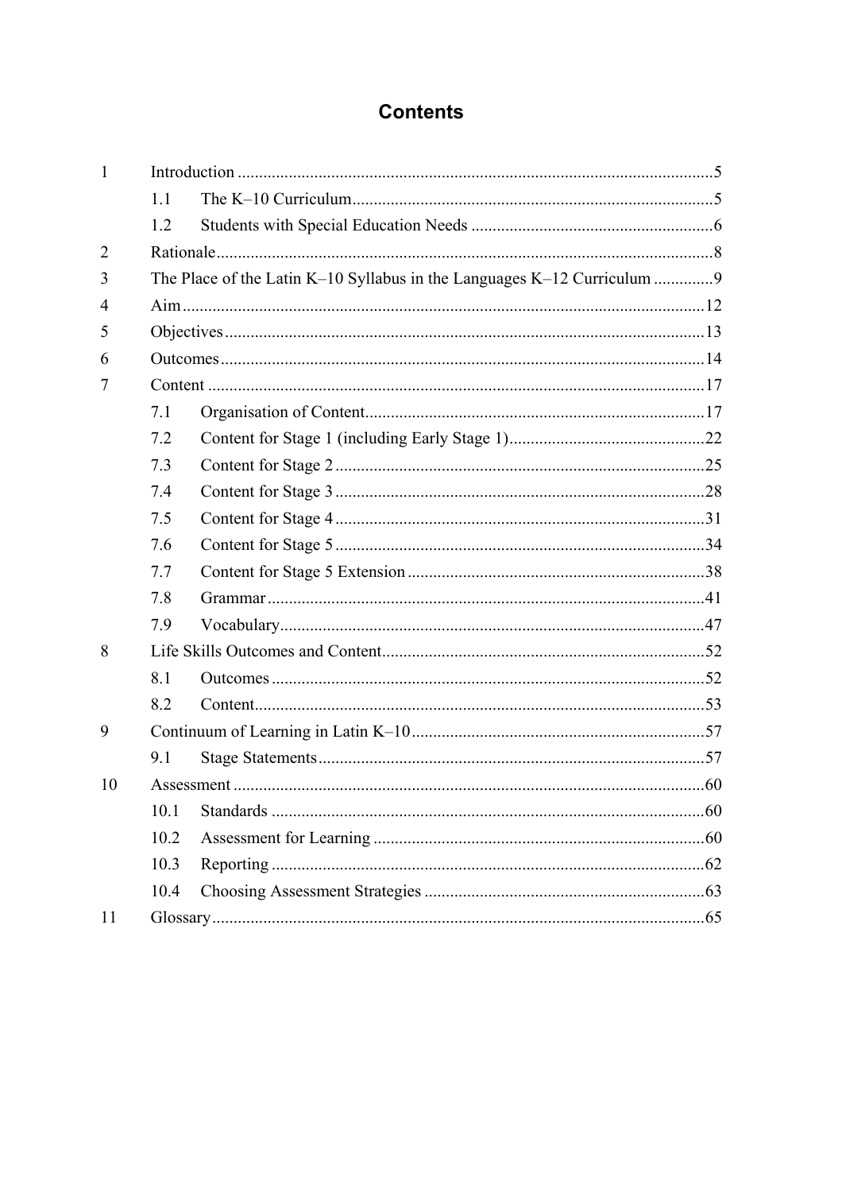# Contents

| | | |
|---|---|---|
| 1 | Introduction | 5 |
| | 1.1 The K–10 Curriculum | 5 |
| | 1.2 Students with Special Education Needs | 6 |
| 2 | Rationale | 8 |
| 3 | The Place of the Latin K–10 Syllabus in the Languages K–12 Curriculum | 9 |
| 4 | Aim | 12 |
| 5 | Objectives | 13 |
| 6 | Outcomes | 14 |
| 7 | Content | 17 |
| | 7.1 Organisation of Content | 17 |
| | 7.2 Content for Stage 1 (including Early Stage 1) | 22 |
| | 7.3 Content for Stage 2 | 25 |
| | 7.4 Content for Stage 3 | 28 |
| | 7.5 Content for Stage 4 | 31 |
| | 7.6 Content for Stage 5 | 34 |
| | 7.7 Content for Stage 5 Extension | 38 |
| | 7.8 Grammar | 41 |
| | 7.9 Vocabulary | 47 |
| 8 | Life Skills Outcomes and Content | 52 |
| | 8.1 Outcomes | 52 |
| | 8.2 Content | 53 |
| 9 | Continuum of Learning in Latin K–10 | 57 |
| | 9.1 Stage Statements | 57 |
| 10 | Assessment | 60 |
| | 10.1 Standards | 60 |
| | 10.2 Assessment for Learning | 60 |
| | 10.3 Reporting | 62 |
| | 10.4 Choosing Assessment Strategies | 63 |
| 11 | Glossary | 65 |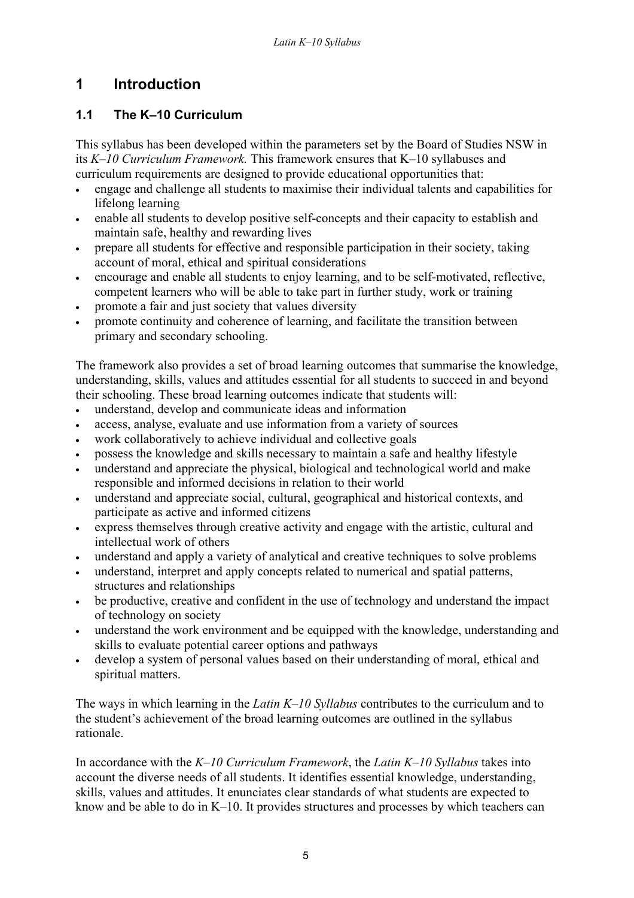# 1 Introduction

## 1.1 The K–10 Curriculum

This syllabus has been developed within the parameters set by the Board of Studies NSW in its *K–10 Curriculum Framework.* This framework ensures that K–10 syllabuses and curriculum requirements are designed to provide educational opportunities that:

- engage and challenge all students to maximise their individual talents and capabilities for lifelong learning
- enable all students to develop positive self-concepts and their capacity to establish and maintain safe, healthy and rewarding lives
- prepare all students for effective and responsible participation in their society, taking account of moral, ethical and spiritual considerations
- encourage and enable all students to enjoy learning, and to be self-motivated, reflective, competent learners who will be able to take part in further study, work or training
- promote a fair and just society that values diversity
- promote continuity and coherence of learning, and facilitate the transition between primary and secondary schooling.

The framework also provides a set of broad learning outcomes that summarise the knowledge, understanding, skills, values and attitudes essential for all students to succeed in and beyond their schooling. These broad learning outcomes indicate that students will:

- understand, develop and communicate ideas and information
- access, analyse, evaluate and use information from a variety of sources
- work collaboratively to achieve individual and collective goals
- possess the knowledge and skills necessary to maintain a safe and healthy lifestyle
- understand and appreciate the physical, biological and technological world and make responsible and informed decisions in relation to their world
- understand and appreciate social, cultural, geographical and historical contexts, and participate as active and informed citizens
- express themselves through creative activity and engage with the artistic, cultural and intellectual work of others
- understand and apply a variety of analytical and creative techniques to solve problems
- understand, interpret and apply concepts related to numerical and spatial patterns, structures and relationships
- be productive, creative and confident in the use of technology and understand the impact of technology on society
- understand the work environment and be equipped with the knowledge, understanding and skills to evaluate potential career options and pathways
- develop a system of personal values based on their understanding of moral, ethical and spiritual matters.

The ways in which learning in the *Latin K–10 Syllabus* contributes to the curriculum and to the student's achievement of the broad learning outcomes are outlined in the syllabus rationale.

In accordance with the *K–10 Curriculum Framework*, the *Latin K–10 Syllabus* takes into account the diverse needs of all students. It identifies essential knowledge, understanding, skills, values and attitudes. It enunciates clear standards of what students are expected to know and be able to do in K–10. It provides structures and processes by which teachers can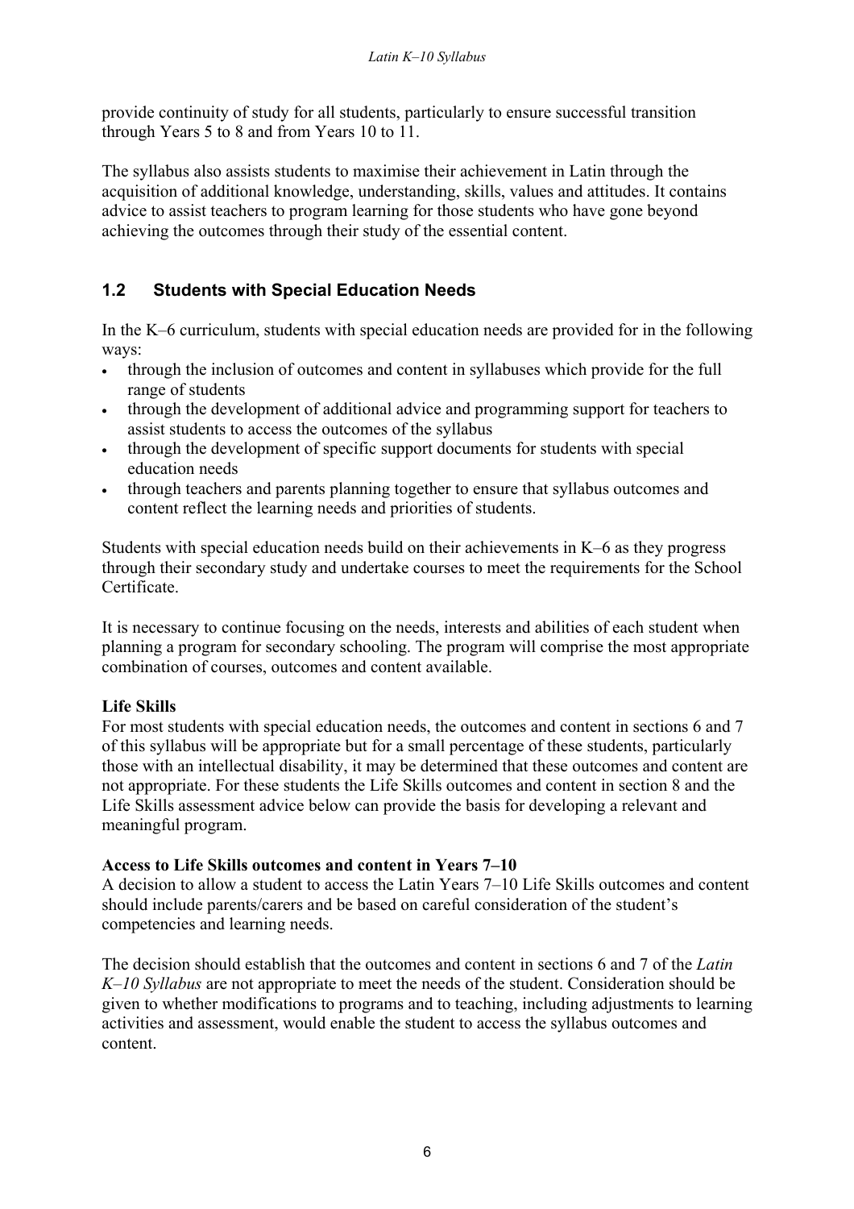provide continuity of study for all students, particularly to ensure successful transition through Years 5 to 8 and from Years 10 to 11.

The syllabus also assists students to maximise their achievement in Latin through the acquisition of additional knowledge, understanding, skills, values and attitudes. It contains advice to assist teachers to program learning for those students who have gone beyond achieving the outcomes through their study of the essential content.

## 1.2 Students with Special Education Needs

In the K–6 curriculum, students with special education needs are provided for in the following ways:

- through the inclusion of outcomes and content in syllabuses which provide for the full range of students
- through the development of additional advice and programming support for teachers to assist students to access the outcomes of the syllabus
- through the development of specific support documents for students with special education needs
- through teachers and parents planning together to ensure that syllabus outcomes and content reflect the learning needs and priorities of students.

Students with special education needs build on their achievements in K–6 as they progress through their secondary study and undertake courses to meet the requirements for the School Certificate.

It is necessary to continue focusing on the needs, interests and abilities of each student when planning a program for secondary schooling. The program will comprise the most appropriate combination of courses, outcomes and content available.

**Life Skills**
For most students with special education needs, the outcomes and content in sections 6 and 7 of this syllabus will be appropriate but for a small percentage of these students, particularly those with an intellectual disability, it may be determined that these outcomes and content are not appropriate. For these students the Life Skills outcomes and content in section 8 and the Life Skills assessment advice below can provide the basis for developing a relevant and meaningful program.

**Access to Life Skills outcomes and content in Years 7–10**
A decision to allow a student to access the Latin Years 7–10 Life Skills outcomes and content should include parents/carers and be based on careful consideration of the student's competencies and learning needs.

The decision should establish that the outcomes and content in sections 6 and 7 of the *Latin K–10 Syllabus* are not appropriate to meet the needs of the student. Consideration should be given to whether modifications to programs and to teaching, including adjustments to learning activities and assessment, would enable the student to access the syllabus outcomes and content.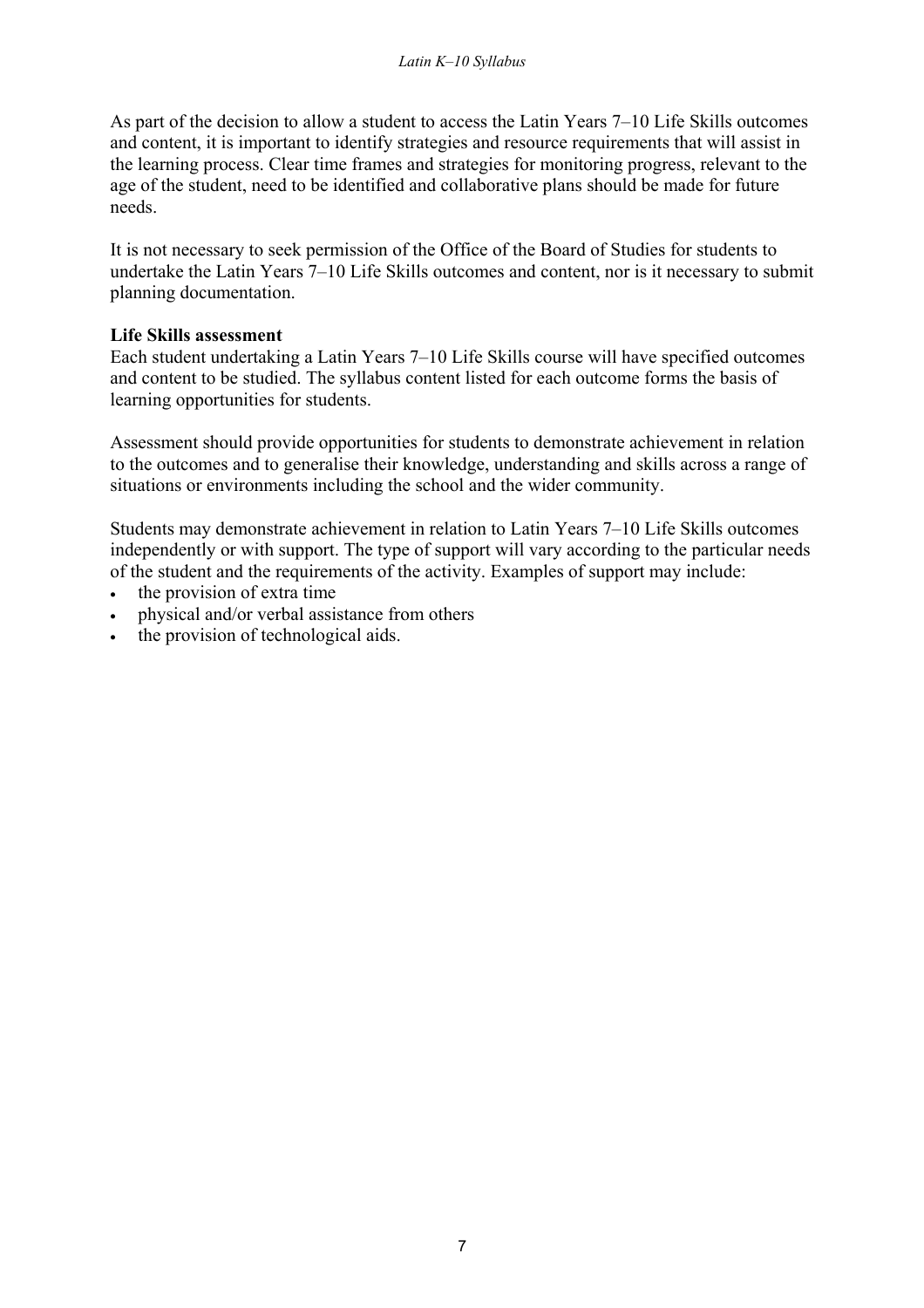As part of the decision to allow a student to access the Latin Years 7–10 Life Skills outcomes and content, it is important to identify strategies and resource requirements that will assist in the learning process. Clear time frames and strategies for monitoring progress, relevant to the age of the student, need to be identified and collaborative plans should be made for future needs.

It is not necessary to seek permission of the Office of the Board of Studies for students to undertake the Latin Years 7–10 Life Skills outcomes and content, nor is it necessary to submit planning documentation.

**Life Skills assessment**

Each student undertaking a Latin Years 7–10 Life Skills course will have specified outcomes and content to be studied. The syllabus content listed for each outcome forms the basis of learning opportunities for students.

Assessment should provide opportunities for students to demonstrate achievement in relation to the outcomes and to generalise their knowledge, understanding and skills across a range of situations or environments including the school and the wider community.

Students may demonstrate achievement in relation to Latin Years 7–10 Life Skills outcomes independently or with support. The type of support will vary according to the particular needs of the student and the requirements of the activity. Examples of support may include:

- the provision of extra time
- physical and/or verbal assistance from others
- the provision of technological aids.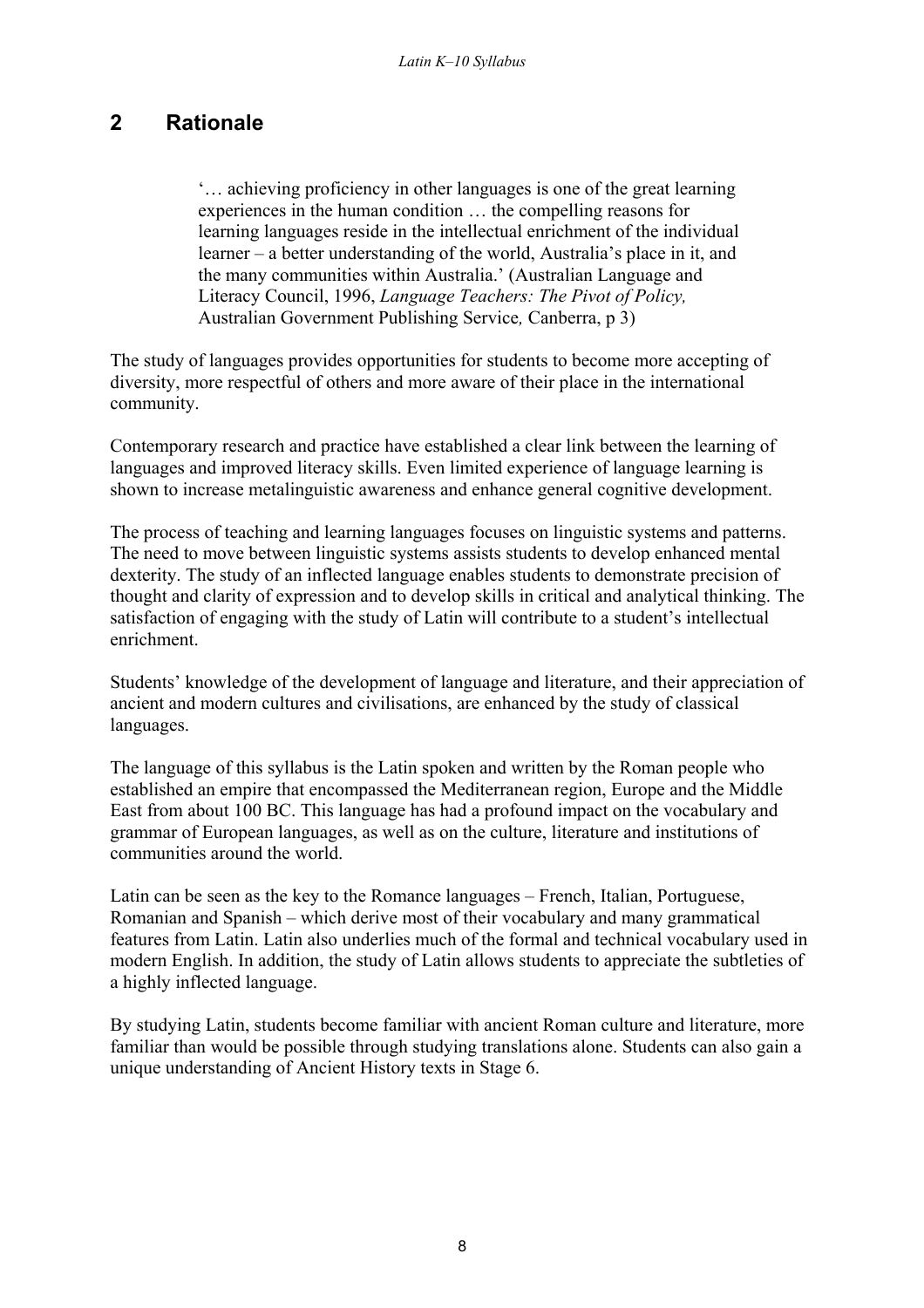## 2 Rationale

> '… achieving proficiency in other languages is one of the great learning experiences in the human condition … the compelling reasons for learning languages reside in the intellectual enrichment of the individual learner – a better understanding of the world, Australia's place in it, and the many communities within Australia.' (Australian Language and Literacy Council, 1996, *Language Teachers: The Pivot of Policy,* Australian Government Publishing Service*,* Canberra, p 3)

The study of languages provides opportunities for students to become more accepting of diversity, more respectful of others and more aware of their place in the international community.

Contemporary research and practice have established a clear link between the learning of languages and improved literacy skills. Even limited experience of language learning is shown to increase metalinguistic awareness and enhance general cognitive development.

The process of teaching and learning languages focuses on linguistic systems and patterns. The need to move between linguistic systems assists students to develop enhanced mental dexterity. The study of an inflected language enables students to demonstrate precision of thought and clarity of expression and to develop skills in critical and analytical thinking. The satisfaction of engaging with the study of Latin will contribute to a student's intellectual enrichment.

Students' knowledge of the development of language and literature, and their appreciation of ancient and modern cultures and civilisations, are enhanced by the study of classical languages.

The language of this syllabus is the Latin spoken and written by the Roman people who established an empire that encompassed the Mediterranean region, Europe and the Middle East from about 100 BC. This language has had a profound impact on the vocabulary and grammar of European languages, as well as on the culture, literature and institutions of communities around the world.

Latin can be seen as the key to the Romance languages – French, Italian, Portuguese, Romanian and Spanish – which derive most of their vocabulary and many grammatical features from Latin. Latin also underlies much of the formal and technical vocabulary used in modern English. In addition, the study of Latin allows students to appreciate the subtleties of a highly inflected language.

By studying Latin, students become familiar with ancient Roman culture and literature, more familiar than would be possible through studying translations alone. Students can also gain a unique understanding of Ancient History texts in Stage 6.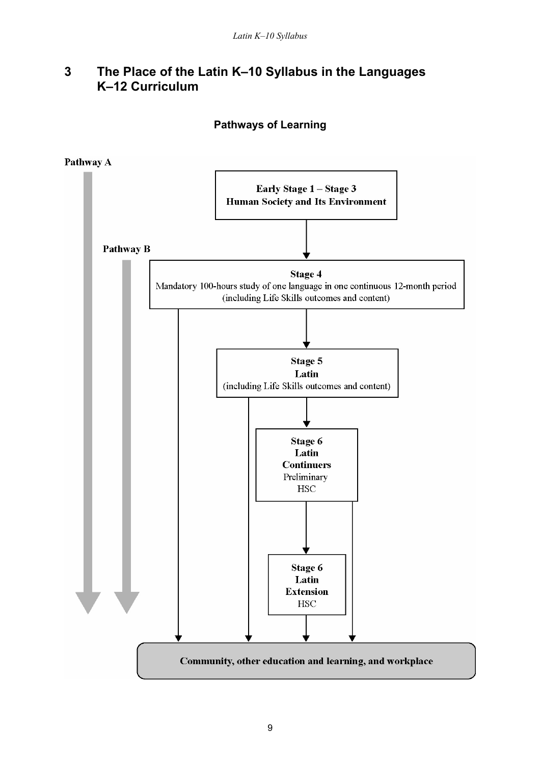# 3 The Place of the Latin K–10 Syllabus in the Languages K–12 Curriculum

**Pathways of Learning**

Pathway A

Pathway B

**Early Stage 1 – Stage 3**
**Human Society and Its Environment**

**Stage 4**
Mandatory 100-hours study of one language in one continuous 12-month period (including Life Skills outcomes and content)

**Stage 5**
**Latin**
(including Life Skills outcomes and content)

**Stage 6**
**Latin**
**Continuers**
Preliminary
HSC

**Stage 6**
**Latin**
**Extension**
HSC

**Community, other education and learning, and workplace**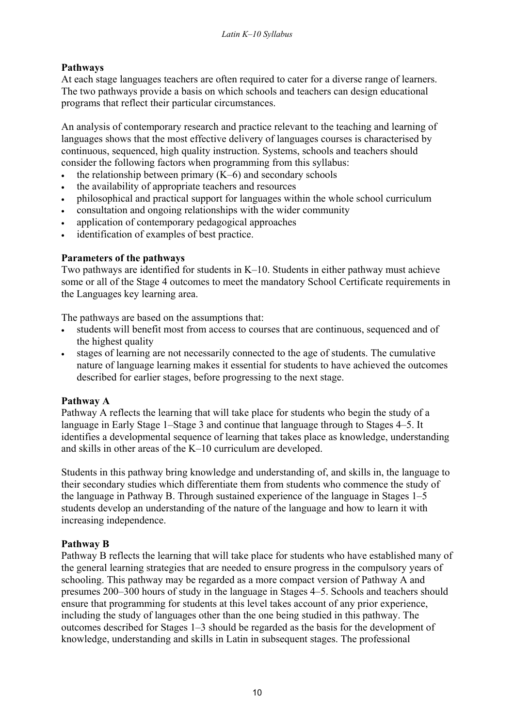**Pathways**

At each stage languages teachers are often required to cater for a diverse range of learners. The two pathways provide a basis on which schools and teachers can design educational programs that reflect their particular circumstances.

An analysis of contemporary research and practice relevant to the teaching and learning of languages shows that the most effective delivery of languages courses is characterised by continuous, sequenced, high quality instruction. Systems, schools and teachers should consider the following factors when programming from this syllabus:

- the relationship between primary (K–6) and secondary schools
- the availability of appropriate teachers and resources
- philosophical and practical support for languages within the whole school curriculum
- consultation and ongoing relationships with the wider community
- application of contemporary pedagogical approaches
- identification of examples of best practice.

**Parameters of the pathways**

Two pathways are identified for students in K–10. Students in either pathway must achieve some or all of the Stage 4 outcomes to meet the mandatory School Certificate requirements in the Languages key learning area.

The pathways are based on the assumptions that:

- students will benefit most from access to courses that are continuous, sequenced and of the highest quality
- stages of learning are not necessarily connected to the age of students. The cumulative nature of language learning makes it essential for students to have achieved the outcomes described for earlier stages, before progressing to the next stage.

**Pathway A**

Pathway A reflects the learning that will take place for students who begin the study of a language in Early Stage 1–Stage 3 and continue that language through to Stages 4–5. It identifies a developmental sequence of learning that takes place as knowledge, understanding and skills in other areas of the K–10 curriculum are developed.

Students in this pathway bring knowledge and understanding of, and skills in, the language to their secondary studies which differentiate them from students who commence the study of the language in Pathway B. Through sustained experience of the language in Stages 1–5 students develop an understanding of the nature of the language and how to learn it with increasing independence.

**Pathway B**

Pathway B reflects the learning that will take place for students who have established many of the general learning strategies that are needed to ensure progress in the compulsory years of schooling. This pathway may be regarded as a more compact version of Pathway A and presumes 200–300 hours of study in the language in Stages 4–5. Schools and teachers should ensure that programming for students at this level takes account of any prior experience, including the study of languages other than the one being studied in this pathway. The outcomes described for Stages 1–3 should be regarded as the basis for the development of knowledge, understanding and skills in Latin in subsequent stages. The professional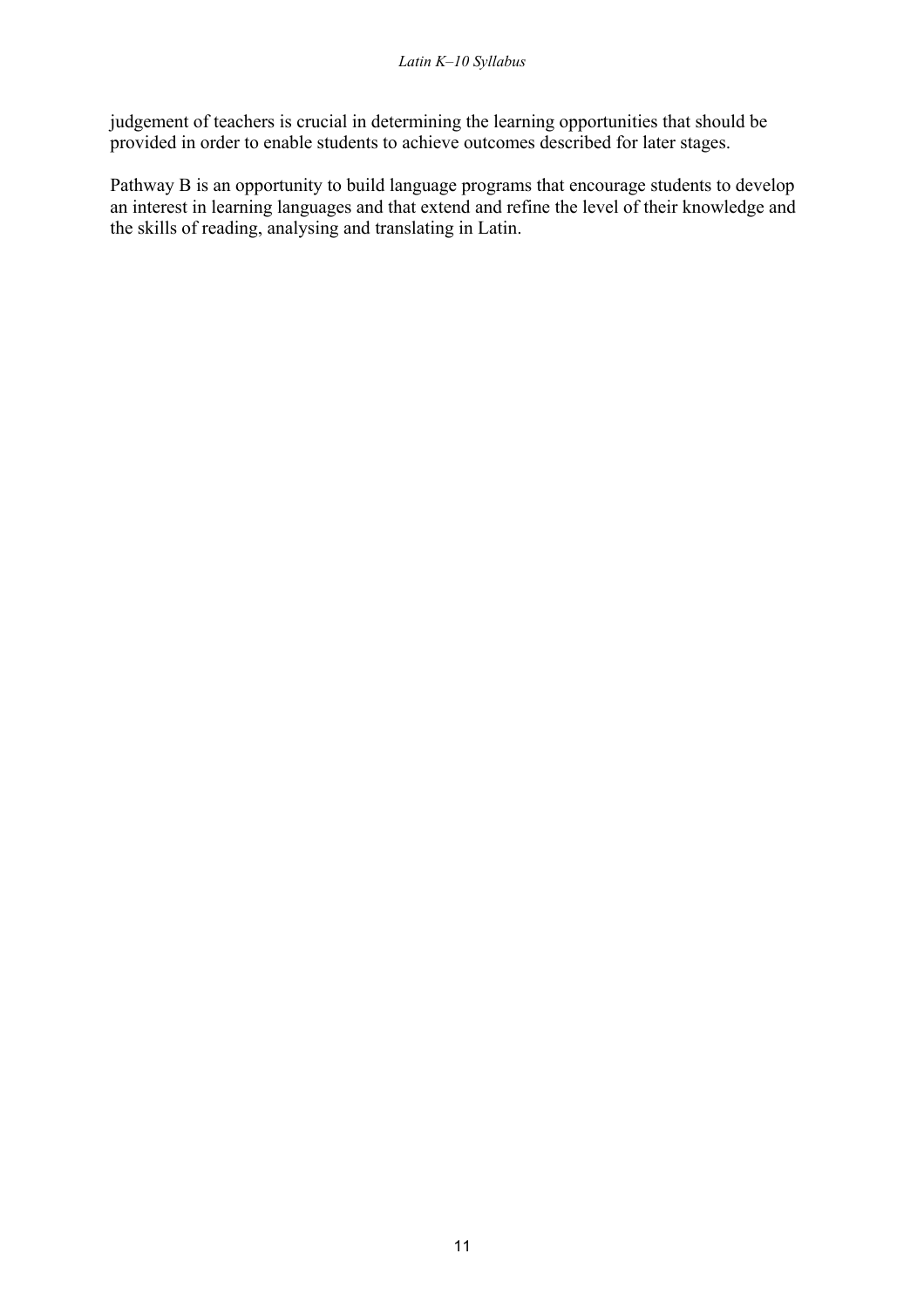judgement of teachers is crucial in determining the learning opportunities that should be provided in order to enable students to achieve outcomes described for later stages.

Pathway B is an opportunity to build language programs that encourage students to develop an interest in learning languages and that extend and refine the level of their knowledge and the skills of reading, analysing and translating in Latin.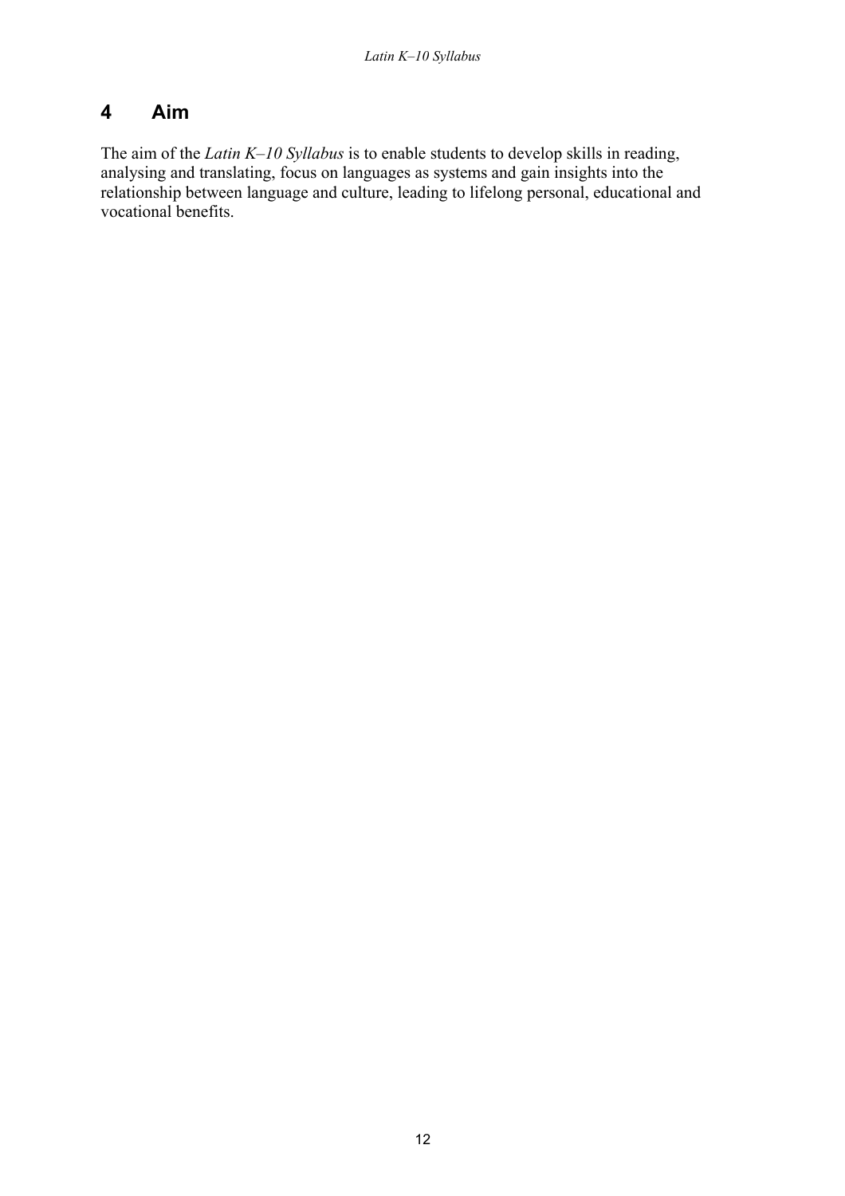## 4 Aim

The aim of the *Latin K–10 Syllabus* is to enable students to develop skills in reading, analysing and translating, focus on languages as systems and gain insights into the relationship between language and culture, leading to lifelong personal, educational and vocational benefits.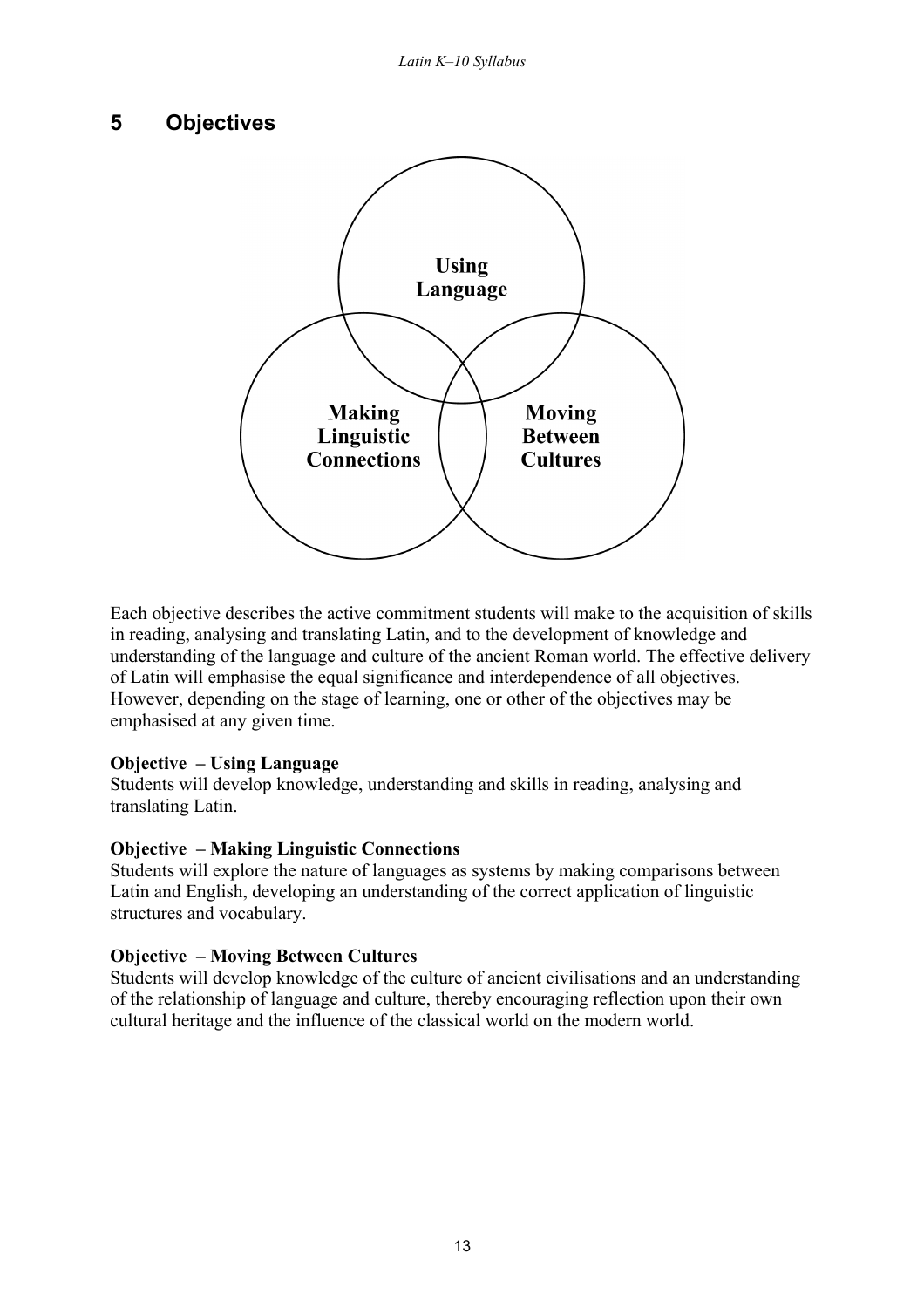## 5 Objectives

Using Language

Making Linguistic Connections

Moving Between Cultures

Each objective describes the active commitment students will make to the acquisition of skills in reading, analysing and translating Latin, and to the development of knowledge and understanding of the language and culture of the ancient Roman world. The effective delivery of Latin will emphasise the equal significance and interdependence of all objectives. However, depending on the stage of learning, one or other of the objectives may be emphasised at any given time.

**Objective – Using Language**
Students will develop knowledge, understanding and skills in reading, analysing and translating Latin.

**Objective – Making Linguistic Connections**
Students will explore the nature of languages as systems by making comparisons between Latin and English, developing an understanding of the correct application of linguistic structures and vocabulary.

**Objective – Moving Between Cultures**
Students will develop knowledge of the culture of ancient civilisations and an understanding of the relationship of language and culture, thereby encouraging reflection upon their own cultural heritage and the influence of the classical world on the modern world.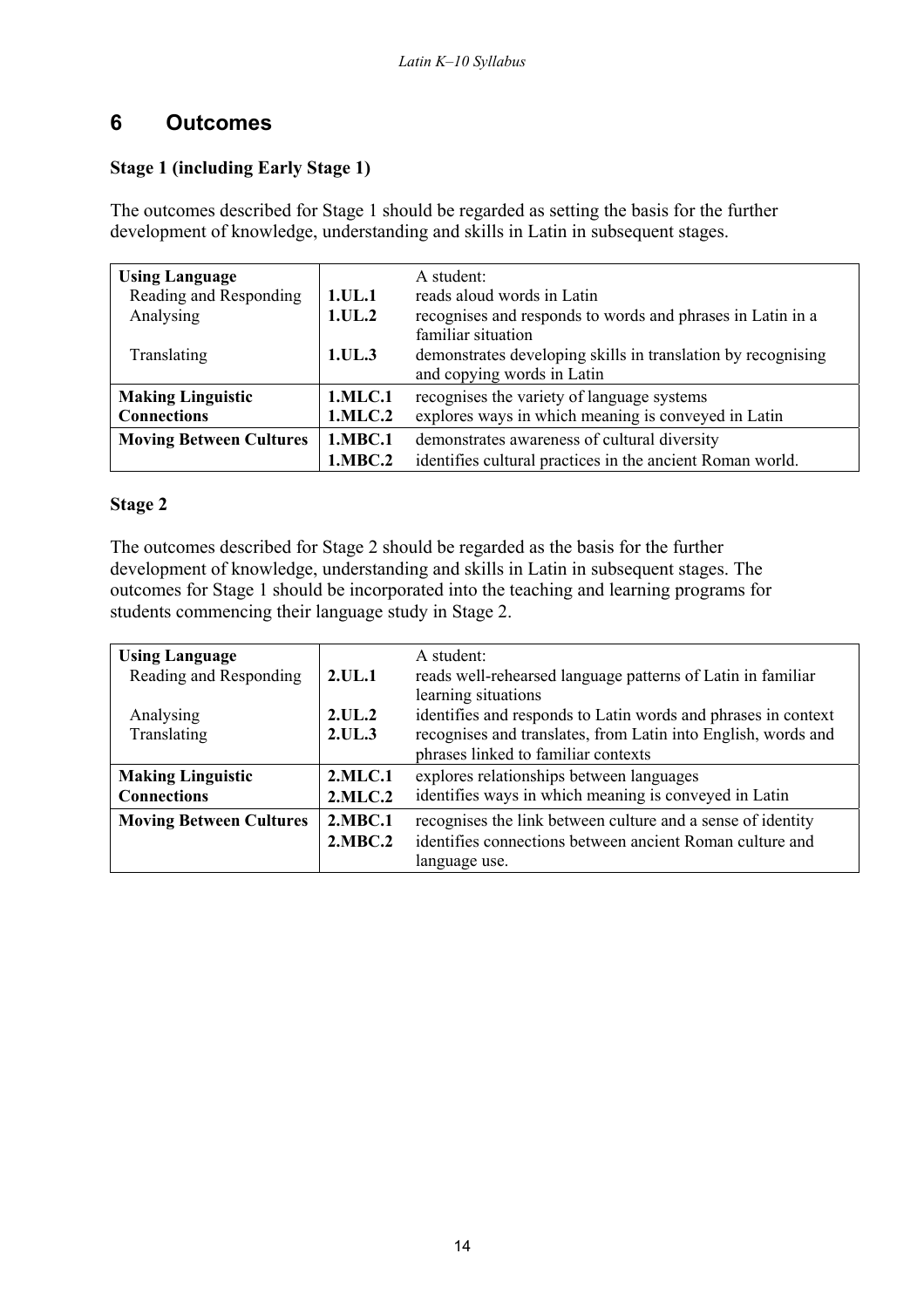## 6 Outcomes

### Stage 1 (including Early Stage 1)

The outcomes described for Stage 1 should be regarded as setting the basis for the further development of knowledge, understanding and skills in Latin in subsequent stages.

| | | |
|---|---|---|
| **Using Language** | | A student: |
| Reading and Responding | **1.UL.1** | reads aloud words in Latin |
| Analysing | **1.UL.2** | recognises and responds to words and phrases in Latin in a familiar situation |
| Translating | **1.UL.3** | demonstrates developing skills in translation by recognising and copying words in Latin |
| **Making Linguistic Connections** | **1.MLC.1** | recognises the variety of language systems |
| | **1.MLC.2** | explores ways in which meaning is conveyed in Latin |
| **Moving Between Cultures** | **1.MBC.1** | demonstrates awareness of cultural diversity |
| | **1.MBC.2** | identifies cultural practices in the ancient Roman world. |

### Stage 2

The outcomes described for Stage 2 should be regarded as the basis for the further development of knowledge, understanding and skills in Latin in subsequent stages. The outcomes for Stage 1 should be incorporated into the teaching and learning programs for students commencing their language study in Stage 2.

| | | |
|---|---|---|
| **Using Language** | | A student: |
| Reading and Responding | **2.UL.1** | reads well-rehearsed language patterns of Latin in familiar learning situations |
| Analysing | **2.UL.2** | identifies and responds to Latin words and phrases in context |
| Translating | **2.UL.3** | recognises and translates, from Latin into English, words and phrases linked to familiar contexts |
| **Making Linguistic Connections** | **2.MLC.1** | explores relationships between languages |
| | **2.MLC.2** | identifies ways in which meaning is conveyed in Latin |
| **Moving Between Cultures** | **2.MBC.1** | recognises the link between culture and a sense of identity |
| | **2.MBC.2** | identifies connections between ancient Roman culture and language use. |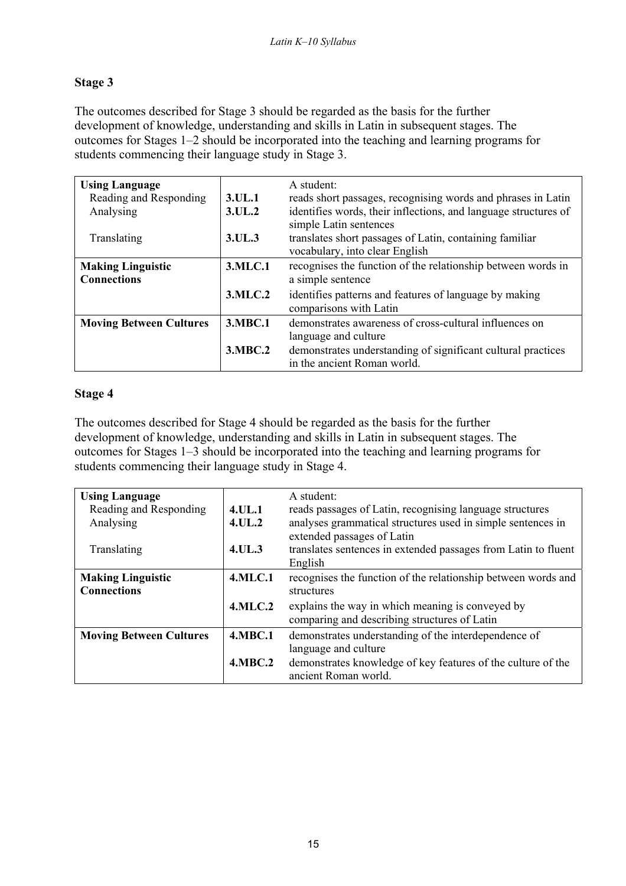## Stage 3

The outcomes described for Stage 3 should be regarded as the basis for the further development of knowledge, understanding and skills in Latin in subsequent stages. The outcomes for Stages 1–2 should be incorporated into the teaching and learning programs for students commencing their language study in Stage 3.

| | | |
|---|---|---|
| **Using Language** | | A student: |
| Reading and Responding | **3.UL.1** | reads short passages, recognising words and phrases in Latin |
| Analysing | **3.UL.2** | identifies words, their inflections, and language structures of simple Latin sentences |
| Translating | **3.UL.3** | translates short passages of Latin, containing familiar vocabulary, into clear English |
| **Making Linguistic Connections** | **3.MLC.1** | recognises the function of the relationship between words in a simple sentence |
| | **3.MLC.2** | identifies patterns and features of language by making comparisons with Latin |
| **Moving Between Cultures** | **3.MBC.1** | demonstrates awareness of cross-cultural influences on language and culture |
| | **3.MBC.2** | demonstrates understanding of significant cultural practices in the ancient Roman world. |

## Stage 4

The outcomes described for Stage 4 should be regarded as the basis for the further development of knowledge, understanding and skills in Latin in subsequent stages. The outcomes for Stages 1–3 should be incorporated into the teaching and learning programs for students commencing their language study in Stage 4.

| | | |
|---|---|---|
| **Using Language** | | A student: |
| Reading and Responding | **4.UL.1** | reads passages of Latin, recognising language structures |
| Analysing | **4.UL.2** | analyses grammatical structures used in simple sentences in extended passages of Latin |
| Translating | **4.UL.3** | translates sentences in extended passages from Latin to fluent English |
| **Making Linguistic Connections** | **4.MLC.1** | recognises the function of the relationship between words and structures |
| | **4.MLC.2** | explains the way in which meaning is conveyed by comparing and describing structures of Latin |
| **Moving Between Cultures** | **4.MBC.1** | demonstrates understanding of the interdependence of language and culture |
| | **4.MBC.2** | demonstrates knowledge of key features of the culture of the ancient Roman world. |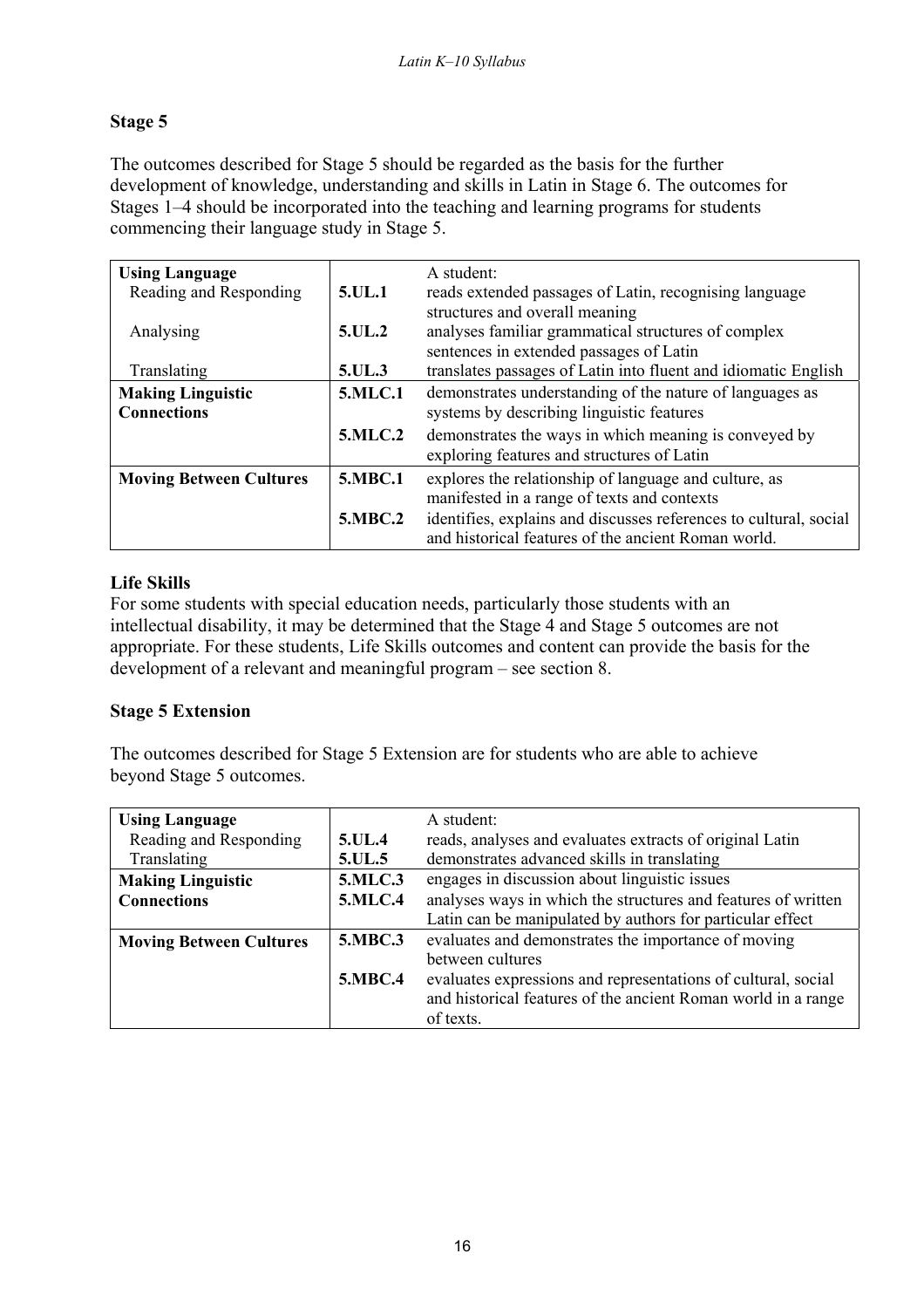## Stage 5

The outcomes described for Stage 5 should be regarded as the basis for the further development of knowledge, understanding and skills in Latin in Stage 6. The outcomes for Stages 1–4 should be incorporated into the teaching and learning programs for students commencing their language study in Stage 5.

| | | |
|---|---|---|
| **Using Language** | | A student: |
| Reading and Responding | **5.UL.1** | reads extended passages of Latin, recognising language structures and overall meaning |
| Analysing | **5.UL.2** | analyses familiar grammatical structures of complex sentences in extended passages of Latin |
| Translating | **5.UL.3** | translates passages of Latin into fluent and idiomatic English |
| **Making Linguistic Connections** | **5.MLC.1** | demonstrates understanding of the nature of languages as systems by describing linguistic features |
| | **5.MLC.2** | demonstrates the ways in which meaning is conveyed by exploring features and structures of Latin |
| **Moving Between Cultures** | **5.MBC.1** | explores the relationship of language and culture, as manifested in a range of texts and contexts |
| | **5.MBC.2** | identifies, explains and discusses references to cultural, social and historical features of the ancient Roman world. |

### Life Skills

For some students with special education needs, particularly those students with an intellectual disability, it may be determined that the Stage 4 and Stage 5 outcomes are not appropriate. For these students, Life Skills outcomes and content can provide the basis for the development of a relevant and meaningful program – see section 8.

### Stage 5 Extension

The outcomes described for Stage 5 Extension are for students who are able to achieve beyond Stage 5 outcomes.

| | | |
|---|---|---|
| **Using Language** | | A student: |
| Reading and Responding | **5.UL.4** | reads, analyses and evaluates extracts of original Latin |
| Translating | **5.UL.5** | demonstrates advanced skills in translating |
| **Making Linguistic Connections** | **5.MLC.3** | engages in discussion about linguistic issues |
| | **5.MLC.4** | analyses ways in which the structures and features of written Latin can be manipulated by authors for particular effect |
| **Moving Between Cultures** | **5.MBC.3** | evaluates and demonstrates the importance of moving between cultures |
| | **5.MBC.4** | evaluates expressions and representations of cultural, social and historical features of the ancient Roman world in a range of texts. |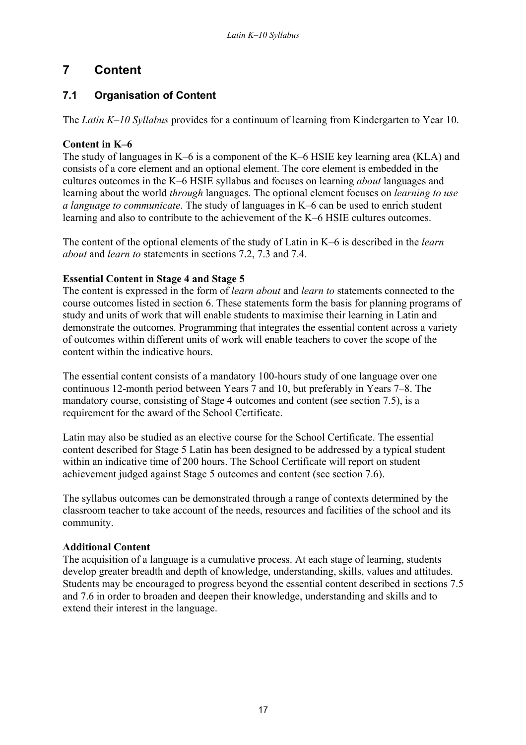# 7 Content

## 7.1 Organisation of Content

The *Latin K–10 Syllabus* provides for a continuum of learning from Kindergarten to Year 10.

**Content in K–6**

The study of languages in K–6 is a component of the K–6 HSIE key learning area (KLA) and consists of a core element and an optional element. The core element is embedded in the cultures outcomes in the K–6 HSIE syllabus and focuses on learning *about* languages and learning about the world *through* languages. The optional element focuses on *learning to use a language to communicate*. The study of languages in K–6 can be used to enrich student learning and also to contribute to the achievement of the K–6 HSIE cultures outcomes.

The content of the optional elements of the study of Latin in K–6 is described in the *learn about* and *learn to* statements in sections 7.2, 7.3 and 7.4.

**Essential Content in Stage 4 and Stage 5**

The content is expressed in the form of *learn about* and *learn to* statements connected to the course outcomes listed in section 6. These statements form the basis for planning programs of study and units of work that will enable students to maximise their learning in Latin and demonstrate the outcomes. Programming that integrates the essential content across a variety of outcomes within different units of work will enable teachers to cover the scope of the content within the indicative hours.

The essential content consists of a mandatory 100-hours study of one language over one continuous 12-month period between Years 7 and 10, but preferably in Years 7–8. The mandatory course, consisting of Stage 4 outcomes and content (see section 7.5), is a requirement for the award of the School Certificate.

Latin may also be studied as an elective course for the School Certificate. The essential content described for Stage 5 Latin has been designed to be addressed by a typical student within an indicative time of 200 hours. The School Certificate will report on student achievement judged against Stage 5 outcomes and content (see section 7.6).

The syllabus outcomes can be demonstrated through a range of contexts determined by the classroom teacher to take account of the needs, resources and facilities of the school and its community.

**Additional Content**

The acquisition of a language is a cumulative process. At each stage of learning, students develop greater breadth and depth of knowledge, understanding, skills, values and attitudes. Students may be encouraged to progress beyond the essential content described in sections 7.5 and 7.6 in order to broaden and deepen their knowledge, understanding and skills and to extend their interest in the language.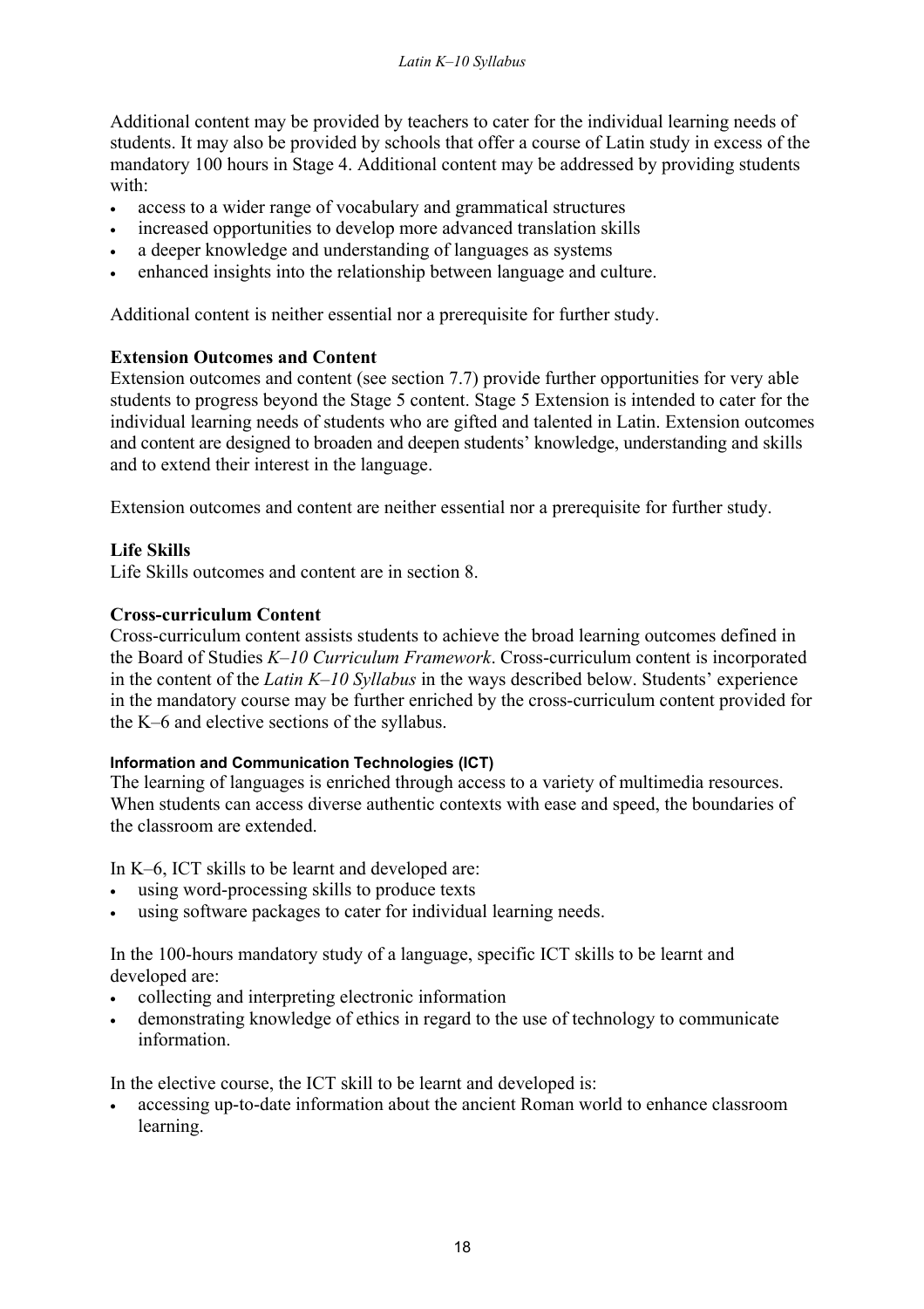Additional content may be provided by teachers to cater for the individual learning needs of students. It may also be provided by schools that offer a course of Latin study in excess of the mandatory 100 hours in Stage 4. Additional content may be addressed by providing students with:

- access to a wider range of vocabulary and grammatical structures
- increased opportunities to develop more advanced translation skills
- a deeper knowledge and understanding of languages as systems
- enhanced insights into the relationship between language and culture.

Additional content is neither essential nor a prerequisite for further study.

### Extension Outcomes and Content

Extension outcomes and content (see section 7.7) provide further opportunities for very able students to progress beyond the Stage 5 content. Stage 5 Extension is intended to cater for the individual learning needs of students who are gifted and talented in Latin. Extension outcomes and content are designed to broaden and deepen students' knowledge, understanding and skills and to extend their interest in the language.

Extension outcomes and content are neither essential nor a prerequisite for further study.

### Life Skills

Life Skills outcomes and content are in section 8.

### Cross-curriculum Content

Cross-curriculum content assists students to achieve the broad learning outcomes defined in the Board of Studies *K–10 Curriculum Framework*. Cross-curriculum content is incorporated in the content of the *Latin K–10 Syllabus* in the ways described below. Students' experience in the mandatory course may be further enriched by the cross-curriculum content provided for the K–6 and elective sections of the syllabus.

#### Information and Communication Technologies (ICT)

The learning of languages is enriched through access to a variety of multimedia resources. When students can access diverse authentic contexts with ease and speed, the boundaries of the classroom are extended.

In K–6, ICT skills to be learnt and developed are:

- using word-processing skills to produce texts
- using software packages to cater for individual learning needs.

In the 100-hours mandatory study of a language, specific ICT skills to be learnt and developed are:

- collecting and interpreting electronic information
- demonstrating knowledge of ethics in regard to the use of technology to communicate information.

In the elective course, the ICT skill to be learnt and developed is:

- accessing up-to-date information about the ancient Roman world to enhance classroom learning.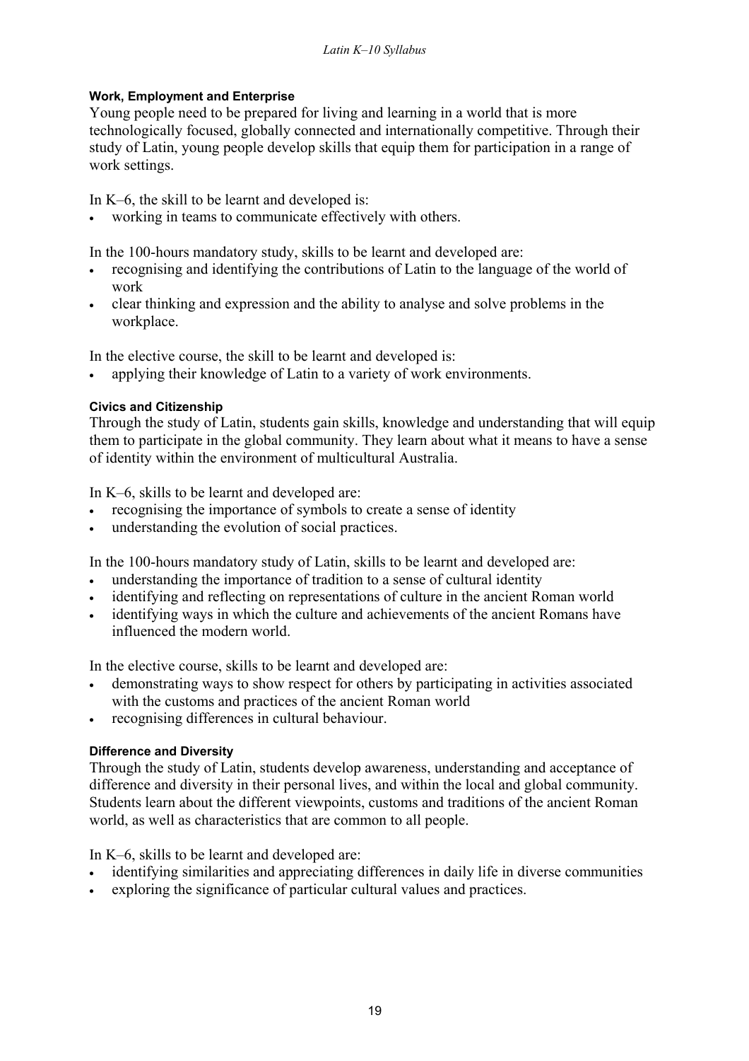#### Work, Employment and Enterprise

Young people need to be prepared for living and learning in a world that is more technologically focused, globally connected and internationally competitive. Through their study of Latin, young people develop skills that equip them for participation in a range of work settings.

In K–6, the skill to be learnt and developed is:

- working in teams to communicate effectively with others.

In the 100-hours mandatory study, skills to be learnt and developed are:

- recognising and identifying the contributions of Latin to the language of the world of work
- clear thinking and expression and the ability to analyse and solve problems in the workplace.

In the elective course, the skill to be learnt and developed is:

- applying their knowledge of Latin to a variety of work environments.

#### Civics and Citizenship

Through the study of Latin, students gain skills, knowledge and understanding that will equip them to participate in the global community. They learn about what it means to have a sense of identity within the environment of multicultural Australia.

In K–6, skills to be learnt and developed are:

- recognising the importance of symbols to create a sense of identity
- understanding the evolution of social practices.

In the 100-hours mandatory study of Latin, skills to be learnt and developed are:

- understanding the importance of tradition to a sense of cultural identity
- identifying and reflecting on representations of culture in the ancient Roman world
- identifying ways in which the culture and achievements of the ancient Romans have influenced the modern world.

In the elective course, skills to be learnt and developed are:

- demonstrating ways to show respect for others by participating in activities associated with the customs and practices of the ancient Roman world
- recognising differences in cultural behaviour.

#### Difference and Diversity

Through the study of Latin, students develop awareness, understanding and acceptance of difference and diversity in their personal lives, and within the local and global community. Students learn about the different viewpoints, customs and traditions of the ancient Roman world, as well as characteristics that are common to all people.

In K–6, skills to be learnt and developed are:

- identifying similarities and appreciating differences in daily life in diverse communities
- exploring the significance of particular cultural values and practices.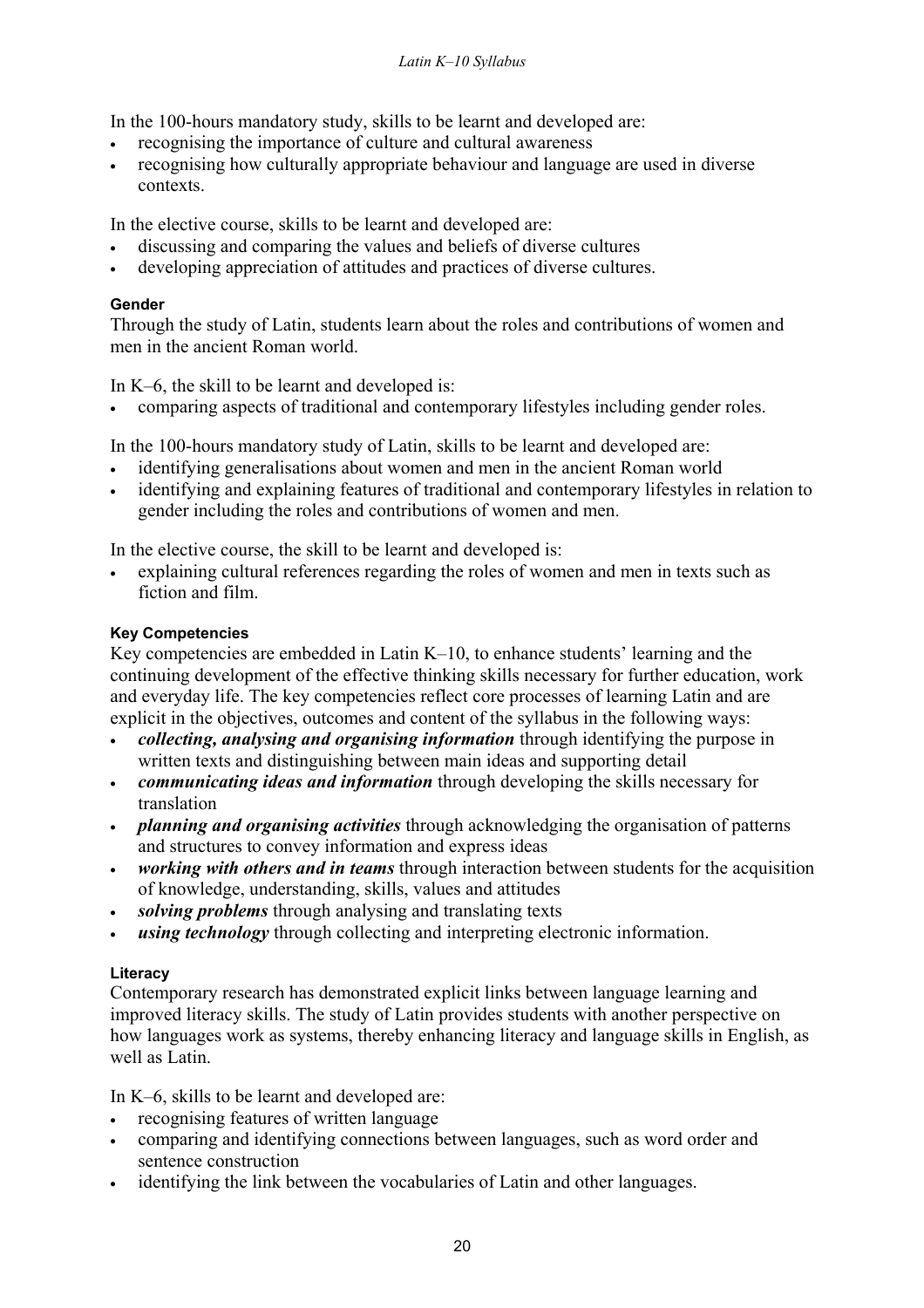In the 100-hours mandatory study, skills to be learnt and developed are:

- recognising the importance of culture and cultural awareness
- recognising how culturally appropriate behaviour and language are used in diverse contexts.

In the elective course, skills to be learnt and developed are:

- discussing and comparing the values and beliefs of diverse cultures
- developing appreciation of attitudes and practices of diverse cultures.

#### Gender

Through the study of Latin, students learn about the roles and contributions of women and men in the ancient Roman world.

In K–6, the skill to be learnt and developed is:

- comparing aspects of traditional and contemporary lifestyles including gender roles.

In the 100-hours mandatory study of Latin, skills to be learnt and developed are:

- identifying generalisations about women and men in the ancient Roman world
- identifying and explaining features of traditional and contemporary lifestyles in relation to gender including the roles and contributions of women and men.

In the elective course, the skill to be learnt and developed is:

- explaining cultural references regarding the roles of women and men in texts such as fiction and film.

#### Key Competencies

Key competencies are embedded in Latin K–10, to enhance students' learning and the continuing development of the effective thinking skills necessary for further education, work and everyday life. The key competencies reflect core processes of learning Latin and are explicit in the objectives, outcomes and content of the syllabus in the following ways:

- ***collecting, analysing and organising information*** through identifying the purpose in written texts and distinguishing between main ideas and supporting detail
- ***communicating ideas and information*** through developing the skills necessary for translation
- ***planning and organising activities*** through acknowledging the organisation of patterns and structures to convey information and express ideas
- ***working with others and in teams*** through interaction between students for the acquisition of knowledge, understanding, skills, values and attitudes
- ***solving problems*** through analysing and translating texts
- ***using technology*** through collecting and interpreting electronic information.

#### Literacy

Contemporary research has demonstrated explicit links between language learning and improved literacy skills. The study of Latin provides students with another perspective on how languages work as systems, thereby enhancing literacy and language skills in English, as well as Latin.

In K–6, skills to be learnt and developed are:

- recognising features of written language
- comparing and identifying connections between languages, such as word order and sentence construction
- identifying the link between the vocabularies of Latin and other languages.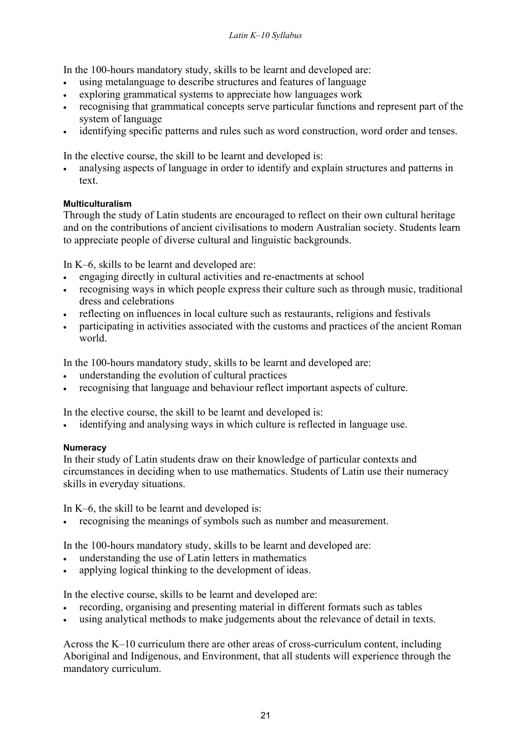In the 100-hours mandatory study, skills to be learnt and developed are:

- using metalanguage to describe structures and features of language
- exploring grammatical systems to appreciate how languages work
- recognising that grammatical concepts serve particular functions and represent part of the system of language
- identifying specific patterns and rules such as word construction, word order and tenses.

In the elective course, the skill to be learnt and developed is:

- analysing aspects of language in order to identify and explain structures and patterns in text.

#### Multiculturalism

Through the study of Latin students are encouraged to reflect on their own cultural heritage and on the contributions of ancient civilisations to modern Australian society. Students learn to appreciate people of diverse cultural and linguistic backgrounds.

In K–6, skills to be learnt and developed are:

- engaging directly in cultural activities and re-enactments at school
- recognising ways in which people express their culture such as through music, traditional dress and celebrations
- reflecting on influences in local culture such as restaurants, religions and festivals
- participating in activities associated with the customs and practices of the ancient Roman world.

In the 100-hours mandatory study, skills to be learnt and developed are:

- understanding the evolution of cultural practices
- recognising that language and behaviour reflect important aspects of culture.

In the elective course, the skill to be learnt and developed is:

- identifying and analysing ways in which culture is reflected in language use.

#### Numeracy

In their study of Latin students draw on their knowledge of particular contexts and circumstances in deciding when to use mathematics. Students of Latin use their numeracy skills in everyday situations.

In K–6, the skill to be learnt and developed is:

- recognising the meanings of symbols such as number and measurement.

In the 100-hours mandatory study, skills to be learnt and developed are:

- understanding the use of Latin letters in mathematics
- applying logical thinking to the development of ideas.

In the elective course, skills to be learnt and developed are:

- recording, organising and presenting material in different formats such as tables
- using analytical methods to make judgements about the relevance of detail in texts.

Across the K–10 curriculum there are other areas of cross-curriculum content, including Aboriginal and Indigenous, and Environment, that all students will experience through the mandatory curriculum.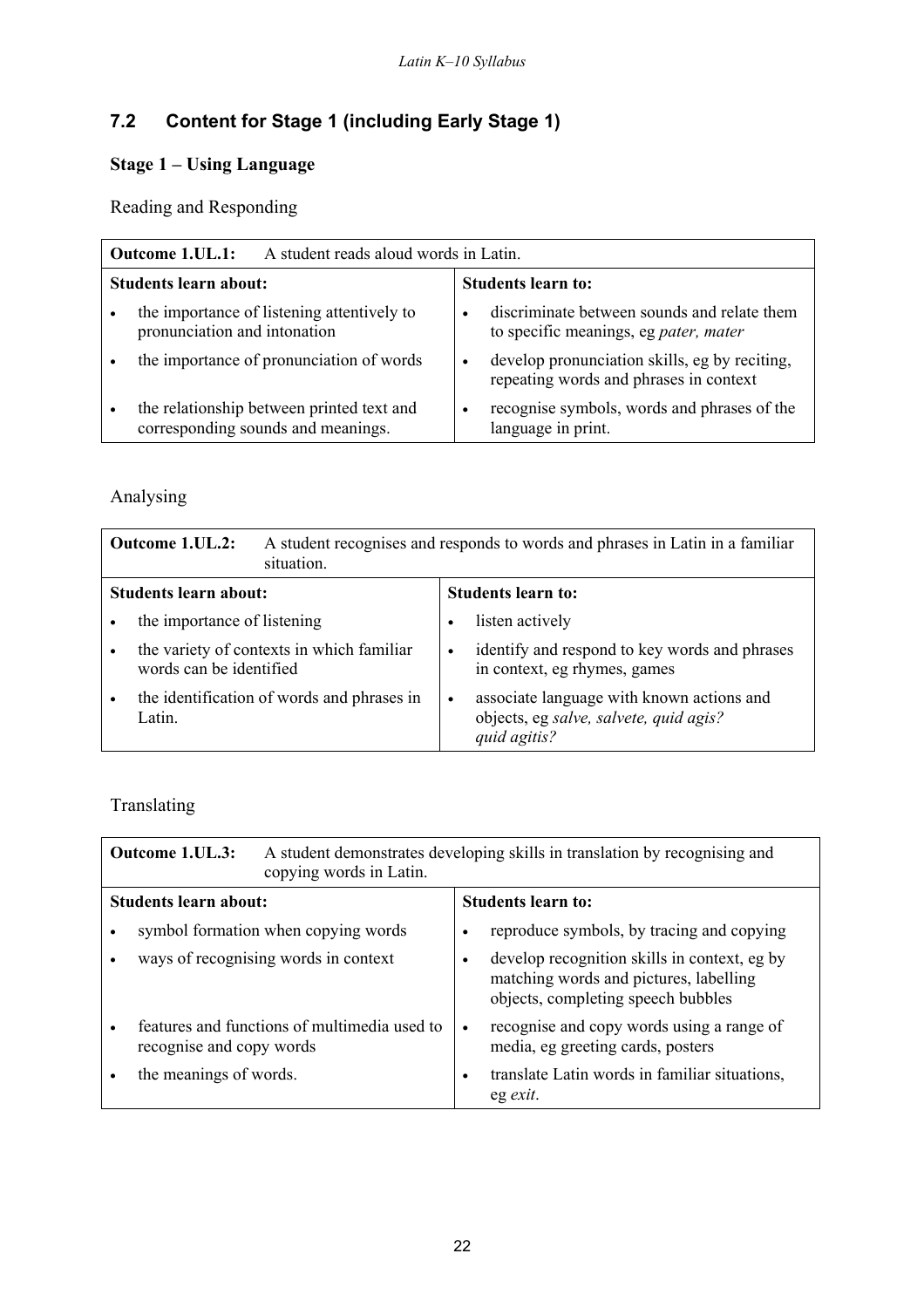## 7.2 Content for Stage 1 (including Early Stage 1)

### Stage 1 – Using Language

Reading and Responding

| **Outcome 1.UL.1:** A student reads aloud words in Latin. | |
|---|---|
| **Students learn about:** | **Students learn to:** |
| • the importance of listening attentively to pronunciation and intonation | • discriminate between sounds and relate them to specific meanings, eg *pater, mater* |
| • the importance of pronunciation of words | • develop pronunciation skills, eg by reciting, repeating words and phrases in context |
| • the relationship between printed text and corresponding sounds and meanings. | • recognise symbols, words and phrases of the language in print. |

Analysing

| **Outcome 1.UL.2:** A student recognises and responds to words and phrases in Latin in a familiar situation. | |
|---|---|
| **Students learn about:** | **Students learn to:** |
| • the importance of listening | • listen actively |
| • the variety of contexts in which familiar words can be identified | • identify and respond to key words and phrases in context, eg rhymes, games |
| • the identification of words and phrases in Latin. | • associate language with known actions and objects, eg *salve, salvete, quid agis? quid agitis?* |

Translating

| **Outcome 1.UL.3:** A student demonstrates developing skills in translation by recognising and copying words in Latin. | |
|---|---|
| **Students learn about:** | **Students learn to:** |
| • symbol formation when copying words | • reproduce symbols, by tracing and copying |
| • ways of recognising words in context | • develop recognition skills in context, eg by matching words and pictures, labelling objects, completing speech bubbles |
| • features and functions of multimedia used to recognise and copy words | • recognise and copy words using a range of media, eg greeting cards, posters |
| • the meanings of words. | • translate Latin words in familiar situations, eg *exit*. |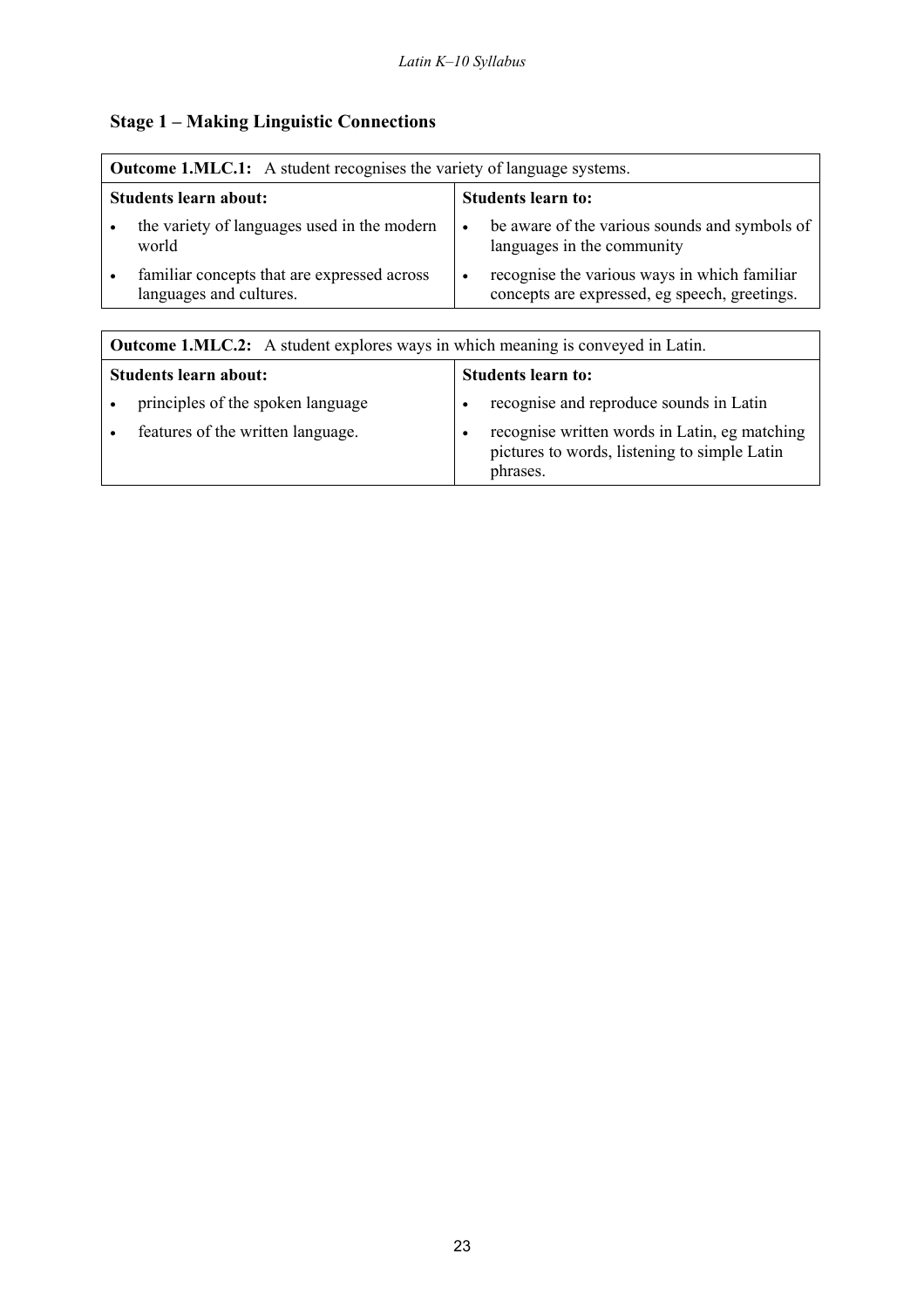## Stage 1 – Making Linguistic Connections

| **Outcome 1.MLC.1:** A student recognises the variety of language systems. | |
|---|---|
| **Students learn about:** | **Students learn to:** |
| • the variety of languages used in the modern world | • be aware of the various sounds and symbols of languages in the community |
| • familiar concepts that are expressed across languages and cultures. | • recognise the various ways in which familiar concepts are expressed, eg speech, greetings. |

| **Outcome 1.MLC.2:** A student explores ways in which meaning is conveyed in Latin. | |
|---|---|
| **Students learn about:** | **Students learn to:** |
| • principles of the spoken language | • recognise and reproduce sounds in Latin |
| • features of the written language. | • recognise written words in Latin, eg matching pictures to words, listening to simple Latin phrases. |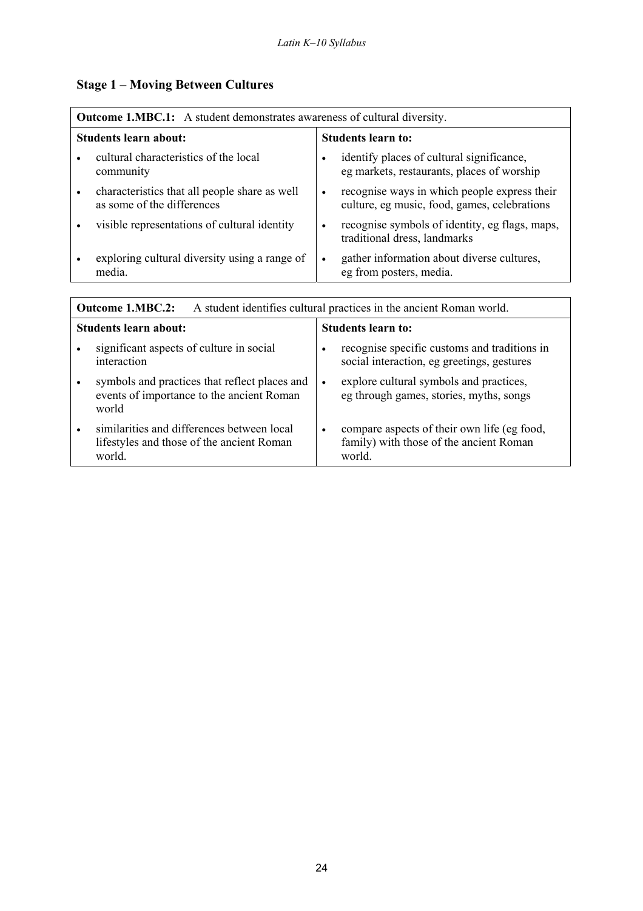## Stage 1 – Moving Between Cultures

| **Outcome 1.MBC.1:** A student demonstrates awareness of cultural diversity. | |
|---|---|
| **Students learn about:** | **Students learn to:** |
| • cultural characteristics of the local community | • identify places of cultural significance, eg markets, restaurants, places of worship |
| • characteristics that all people share as well as some of the differences | • recognise ways in which people express their culture, eg music, food, games, celebrations |
| • visible representations of cultural identity | • recognise symbols of identity, eg flags, maps, traditional dress, landmarks |
| • exploring cultural diversity using a range of media. | • gather information about diverse cultures, eg from posters, media. |

| **Outcome 1.MBC.2:** A student identifies cultural practices in the ancient Roman world. | |
|---|---|
| **Students learn about:** | **Students learn to:** |
| • significant aspects of culture in social interaction | • recognise specific customs and traditions in social interaction, eg greetings, gestures |
| • symbols and practices that reflect places and events of importance to the ancient Roman world | • explore cultural symbols and practices, eg through games, stories, myths, songs |
| • similarities and differences between local lifestyles and those of the ancient Roman world. | • compare aspects of their own life (eg food, family) with those of the ancient Roman world. |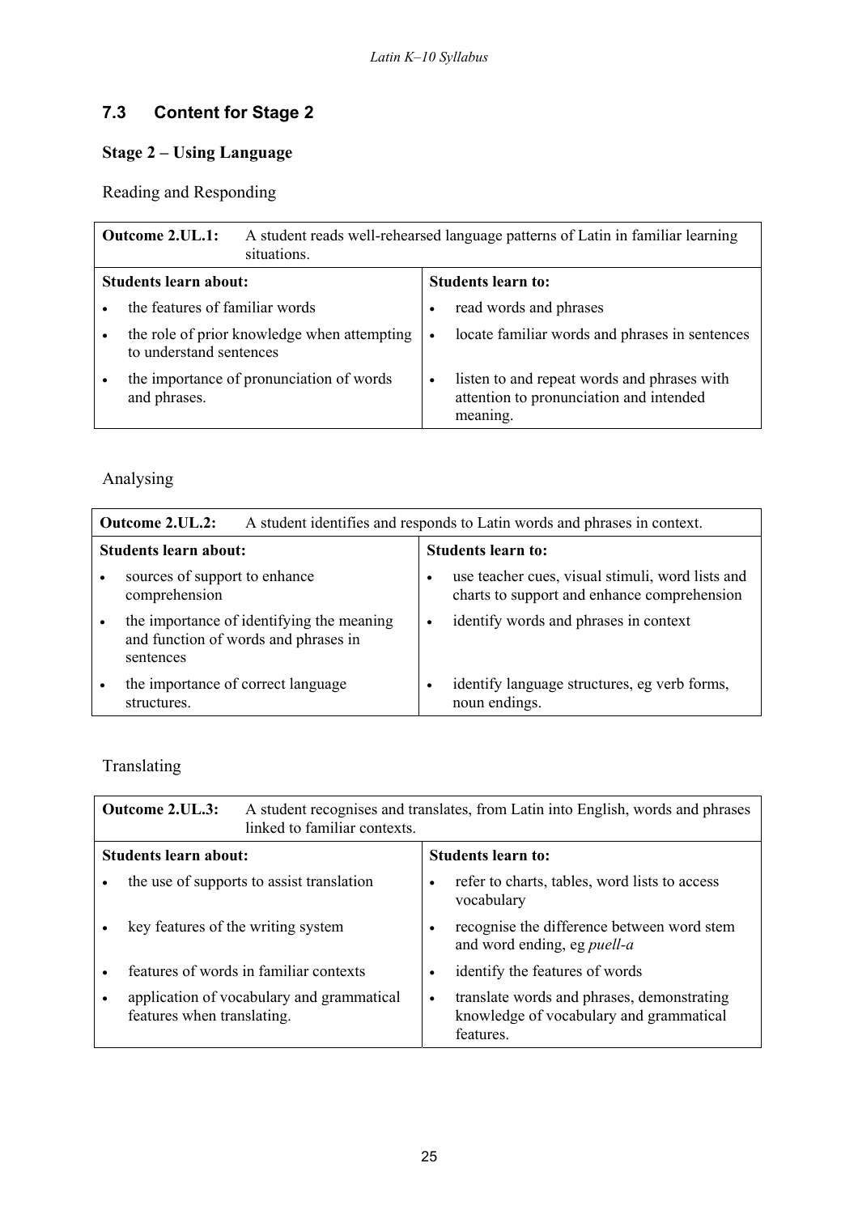## 7.3 Content for Stage 2

### Stage 2 – Using Language

Reading and Responding

| **Outcome 2.UL.1:** A student reads well-rehearsed language patterns of Latin in familiar learning situations. | |
|---|---|
| **Students learn about:** | **Students learn to:** |
| • the features of familiar words | • read words and phrases |
| • the role of prior knowledge when attempting to understand sentences | • locate familiar words and phrases in sentences |
| • the importance of pronunciation of words and phrases. | • listen to and repeat words and phrases with attention to pronunciation and intended meaning. |

Analysing

| **Outcome 2.UL.2:** A student identifies and responds to Latin words and phrases in context. | |
|---|---|
| **Students learn about:** | **Students learn to:** |
| • sources of support to enhance comprehension | • use teacher cues, visual stimuli, word lists and charts to support and enhance comprehension |
| • the importance of identifying the meaning and function of words and phrases in sentences | • identify words and phrases in context |
| • the importance of correct language structures. | • identify language structures, eg verb forms, noun endings. |

Translating

| **Outcome 2.UL.3:** A student recognises and translates, from Latin into English, words and phrases linked to familiar contexts. | |
|---|---|
| **Students learn about:** | **Students learn to:** |
| • the use of supports to assist translation | • refer to charts, tables, word lists to access vocabulary |
| • key features of the writing system | • recognise the difference between word stem and word ending, eg *puell-a* |
| • features of words in familiar contexts | • identify the features of words |
| • application of vocabulary and grammatical features when translating. | • translate words and phrases, demonstrating knowledge of vocabulary and grammatical features. |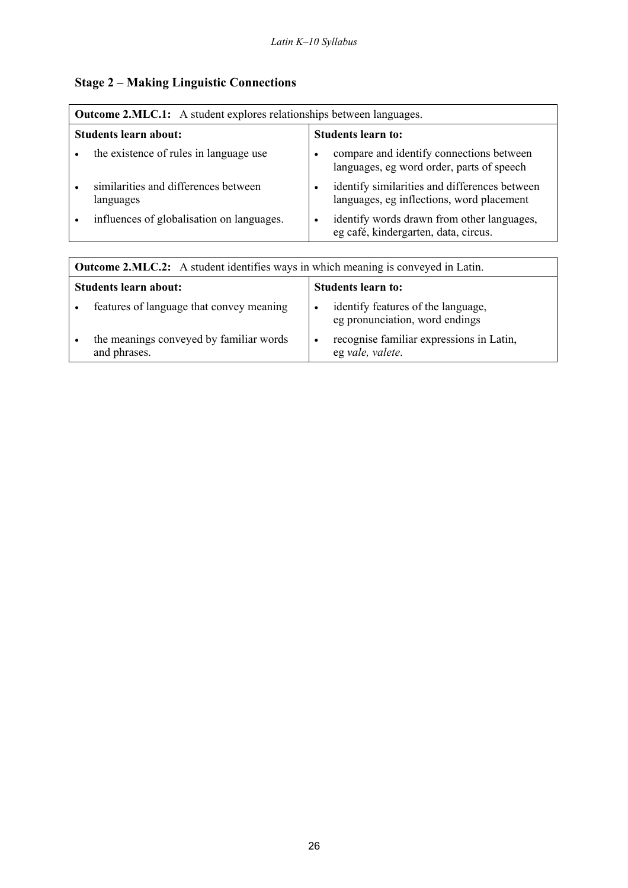## Stage 2 – Making Linguistic Connections

| **Outcome 2.MLC.1:** A student explores relationships between languages. | |
|---|---|
| **Students learn about:** | **Students learn to:** |
| • the existence of rules in language use | • compare and identify connections between languages, eg word order, parts of speech |
| • similarities and differences between languages | • identify similarities and differences between languages, eg inflections, word placement |
| • influences of globalisation on languages. | • identify words drawn from other languages, eg café, kindergarten, data, circus. |

| **Outcome 2.MLC.2:** A student identifies ways in which meaning is conveyed in Latin. | |
|---|---|
| **Students learn about:** | **Students learn to:** |
| • features of language that convey meaning | • identify features of the language, eg pronunciation, word endings |
| • the meanings conveyed by familiar words and phrases. | • recognise familiar expressions in Latin, eg *vale, valete*. |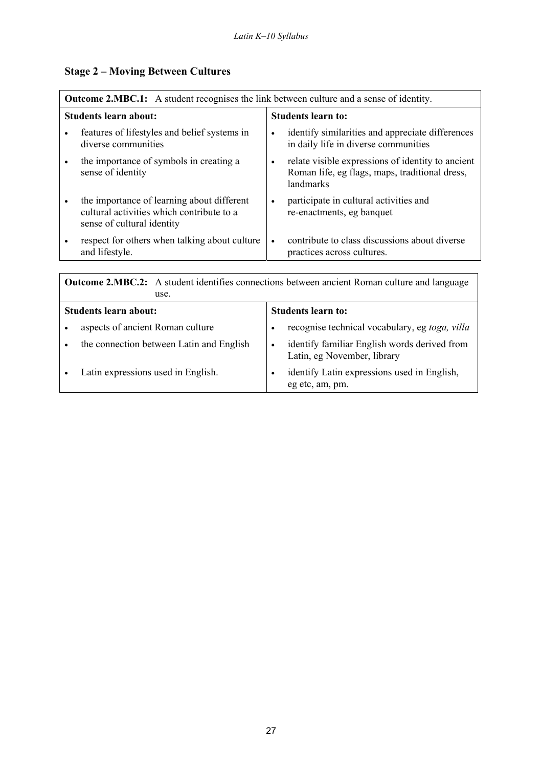## Stage 2 – Moving Between Cultures

| **Outcome 2.MBC.1:** A student recognises the link between culture and a sense of identity. | |
|---|---|
| **Students learn about:** | **Students learn to:** |
| • features of lifestyles and belief systems in diverse communities | • identify similarities and appreciate differences in daily life in diverse communities |
| • the importance of symbols in creating a sense of identity | • relate visible expressions of identity to ancient Roman life, eg flags, maps, traditional dress, landmarks |
| • the importance of learning about different cultural activities which contribute to a sense of cultural identity | • participate in cultural activities and re-enactments, eg banquet |
| • respect for others when talking about culture and lifestyle. | • contribute to class discussions about diverse practices across cultures. |

| **Outcome 2.MBC.2:** A student identifies connections between ancient Roman culture and language use. | |
|---|---|
| **Students learn about:** | **Students learn to:** |
| • aspects of ancient Roman culture | • recognise technical vocabulary, eg *toga, villa* |
| • the connection between Latin and English | • identify familiar English words derived from Latin, eg November, library |
| • Latin expressions used in English. | • identify Latin expressions used in English, eg etc, am, pm. |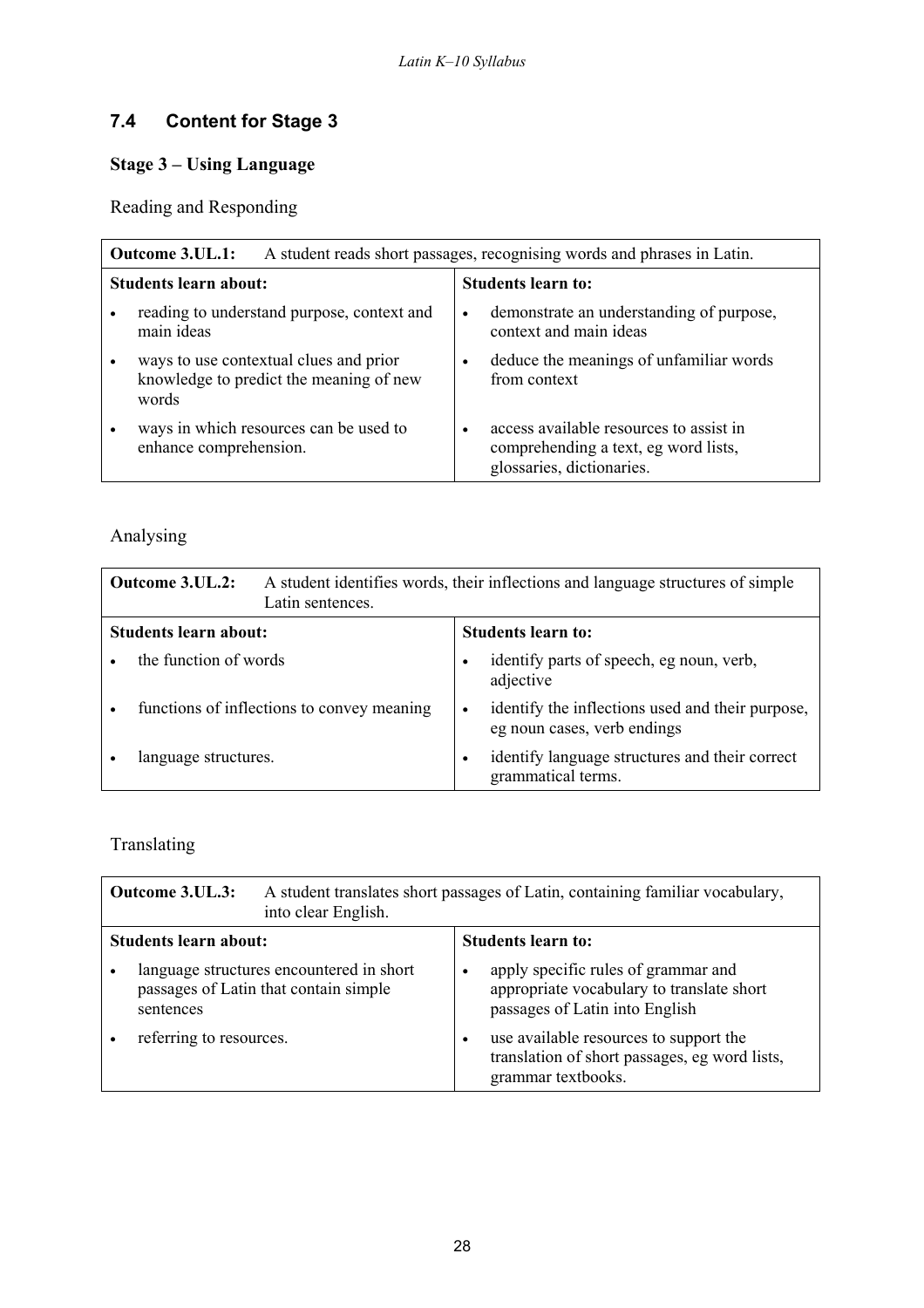## 7.4 Content for Stage 3

### Stage 3 – Using Language

Reading and Responding

| **Outcome 3.UL.1:** A student reads short passages, recognising words and phrases in Latin. | |
|---|---|
| **Students learn about:** | **Students learn to:** |
| • reading to understand purpose, context and main ideas | • demonstrate an understanding of purpose, context and main ideas |
| • ways to use contextual clues and prior knowledge to predict the meaning of new words | • deduce the meanings of unfamiliar words from context |
| • ways in which resources can be used to enhance comprehension. | • access available resources to assist in comprehending a text, eg word lists, glossaries, dictionaries. |

Analysing

| **Outcome 3.UL.2:** A student identifies words, their inflections and language structures of simple Latin sentences. | |
|---|---|
| **Students learn about:** | **Students learn to:** |
| • the function of words | • identify parts of speech, eg noun, verb, adjective |
| • functions of inflections to convey meaning | • identify the inflections used and their purpose, eg noun cases, verb endings |
| • language structures. | • identify language structures and their correct grammatical terms. |

Translating

| **Outcome 3.UL.3:** A student translates short passages of Latin, containing familiar vocabulary, into clear English. | |
|---|---|
| **Students learn about:** | **Students learn to:** |
| • language structures encountered in short passages of Latin that contain simple sentences | • apply specific rules of grammar and appropriate vocabulary to translate short passages of Latin into English |
| • referring to resources. | • use available resources to support the translation of short passages, eg word lists, grammar textbooks. |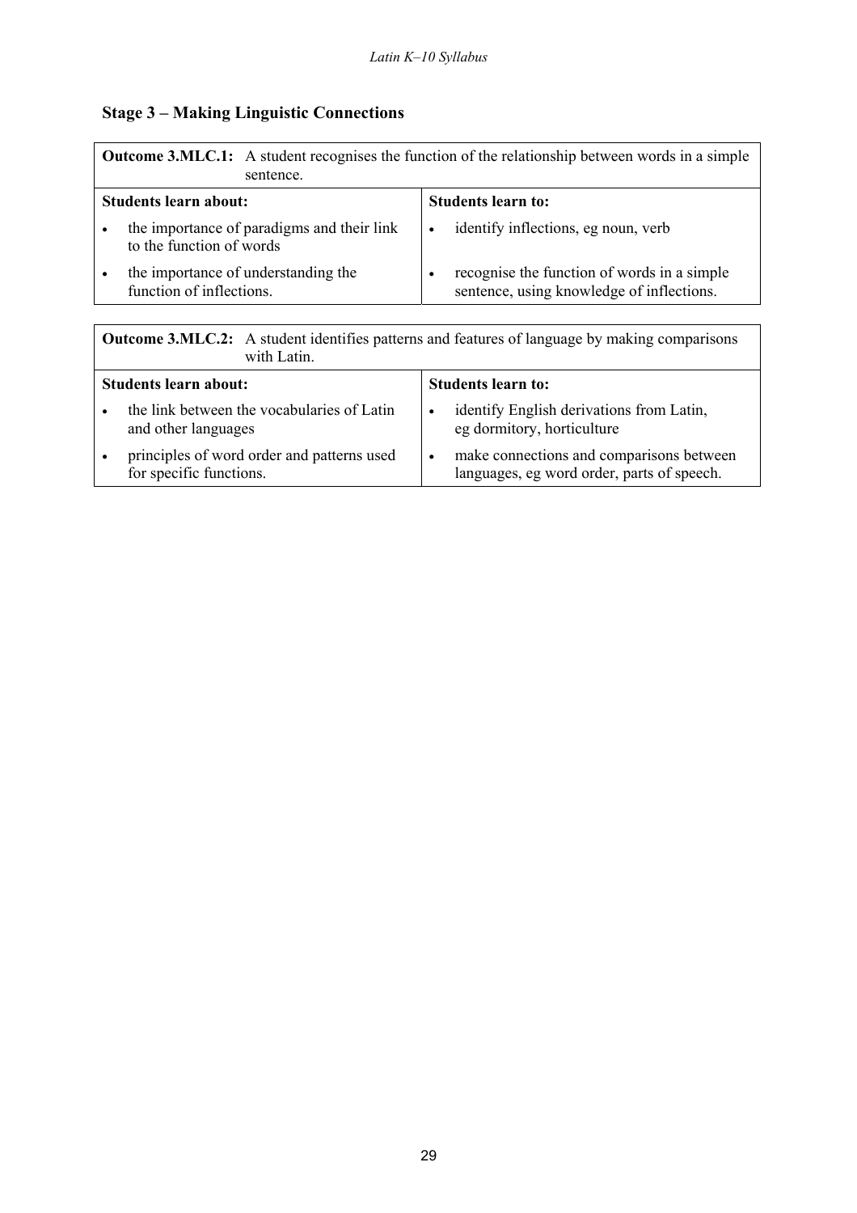## Stage 3 – Making Linguistic Connections

| **Outcome 3.MLC.1:** A student recognises the function of the relationship between words in a simple sentence. | |
|---|---|
| **Students learn about:** | **Students learn to:** |
| • the importance of paradigms and their link to the function of words | • identify inflections, eg noun, verb |
| • the importance of understanding the function of inflections. | • recognise the function of words in a simple sentence, using knowledge of inflections. |

| **Outcome 3.MLC.2:** A student identifies patterns and features of language by making comparisons with Latin. | |
|---|---|
| **Students learn about:** | **Students learn to:** |
| • the link between the vocabularies of Latin and other languages | • identify English derivations from Latin, eg dormitory, horticulture |
| • principles of word order and patterns used for specific functions. | • make connections and comparisons between languages, eg word order, parts of speech. |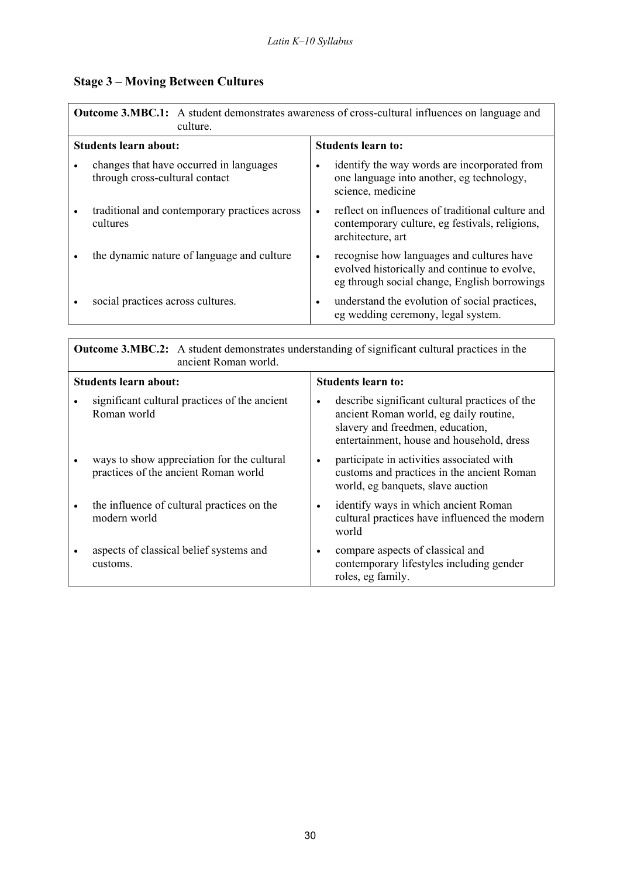## Stage 3 – Moving Between Cultures

| **Outcome 3.MBC.1:** A student demonstrates awareness of cross-cultural influences on language and culture. | |
|---|---|
| **Students learn about:** | **Students learn to:** |
| • changes that have occurred in languages through cross-cultural contact | • identify the way words are incorporated from one language into another, eg technology, science, medicine |
| • traditional and contemporary practices across cultures | • reflect on influences of traditional culture and contemporary culture, eg festivals, religions, architecture, art |
| • the dynamic nature of language and culture | • recognise how languages and cultures have evolved historically and continue to evolve, eg through social change, English borrowings |
| • social practices across cultures. | • understand the evolution of social practices, eg wedding ceremony, legal system. |

| **Outcome 3.MBC.2:** A student demonstrates understanding of significant cultural practices in the ancient Roman world. | |
|---|---|
| **Students learn about:** | **Students learn to:** |
| • significant cultural practices of the ancient Roman world | • describe significant cultural practices of the ancient Roman world, eg daily routine, slavery and freedmen, education, entertainment, house and household, dress |
| • ways to show appreciation for the cultural practices of the ancient Roman world | • participate in activities associated with customs and practices in the ancient Roman world, eg banquets, slave auction |
| • the influence of cultural practices on the modern world | • identify ways in which ancient Roman cultural practices have influenced the modern world |
| • aspects of classical belief systems and customs. | • compare aspects of classical and contemporary lifestyles including gender roles, eg family. |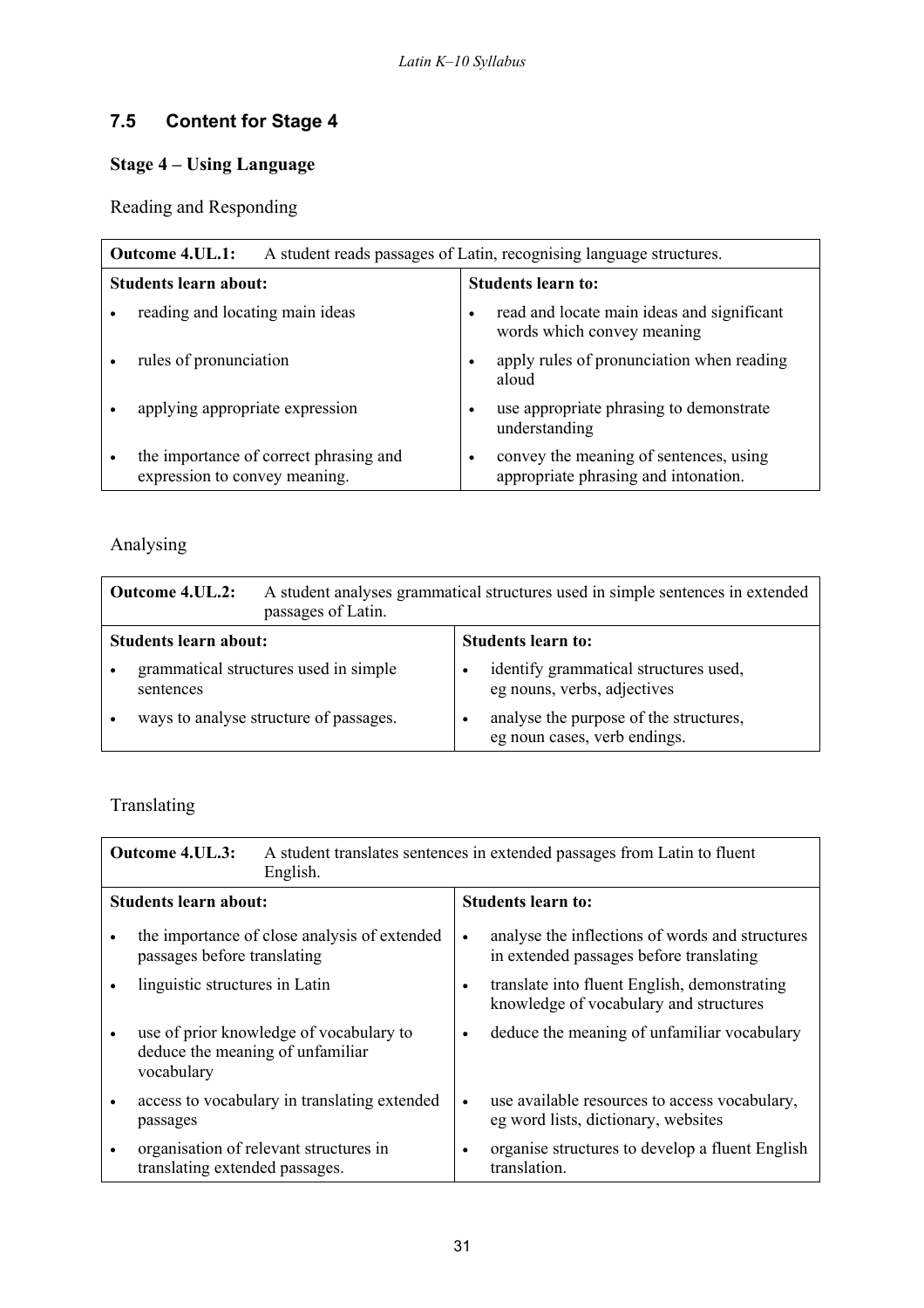## 7.5 Content for Stage 4

### Stage 4 – Using Language

Reading and Responding

| **Outcome 4.UL.1:** A student reads passages of Latin, recognising language structures. | |
|---|---|
| **Students learn about:** | **Students learn to:** |
| • reading and locating main ideas | • read and locate main ideas and significant words which convey meaning |
| • rules of pronunciation | • apply rules of pronunciation when reading aloud |
| • applying appropriate expression | • use appropriate phrasing to demonstrate understanding |
| • the importance of correct phrasing and expression to convey meaning. | • convey the meaning of sentences, using appropriate phrasing and intonation. |

Analysing

| **Outcome 4.UL.2:** A student analyses grammatical structures used in simple sentences in extended passages of Latin. | |
|---|---|
| **Students learn about:** | **Students learn to:** |
| • grammatical structures used in simple sentences | • identify grammatical structures used, eg nouns, verbs, adjectives |
| • ways to analyse structure of passages. | • analyse the purpose of the structures, eg noun cases, verb endings. |

Translating

| **Outcome 4.UL.3:** A student translates sentences in extended passages from Latin to fluent English. | |
|---|---|
| **Students learn about:** | **Students learn to:** |
| • the importance of close analysis of extended passages before translating | • analyse the inflections of words and structures in extended passages before translating |
| • linguistic structures in Latin | • translate into fluent English, demonstrating knowledge of vocabulary and structures |
| • use of prior knowledge of vocabulary to deduce the meaning of unfamiliar vocabulary | • deduce the meaning of unfamiliar vocabulary |
| • access to vocabulary in translating extended passages | • use available resources to access vocabulary, eg word lists, dictionary, websites |
| • organisation of relevant structures in translating extended passages. | • organise structures to develop a fluent English translation. |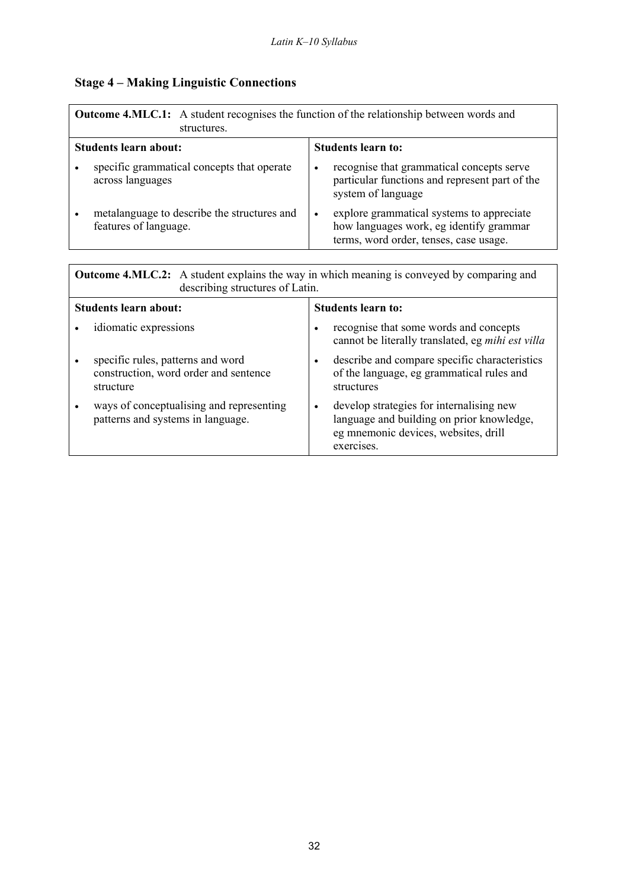## Stage 4 – Making Linguistic Connections

| **Outcome 4.MLC.1:** A student recognises the function of the relationship between words and structures. | |
|---|---|
| **Students learn about:** | **Students learn to:** |
| • specific grammatical concepts that operate across languages | • recognise that grammatical concepts serve particular functions and represent part of the system of language |
| • metalanguage to describe the structures and features of language. | • explore grammatical systems to appreciate how languages work, eg identify grammar terms, word order, tenses, case usage. |

| **Outcome 4.MLC.2:** A student explains the way in which meaning is conveyed by comparing and describing structures of Latin. | |
|---|---|
| **Students learn about:** | **Students learn to:** |
| • idiomatic expressions | • recognise that some words and concepts cannot be literally translated, eg *mihi est villa* |
| • specific rules, patterns and word construction, word order and sentence structure | • describe and compare specific characteristics of the language, eg grammatical rules and structures |
| • ways of conceptualising and representing patterns and systems in language. | • develop strategies for internalising new language and building on prior knowledge, eg mnemonic devices, websites, drill exercises. |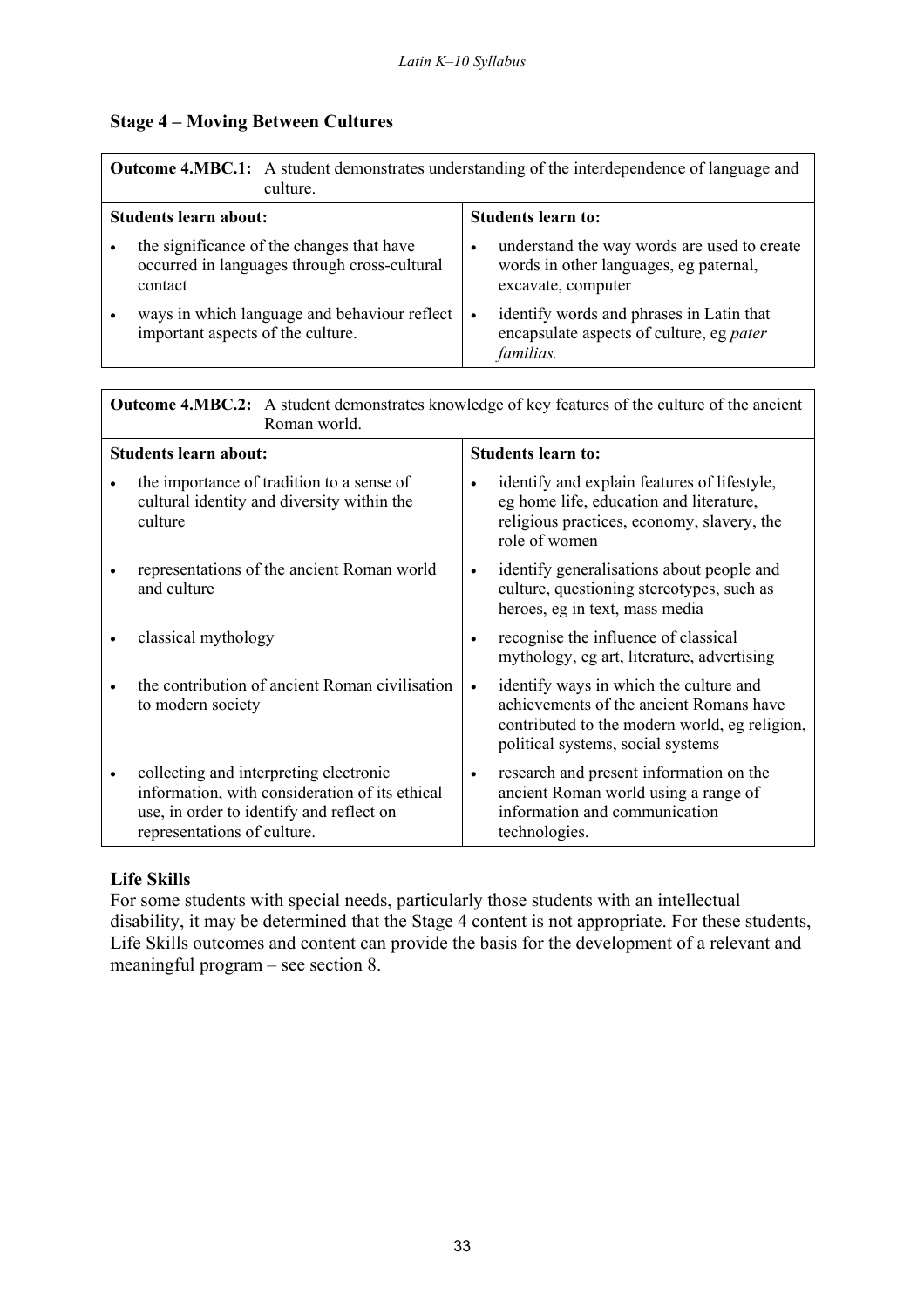## Stage 4 – Moving Between Cultures

| **Outcome 4.MBC.1:** A student demonstrates understanding of the interdependence of language and culture. | |
|---|---|
| **Students learn about:** | **Students learn to:** |
| • the significance of the changes that have occurred in languages through cross-cultural contact | • understand the way words are used to create words in other languages, eg paternal, excavate, computer |
| • ways in which language and behaviour reflect important aspects of the culture. | • identify words and phrases in Latin that encapsulate aspects of culture, eg *pater familias.* |

| **Outcome 4.MBC.2:** A student demonstrates knowledge of key features of the culture of the ancient Roman world. | |
|---|---|
| **Students learn about:** | **Students learn to:** |
| • the importance of tradition to a sense of cultural identity and diversity within the culture | • identify and explain features of lifestyle, eg home life, education and literature, religious practices, economy, slavery, the role of women |
| • representations of the ancient Roman world and culture | • identify generalisations about people and culture, questioning stereotypes, such as heroes, eg in text, mass media |
| • classical mythology | • recognise the influence of classical mythology, eg art, literature, advertising |
| • the contribution of ancient Roman civilisation to modern society | • identify ways in which the culture and achievements of the ancient Romans have contributed to the modern world, eg religion, political systems, social systems |
| • collecting and interpreting electronic information, with consideration of its ethical use, in order to identify and reflect on representations of culture. | • research and present information on the ancient Roman world using a range of information and communication technologies. |

**Life Skills**

For some students with special needs, particularly those students with an intellectual disability, it may be determined that the Stage 4 content is not appropriate. For these students, Life Skills outcomes and content can provide the basis for the development of a relevant and meaningful program – see section 8.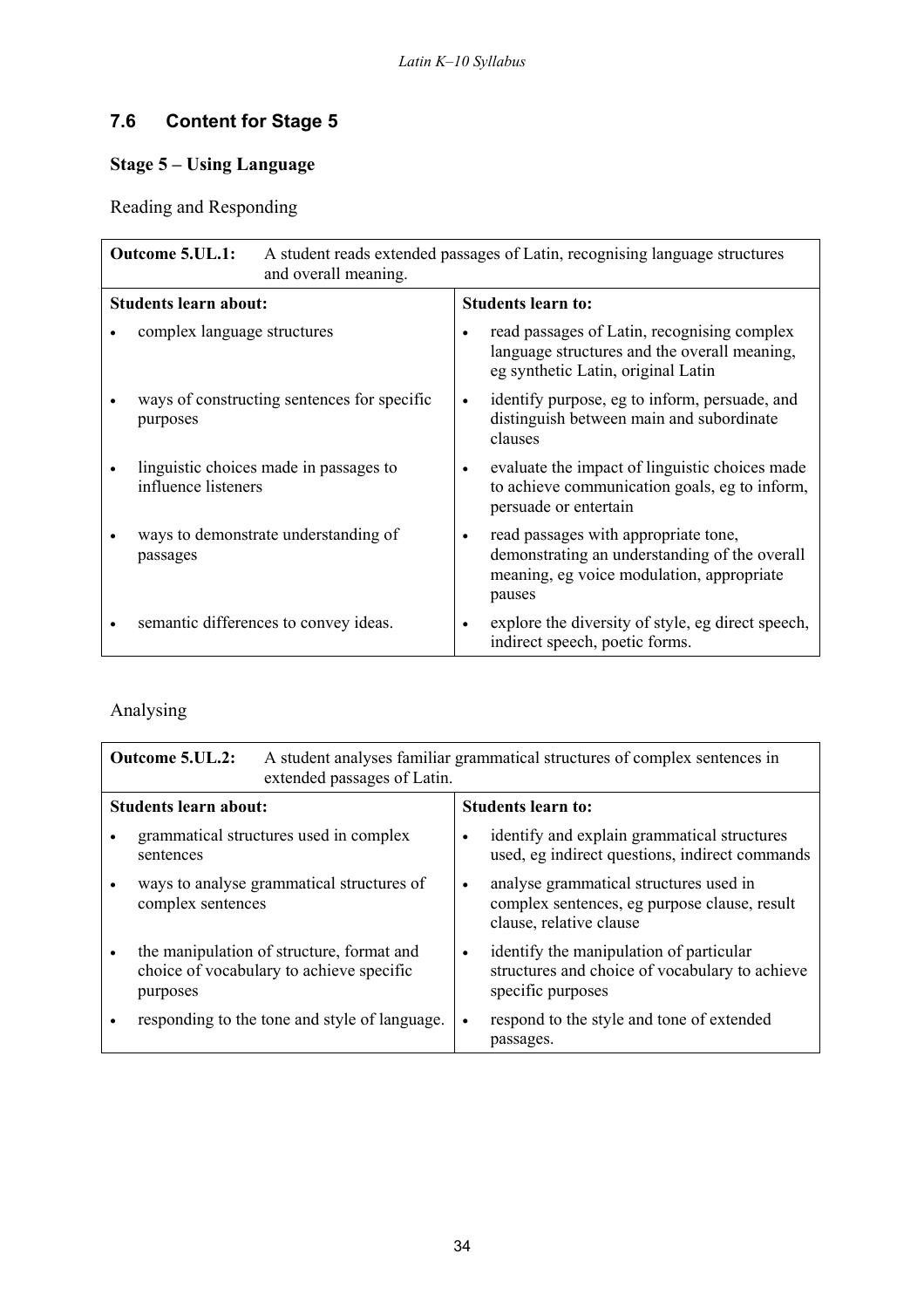## 7.6 Content for Stage 5

### Stage 5 – Using Language

Reading and Responding

| **Outcome 5.UL.1:** A student reads extended passages of Latin, recognising language structures and overall meaning. | |
|---|---|
| **Students learn about:** | **Students learn to:** |
| • complex language structures | • read passages of Latin, recognising complex language structures and the overall meaning, eg synthetic Latin, original Latin |
| • ways of constructing sentences for specific purposes | • identify purpose, eg to inform, persuade, and distinguish between main and subordinate clauses |
| • linguistic choices made in passages to influence listeners | • evaluate the impact of linguistic choices made to achieve communication goals, eg to inform, persuade or entertain |
| • ways to demonstrate understanding of passages | • read passages with appropriate tone, demonstrating an understanding of the overall meaning, eg voice modulation, appropriate pauses |
| • semantic differences to convey ideas. | • explore the diversity of style, eg direct speech, indirect speech, poetic forms. |

Analysing

| **Outcome 5.UL.2:** A student analyses familiar grammatical structures of complex sentences in extended passages of Latin. | |
|---|---|
| **Students learn about:** | **Students learn to:** |
| • grammatical structures used in complex sentences | • identify and explain grammatical structures used, eg indirect questions, indirect commands |
| • ways to analyse grammatical structures of complex sentences | • analyse grammatical structures used in complex sentences, eg purpose clause, result clause, relative clause |
| • the manipulation of structure, format and choice of vocabulary to achieve specific purposes | • identify the manipulation of particular structures and choice of vocabulary to achieve specific purposes |
| • responding to the tone and style of language. | • respond to the style and tone of extended passages. |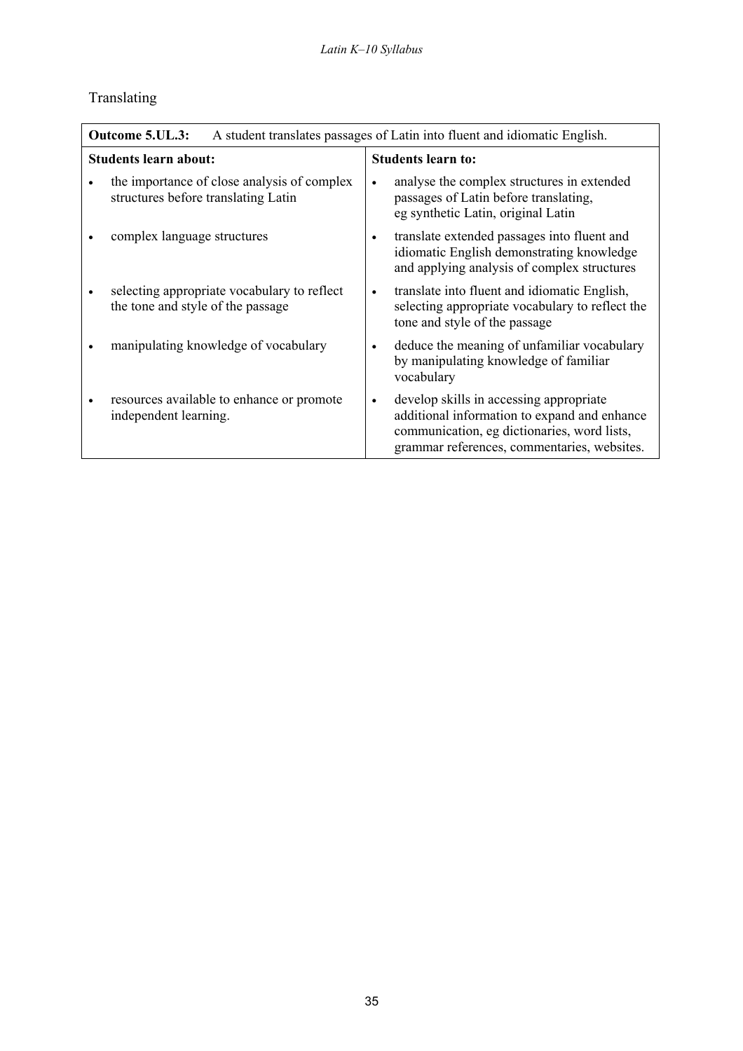## Translating

| **Outcome 5.UL.3:** A student translates passages of Latin into fluent and idiomatic English. | |
|---|---|
| **Students learn about:** | **Students learn to:** |
| • the importance of close analysis of complex structures before translating Latin | • analyse the complex structures in extended passages of Latin before translating, eg synthetic Latin, original Latin |
| • complex language structures | • translate extended passages into fluent and idiomatic English demonstrating knowledge and applying analysis of complex structures |
| • selecting appropriate vocabulary to reflect the tone and style of the passage | • translate into fluent and idiomatic English, selecting appropriate vocabulary to reflect the tone and style of the passage |
| • manipulating knowledge of vocabulary | • deduce the meaning of unfamiliar vocabulary by manipulating knowledge of familiar vocabulary |
| • resources available to enhance or promote independent learning. | • develop skills in accessing appropriate additional information to expand and enhance communication, eg dictionaries, word lists, grammar references, commentaries, websites. |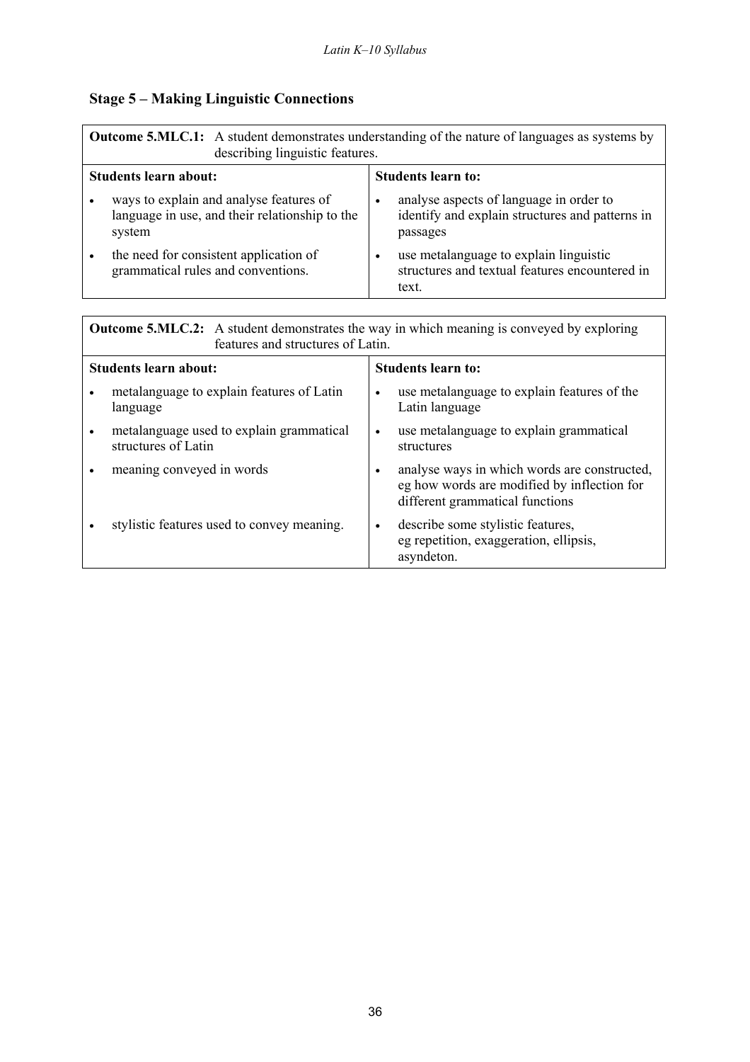## Stage 5 – Making Linguistic Connections

| **Outcome 5.MLC.1:** A student demonstrates understanding of the nature of languages as systems by describing linguistic features. | |
|---|---|
| **Students learn about:** | **Students learn to:** |
| • ways to explain and analyse features of language in use, and their relationship to the system | • analyse aspects of language in order to identify and explain structures and patterns in passages |
| • the need for consistent application of grammatical rules and conventions. | • use metalanguage to explain linguistic structures and textual features encountered in text. |

| **Outcome 5.MLC.2:** A student demonstrates the way in which meaning is conveyed by exploring features and structures of Latin. | |
|---|---|
| **Students learn about:** | **Students learn to:** |
| • metalanguage to explain features of Latin language | • use metalanguage to explain features of the Latin language |
| • metalanguage used to explain grammatical structures of Latin | • use metalanguage to explain grammatical structures |
| • meaning conveyed in words | • analyse ways in which words are constructed, eg how words are modified by inflection for different grammatical functions |
| • stylistic features used to convey meaning. | • describe some stylistic features, eg repetition, exaggeration, ellipsis, asyndeton. |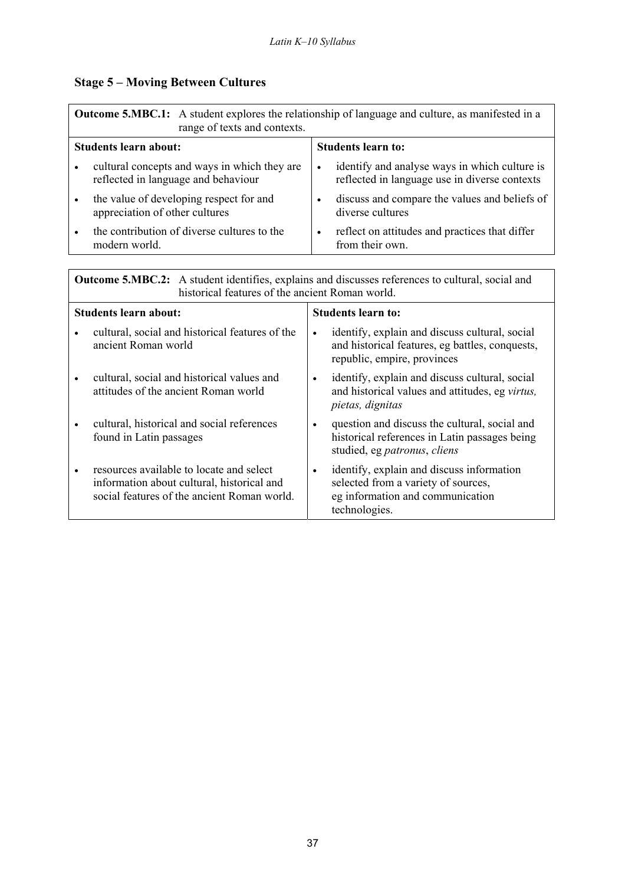## Stage 5 – Moving Between Cultures

**Outcome 5.MBC.1:** A student explores the relationship of language and culture, as manifested in a range of texts and contexts.

| Students learn about: | Students learn to: |
| --- | --- |
| • cultural concepts and ways in which they are reflected in language and behaviour | • identify and analyse ways in which culture is reflected in language use in diverse contexts |
| • the value of developing respect for and appreciation of other cultures | • discuss and compare the values and beliefs of diverse cultures |
| • the contribution of diverse cultures to the modern world. | • reflect on attitudes and practices that differ from their own. |

**Outcome 5.MBC.2:** A student identifies, explains and discusses references to cultural, social and historical features of the ancient Roman world.

| Students learn about: | Students learn to: |
| --- | --- |
| • cultural, social and historical features of the ancient Roman world | • identify, explain and discuss cultural, social and historical features, eg battles, conquests, republic, empire, provinces |
| • cultural, social and historical values and attitudes of the ancient Roman world | • identify, explain and discuss cultural, social and historical values and attitudes, eg *virtus, pietas, dignitas* |
| • cultural, historical and social references found in Latin passages | • question and discuss the cultural, social and historical references in Latin passages being studied, eg *patronus*, *cliens* |
| • resources available to locate and select information about cultural, historical and social features of the ancient Roman world. | • identify, explain and discuss information selected from a variety of sources, eg information and communication technologies. |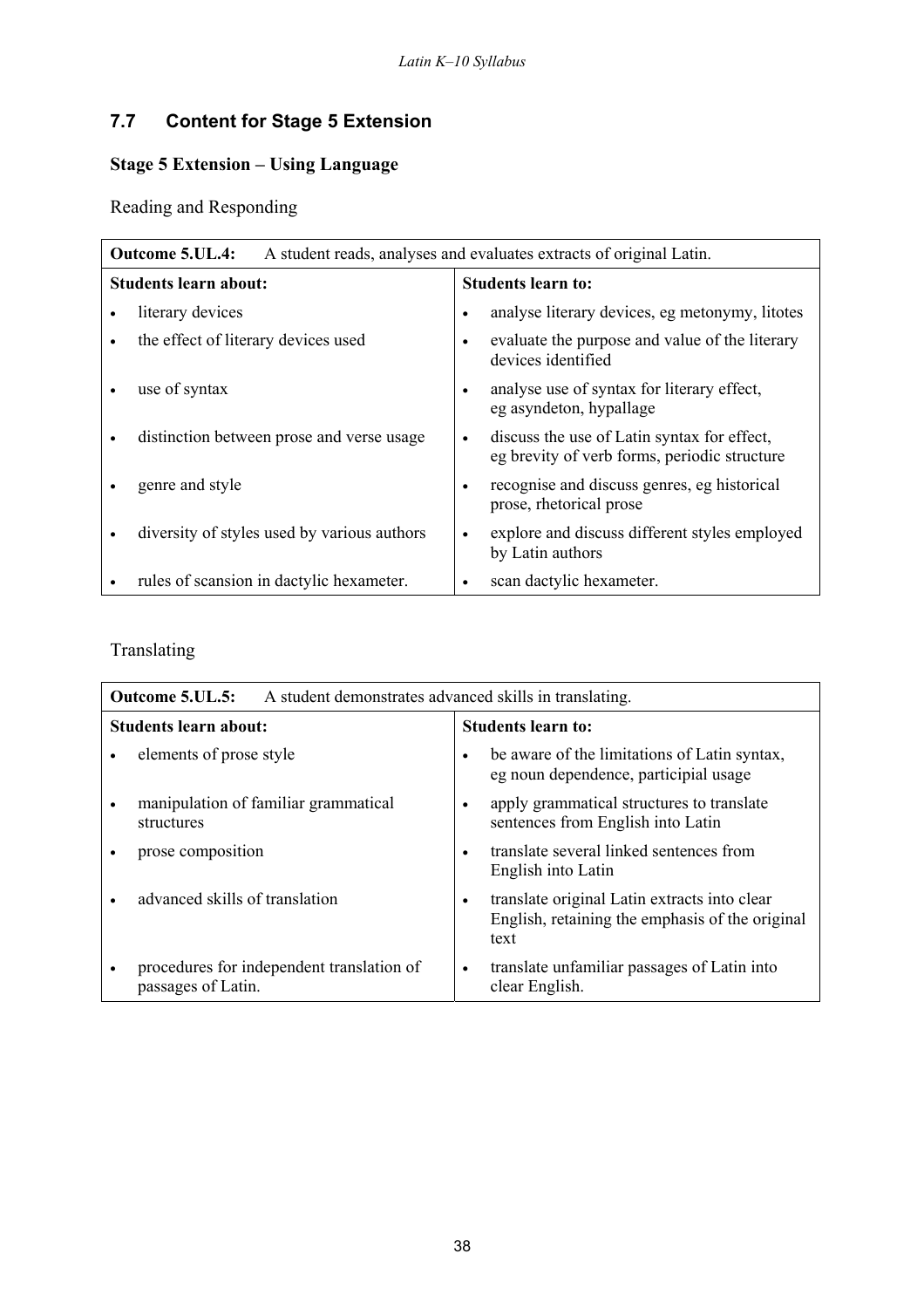## 7.7 Content for Stage 5 Extension

### Stage 5 Extension – Using Language

Reading and Responding

| **Outcome 5.UL.4:** A student reads, analyses and evaluates extracts of original Latin. | |
|---|---|
| **Students learn about:** | **Students learn to:** |
| • literary devices | • analyse literary devices, eg metonymy, litotes |
| • the effect of literary devices used | • evaluate the purpose and value of the literary devices identified |
| • use of syntax | • analyse use of syntax for literary effect, eg asyndeton, hypallage |
| • distinction between prose and verse usage | • discuss the use of Latin syntax for effect, eg brevity of verb forms, periodic structure |
| • genre and style | • recognise and discuss genres, eg historical prose, rhetorical prose |
| • diversity of styles used by various authors | • explore and discuss different styles employed by Latin authors |
| • rules of scansion in dactylic hexameter. | • scan dactylic hexameter. |

Translating

| **Outcome 5.UL.5:** A student demonstrates advanced skills in translating. | |
|---|---|
| **Students learn about:** | **Students learn to:** |
| • elements of prose style | • be aware of the limitations of Latin syntax, eg noun dependence, participial usage |
| • manipulation of familiar grammatical structures | • apply grammatical structures to translate sentences from English into Latin |
| • prose composition | • translate several linked sentences from English into Latin |
| • advanced skills of translation | • translate original Latin extracts into clear English, retaining the emphasis of the original text |
| • procedures for independent translation of passages of Latin. | • translate unfamiliar passages of Latin into clear English. |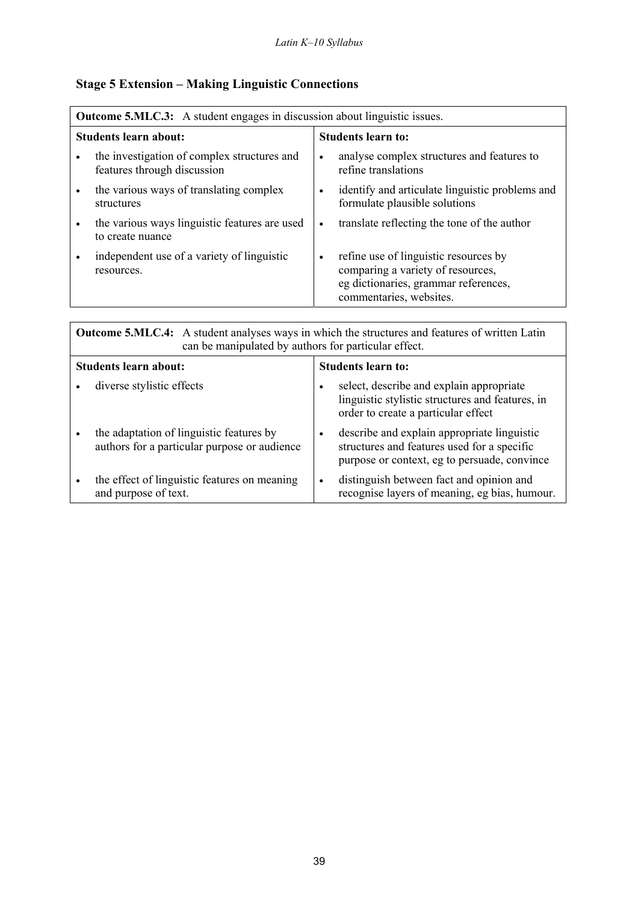## Stage 5 Extension – Making Linguistic Connections

**Outcome 5.MLC.3:** A student engages in discussion about linguistic issues.

| Students learn about: | Students learn to: |
|---|---|
| • the investigation of complex structures and features through discussion | • analyse complex structures and features to refine translations |
| • the various ways of translating complex structures | • identify and articulate linguistic problems and formulate plausible solutions |
| • the various ways linguistic features are used to create nuance | • translate reflecting the tone of the author |
| • independent use of a variety of linguistic resources. | • refine use of linguistic resources by comparing a variety of resources, eg dictionaries, grammar references, commentaries, websites. |

**Outcome 5.MLC.4:** A student analyses ways in which the structures and features of written Latin can be manipulated by authors for particular effect.

| Students learn about: | Students learn to: |
|---|---|
| • diverse stylistic effects | • select, describe and explain appropriate linguistic stylistic structures and features, in order to create a particular effect |
| • the adaptation of linguistic features by authors for a particular purpose or audience | • describe and explain appropriate linguistic structures and features used for a specific purpose or context, eg to persuade, convince |
| • the effect of linguistic features on meaning and purpose of text. | • distinguish between fact and opinion and recognise layers of meaning, eg bias, humour. |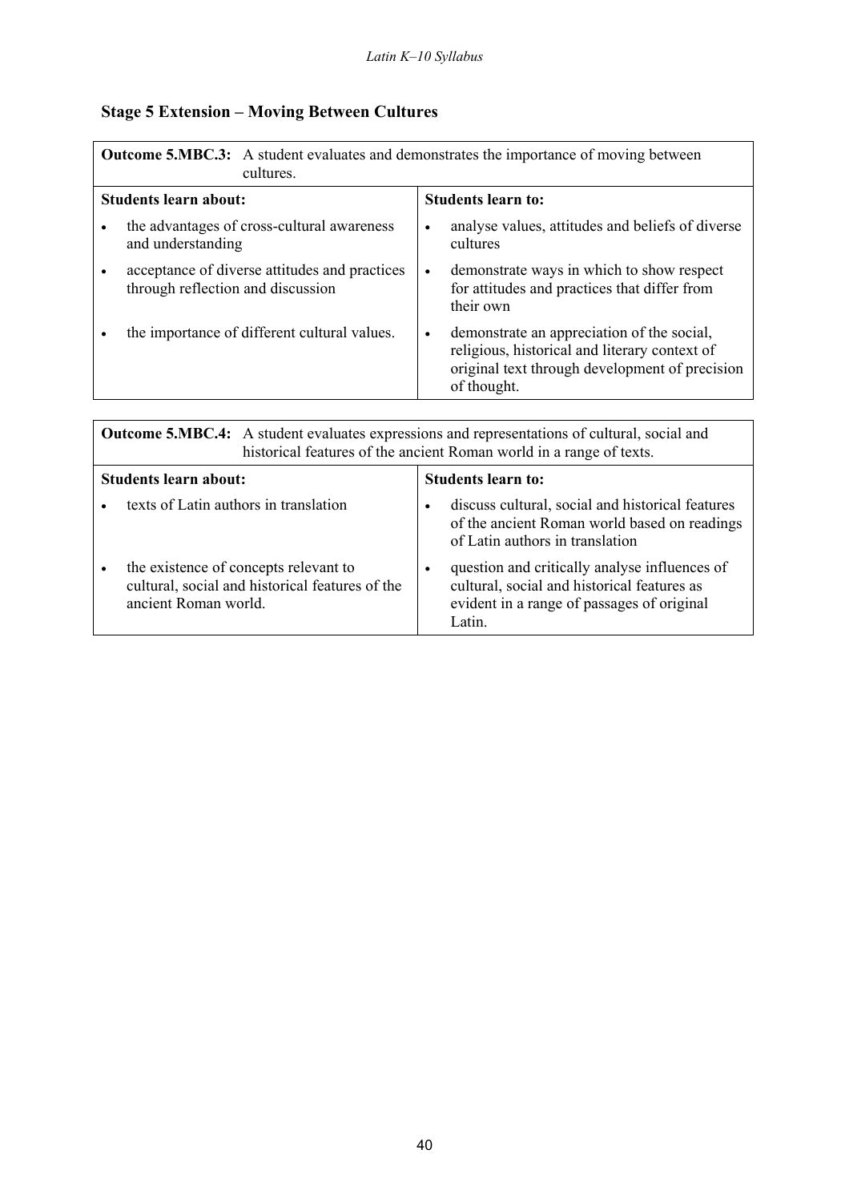## Stage 5 Extension – Moving Between Cultures

**Outcome 5.MBC.3:** A student evaluates and demonstrates the importance of moving between cultures.

| Students learn about: | Students learn to: |
|---|---|
| • the advantages of cross-cultural awareness and understanding | • analyse values, attitudes and beliefs of diverse cultures |
| • acceptance of diverse attitudes and practices through reflection and discussion | • demonstrate ways in which to show respect for attitudes and practices that differ from their own |
| • the importance of different cultural values. | • demonstrate an appreciation of the social, religious, historical and literary context of original text through development of precision of thought. |

**Outcome 5.MBC.4:** A student evaluates expressions and representations of cultural, social and historical features of the ancient Roman world in a range of texts.

| Students learn about: | Students learn to: |
|---|---|
| • texts of Latin authors in translation | • discuss cultural, social and historical features of the ancient Roman world based on readings of Latin authors in translation |
| • the existence of concepts relevant to cultural, social and historical features of the ancient Roman world. | • question and critically analyse influences of cultural, social and historical features as evident in a range of passages of original Latin. |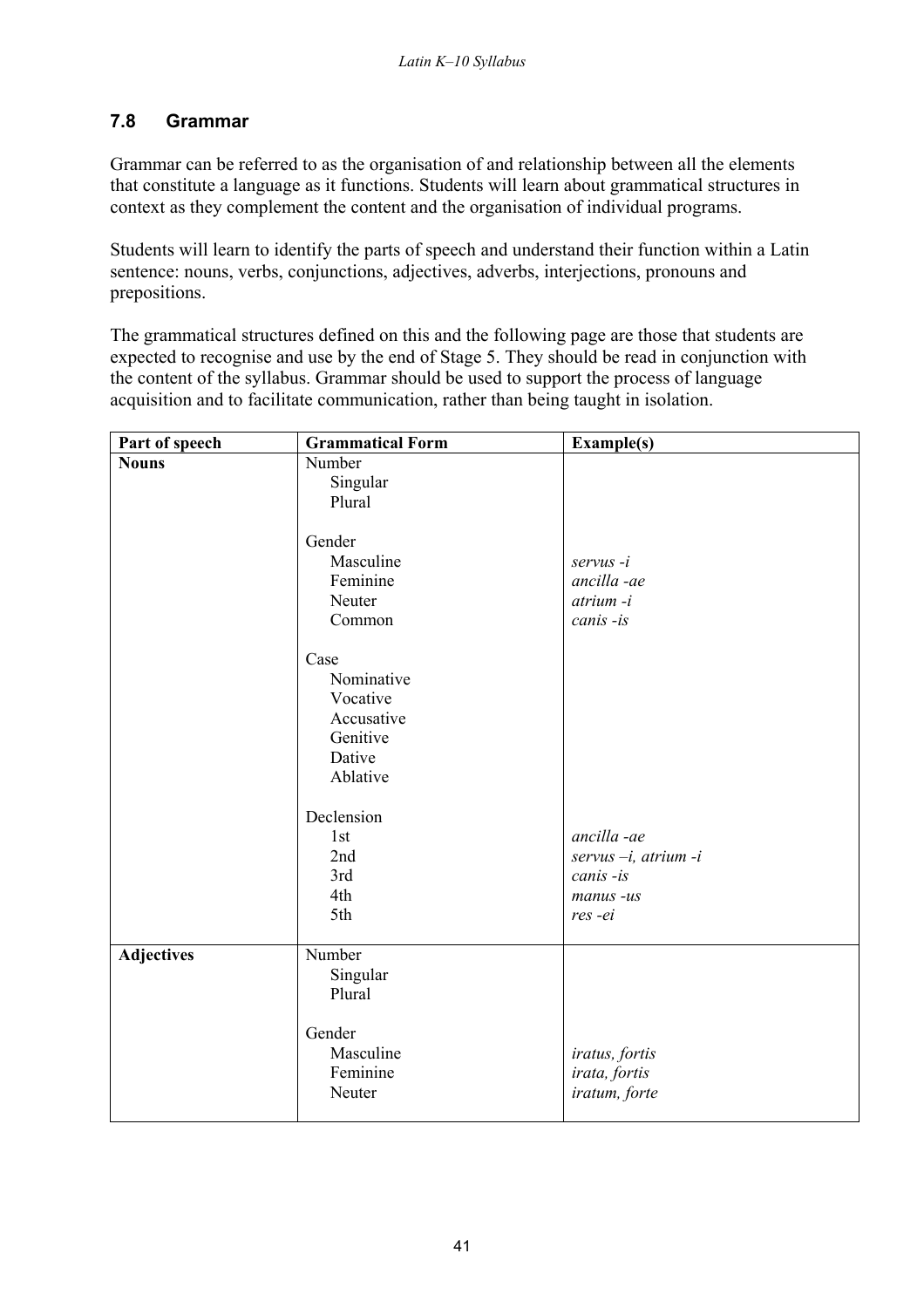## 7.8 Grammar

Grammar can be referred to as the organisation of and relationship between all the elements that constitute a language as it functions. Students will learn about grammatical structures in context as they complement the content and the organisation of individual programs.

Students will learn to identify the parts of speech and understand their function within a Latin sentence: nouns, verbs, conjunctions, adjectives, adverbs, interjections, pronouns and prepositions.

The grammatical structures defined on this and the following page are those that students are expected to recognise and use by the end of Stage 5. They should be read in conjunction with the content of the syllabus. Grammar should be used to support the process of language acquisition and to facilitate communication, rather than being taught in isolation.

| Part of speech | Grammatical Form | Example(s) |
|---|---|---|
| **Nouns** | Number | |
| | Singular | |
| | Plural | |
| | Gender | |
| | Masculine | *servus -i* |
| | Feminine | *ancilla -ae* |
| | Neuter | *atrium -i* |
| | Common | *canis -is* |
| | Case | |
| | Nominative | |
| | Vocative | |
| | Accusative | |
| | Genitive | |
| | Dative | |
| | Ablative | |
| | Declension | |
| | 1st | *ancilla -ae* |
| | 2nd | *servus –i, atrium -i* |
| | 3rd | *canis -is* |
| | 4th | *manus -us* |
| | 5th | *res -ei* |
| **Adjectives** | Number | |
| | Singular | |
| | Plural | |
| | Gender | |
| | Masculine | *iratus, fortis* |
| | Feminine | *irata, fortis* |
| | Neuter | *iratum, forte* |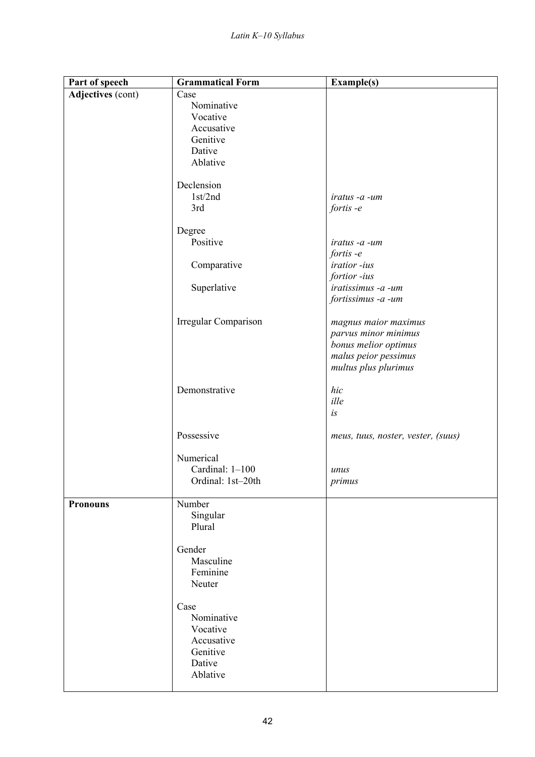| Part of speech | Grammatical Form | Example(s) |
|---|---|---|
| **Adjectives** (cont) | Case | |
| | Nominative | |
| | Vocative | |
| | Accusative | |
| | Genitive | |
| | Dative | |
| | Ablative | |
| | | |
| | Declension | |
| | 1st/2nd | *iratus -a -um* |
| | 3rd | *fortis -e* |
| | | |
| | Degree | |
| | Positive | *iratus -a -um* |
| | | *fortis -e* |
| | Comparative | *iratior -ius* |
| | | *fortior -ius* |
| | Superlative | *iratissimus -a -um* |
| | | *fortissimus -a -um* |
| | | |
| | Irregular Comparison | *magnus maior maximus* |
| | | *parvus minor minimus* |
| | | *bonus melior optimus* |
| | | *malus peior pessimus* |
| | | *multus plus plurimus* |
| | | |
| | Demonstrative | *hic* |
| | | *ille* |
| | | *is* |
| | | |
| | Possessive | *meus, tuus, noster, vester, (suus)* |
| | | |
| | Numerical | |
| | Cardinal: 1–100 | *unus* |
| | Ordinal: 1st–20th | *primus* |
| **Pronouns** | Number | |
| | Singular | |
| | Plural | |
| | | |
| | Gender | |
| | Masculine | |
| | Feminine | |
| | Neuter | |
| | | |
| | Case | |
| | Nominative | |
| | Vocative | |
| | Accusative | |
| | Genitive | |
| | Dative | |
| | Ablative | |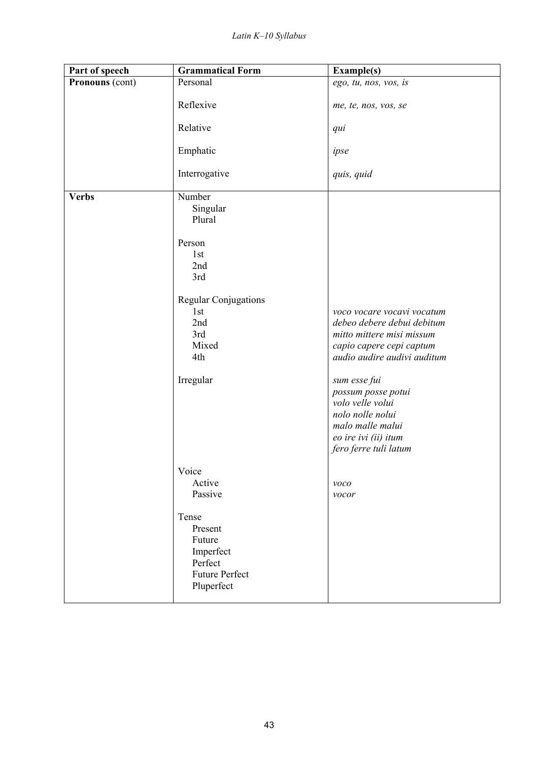| Part of speech | Grammatical Form | Example(s) |
|---|---|---|
| **Pronouns** (cont) | Personal | *ego, tu, nos, vos, is* |
| | Reflexive | *me, te, nos, vos, se* |
| | Relative | *qui* |
| | Emphatic | *ipse* |
| | Interrogative | *quis, quid* |
| **Verbs** | Number | |
| | Singular | |
| | Plural | |
| | Person | |
| | 1st | |
| | 2nd | |
| | 3rd | |
| | Regular Conjugations | |
| | 1st | *voco vocare vocavi vocatum* |
| | 2nd | *debeo debere debui debitum* |
| | 3rd | *mitto mittere misi missum* |
| | Mixed | *capio capere cepi captum* |
| | 4th | *audio audire audivi auditum* |
| | Irregular | *sum esse fui* |
| | | *possum posse potui* |
| | | *volo velle volui* |
| | | *nolo nolle nolui* |
| | | *malo malle malui* |
| | | *eo ire ivi (ii) itum* |
| | | *fero ferre tuli latum* |
| | Voice | |
| | Active | *voco* |
| | Passive | *vocor* |
| | Tense | |
| | Present | |
| | Future | |
| | Imperfect | |
| | Perfect | |
| | Future Perfect | |
| | Pluperfect | |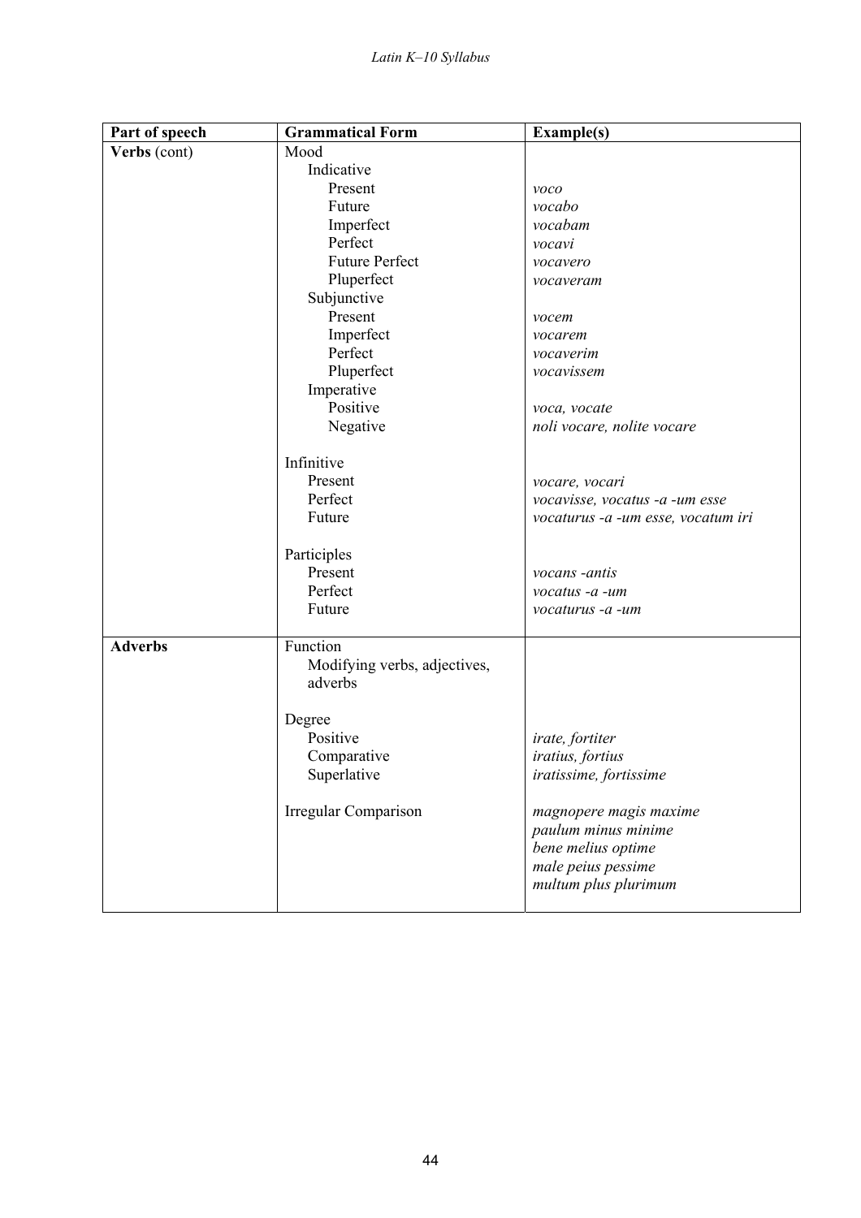| Part of speech | Grammatical Form | Example(s) |
|---|---|---|
| **Verbs** (cont) | Mood | |
| | Indicative | |
| | Present | *voco* |
| | Future | *vocabo* |
| | Imperfect | *vocabam* |
| | Perfect | *vocavi* |
| | Future Perfect | *vocavero* |
| | Pluperfect | *vocaveram* |
| | Subjunctive | |
| | Present | *vocem* |
| | Imperfect | *vocarem* |
| | Perfect | *vocaverim* |
| | Pluperfect | *vocavissem* |
| | Imperative | |
| | Positive | *voca, vocate* |
| | Negative | *noli vocare, nolite vocare* |
| | Infinitive | |
| | Present | *vocare, vocari* |
| | Perfect | *vocavisse, vocatus -a -um esse* |
| | Future | *vocaturus -a -um esse, vocatum iri* |
| | Participles | |
| | Present | *vocans -antis* |
| | Perfect | *vocatus -a -um* |
| | Future | *vocaturus -a -um* |
| **Adverbs** | Function | |
| | Modifying verbs, adjectives, adverbs | |
| | Degree | |
| | Positive | *irate, fortiter* |
| | Comparative | *iratius, fortius* |
| | Superlative | *iratissime, fortissime* |
| | Irregular Comparison | *magnopere magis maxime*<br>*paulum minus minime*<br>*bene melius optime*<br>*male peius pessime*<br>*multum plus plurimum* |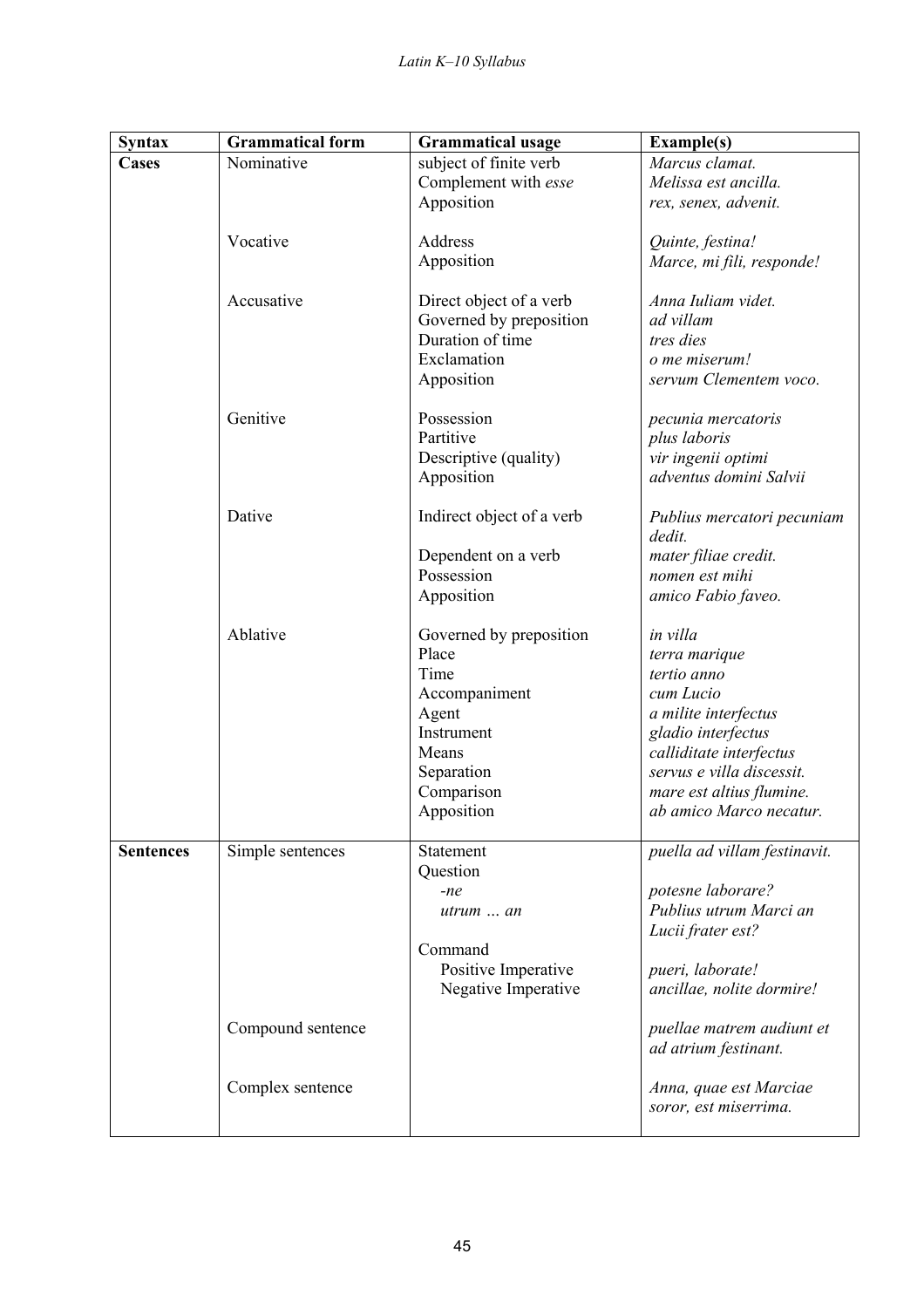| Syntax | Grammatical form | Grammatical usage | Example(s) |
|---|---|---|---|
| **Cases** | Nominative | subject of finite verb | *Marcus clamat.* |
| | | Complement with *esse* | *Melissa est ancilla.* |
| | | Apposition | *rex, senex, advenit.* |
| | Vocative | Address | *Quinte, festina!* |
| | | Apposition | *Marce, mi fili, responde!* |
| | Accusative | Direct object of a verb | *Anna Iuliam videt.* |
| | | Governed by preposition | *ad villam* |
| | | Duration of time | *tres dies* |
| | | Exclamation | *o me miserum!* |
| | | Apposition | *servum Clementem voco.* |
| | Genitive | Possession | *pecunia mercatoris* |
| | | Partitive | *plus laboris* |
| | | Descriptive (quality) | *vir ingenii optimi* |
| | | Apposition | *adventus domini Salvii* |
| | Dative | Indirect object of a verb | *Publius mercatori pecuniam dedit.* |
| | | Dependent on a verb | *mater filiae credit.* |
| | | Possession | *nomen est mihi* |
| | | Apposition | *amico Fabio faveo.* |
| | Ablative | Governed by preposition | *in villa* |
| | | Place | *terra marique* |
| | | Time | *tertio anno* |
| | | Accompaniment | *cum Lucio* |
| | | Agent | *a milite interfectus* |
| | | Instrument | *gladio interfectus* |
| | | Means | *calliditate interfectus* |
| | | Separation | *servus e villa discessit.* |
| | | Comparison | *mare est altius flumine.* |
| | | Apposition | *ab amico Marco necatur.* |
| **Sentences** | Simple sentences | Statement | *puella ad villam festinavit.* |
| | | Question | |
| | | *-ne* | *potesne laborare?* |
| | | *utrum … an* | *Publius utrum Marci an Lucii frater est?* |
| | | Command | |
| | | Positive Imperative | *pueri, laborate!* |
| | | Negative Imperative | *ancillae, nolite dormire!* |
| | Compound sentence | | *puellae matrem audiunt et ad atrium festinant.* |
| | Complex sentence | | *Anna, quae est Marciae soror, est miserrima.* |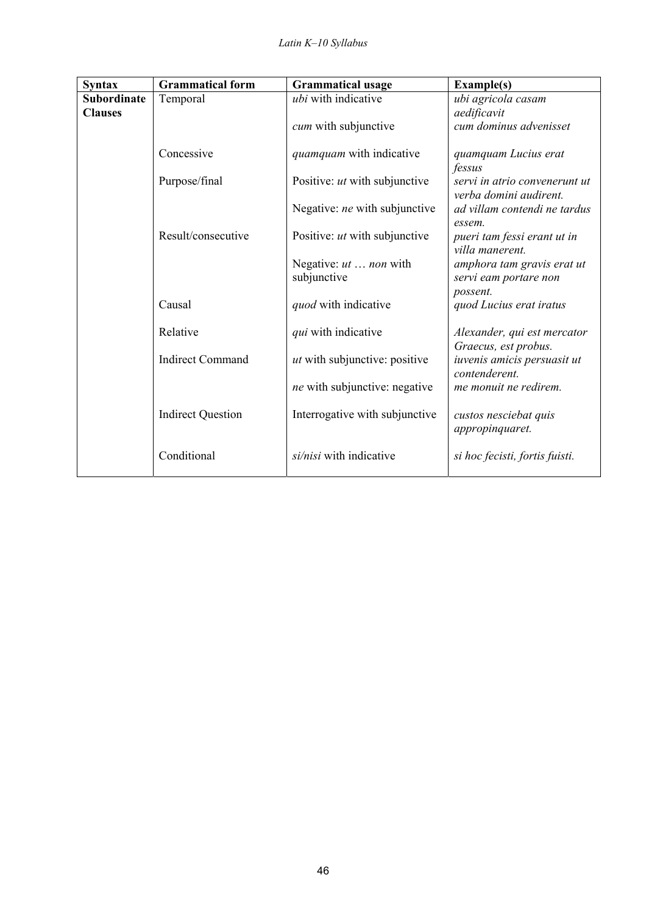| Syntax | Grammatical form | Grammatical usage | Example(s) |
|---|---|---|---|
| **Subordinate Clauses** | Temporal | *ubi* with indicative | *ubi agricola casam aedificavit* |
| | | *cum* with subjunctive | *cum dominus advenisset* |
| | Concessive | *quamquam* with indicative | *quamquam Lucius erat fessus* |
| | Purpose/final | Positive: *ut* with subjunctive | *servi in atrio convenerunt ut verba domini audirent.* |
| | | Negative: *ne* with subjunctive | *ad villam contendi ne tardus essem.* |
| | Result/consecutive | Positive: *ut* with subjunctive | *pueri tam fessi erant ut in villa manerent.* |
| | | Negative: *ut … non* with subjunctive | *amphora tam gravis erat ut servi eam portare non possent.* |
| | Causal | *quod* with indicative | *quod Lucius erat iratus* |
| | Relative | *qui* with indicative | *Alexander, qui est mercator Graecus, est probus.* |
| | Indirect Command | *ut* with subjunctive: positive | *iuvenis amicis persuasit ut contenderent.* |
| | | *ne* with subjunctive: negative | *me monuit ne redirem.* |
| | Indirect Question | Interrogative with subjunctive | *custos nesciebat quis appropinquaret.* |
| | Conditional | *si/nisi* with indicative | *si hoc fecisti, fortis fuisti.* |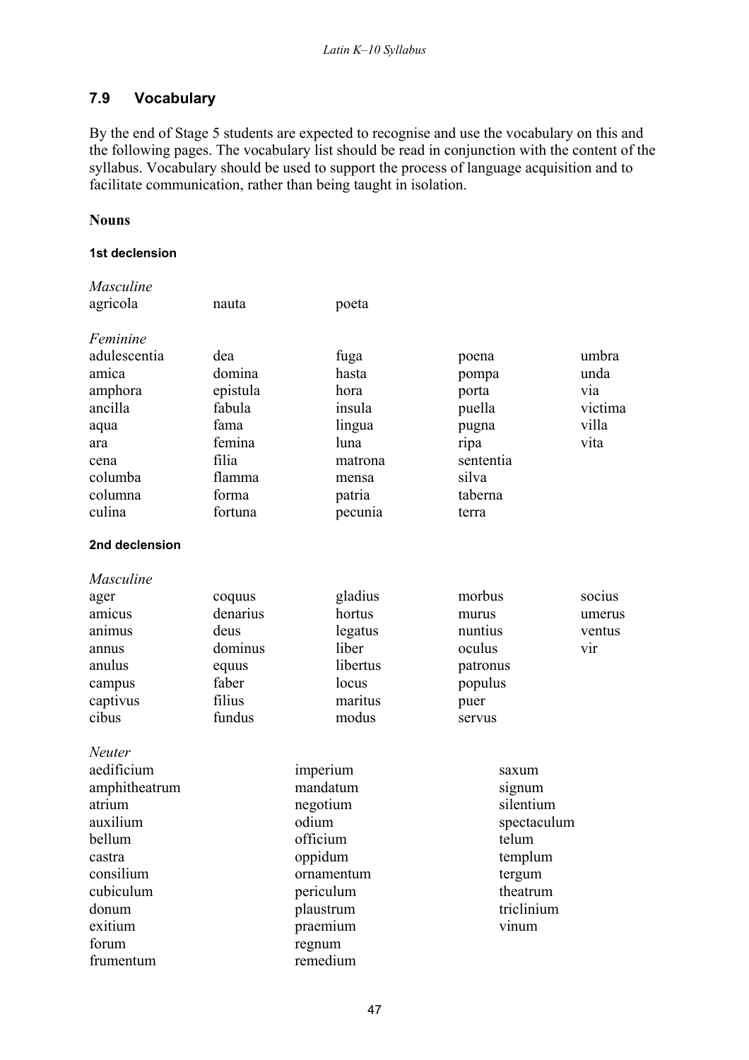## 7.9 Vocabulary

By the end of Stage 5 students are expected to recognise and use the vocabulary on this and the following pages. The vocabulary list should be read in conjunction with the content of the syllabus. Vocabulary should be used to support the process of language acquisition and to facilitate communication, rather than being taught in isolation.

**Nouns**

### 1st declension

*Masculine*

| | | | | |
|---|---|---|---|---|
| agricola | nauta | poeta | | |

*Feminine*

| | | | | |
|---|---|---|---|---|
| adulescentia | dea | fuga | poena | umbra |
| amica | domina | hasta | pompa | unda |
| amphora | epistula | hora | porta | via |
| ancilla | fabula | insula | puella | victima |
| aqua | fama | lingua | pugna | villa |
| ara | femina | luna | ripa | vita |
| cena | filia | matrona | sententia | |
| columba | flamma | mensa | silva | |
| columna | forma | patria | taberna | |
| culina | fortuna | pecunia | terra | |

### 2nd declension

*Masculine*

| | | | | |
|---|---|---|---|---|
| ager | coquus | gladius | morbus | socius |
| amicus | denarius | hortus | murus | umerus |
| animus | deus | legatus | nuntius | ventus |
| annus | dominus | liber | oculus | vir |
| anulus | equus | libertus | patronus | |
| campus | faber | locus | populus | |
| captivus | filius | maritus | puer | |
| cibus | fundus | modus | servus | |

*Neuter*

| | | |
|---|---|---|
| aedificium | imperium | saxum |
| amphitheatrum | mandatum | signum |
| atrium | negotium | silentium |
| auxilium | odium | spectaculum |
| bellum | officium | telum |
| castra | oppidum | templum |
| consilium | ornamentum | tergum |
| cubiculum | periculum | theatrum |
| donum | plaustrum | triclinium |
| exitium | praemium | vinum |
| forum | regnum | |
| frumentum | remedium | |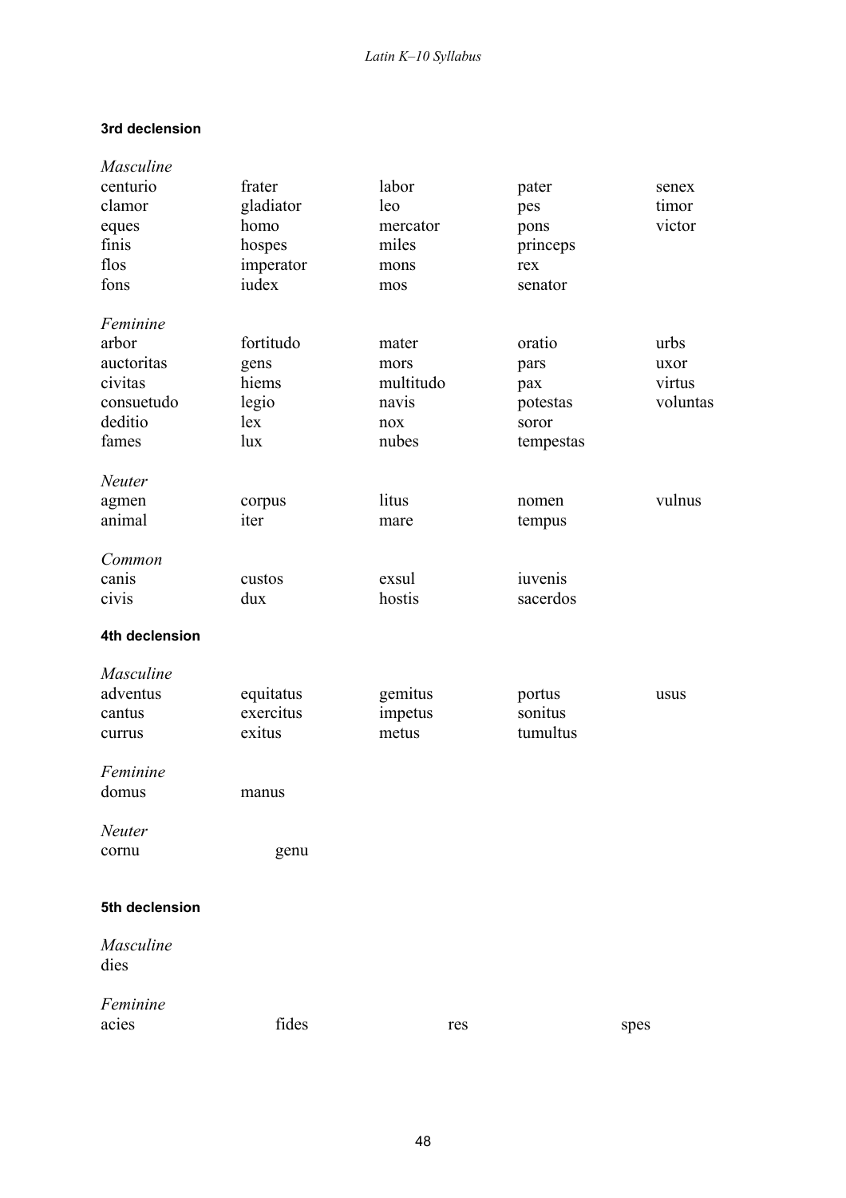#### 3rd declension

*Masculine*

| | | | | |
|---|---|---|---|---|
| centurio | frater | labor | pater | senex |
| clamor | gladiator | leo | pes | timor |
| eques | homo | mercator | pons | victor |
| finis | hospes | miles | princeps | |
| flos | imperator | mons | rex | |
| fons | iudex | mos | senator | |

*Feminine*

| | | | | |
|---|---|---|---|---|
| arbor | fortitudo | mater | oratio | urbs |
| auctoritas | gens | mors | pars | uxor |
| civitas | hiems | multitudo | pax | virtus |
| consuetudo | legio | navis | potestas | voluntas |
| deditio | lex | nox | soror | |
| fames | lux | nubes | tempestas | |

*Neuter*

| | | | | |
|---|---|---|---|---|
| agmen | corpus | litus | nomen | vulnus |
| animal | iter | mare | tempus | |

*Common*

| | | | |
|---|---|---|---|
| canis | custos | exsul | iuvenis |
| civis | dux | hostis | sacerdos |

#### 4th declension

*Masculine*

| | | | | |
|---|---|---|---|---|
| adventus | equitatus | gemitus | portus | usus |
| cantus | exercitus | impetus | sonitus | |
| currus | exitus | metus | tumultus | |

*Feminine*

| | |
|---|---|
| domus | manus |

*Neuter*

| | |
|---|---|
| cornu | genu |

#### 5th declension

*Masculine*

dies

*Feminine*

| | | | |
|---|---|---|---|
| acies | fides | res | spes |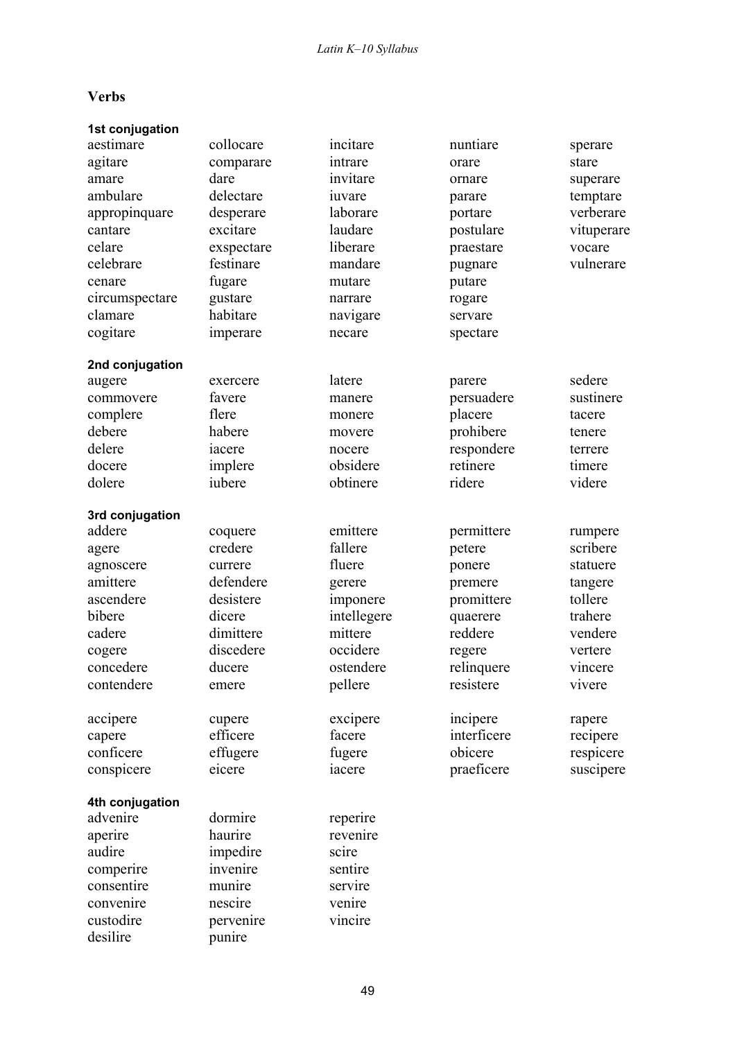## Verbs

**1st conjugation**

| | | | | |
|---|---|---|---|---|
| aestimare | collocare | incitare | nuntiare | sperare |
| agitare | comparare | intrare | orare | stare |
| amare | dare | invitare | ornare | superare |
| ambulare | delectare | iuvare | parare | temptare |
| appropinquare | desperare | laborare | portare | verberare |
| cantare | excitare | laudare | postulare | vituperare |
| celare | exspectare | liberare | praestare | vocare |
| celebrare | festinare | mandare | pugnare | vulnerare |
| cenare | fugare | mutare | putare | |
| circumspectare | gustare | narrare | rogare | |
| clamare | habitare | navigare | servare | |
| cogitare | imperare | necare | spectare | |

**2nd conjugation**

| | | | | |
|---|---|---|---|---|
| augere | exercere | latere | parere | sedere |
| commovere | favere | manere | persuadere | sustinere |
| complere | flere | monere | placere | tacere |
| debere | habere | movere | prohibere | tenere |
| delere | iacere | nocere | respondere | terrere |
| docere | implere | obsidere | retinere | timere |
| dolere | iubere | obtinere | ridere | videre |

**3rd conjugation**

| | | | | |
|---|---|---|---|---|
| addere | coquere | emittere | permittere | rumpere |
| agere | credere | fallere | petere | scribere |
| agnoscere | currere | fluere | ponere | statuere |
| amittere | defendere | gerere | premere | tangere |
| ascendere | desistere | imponere | promittere | tollere |
| bibere | dicere | intellegere | quaerere | trahere |
| cadere | dimittere | mittere | reddere | vendere |
| cogere | discedere | occidere | regere | vertere |
| concedere | ducere | ostendere | relinquere | vincere |
| contendere | emere | pellere | resistere | vivere |

| | | | | |
|---|---|---|---|---|
| accipere | cupere | excipere | incipere | rapere |
| capere | efficere | facere | interficere | recipere |
| conficere | effugere | fugere | obicere | respicere |
| conspicere | eicere | iacere | praeficere | suscipere |

**4th conjugation**

| | | |
|---|---|---|
| advenire | dormire | reperire |
| aperire | haurire | revenire |
| audire | impedire | scire |
| comperire | invenire | sentire |
| consentire | munire | servire |
| convenire | nescire | venire |
| custodire | pervenire | vincire |
| desilire | punire | |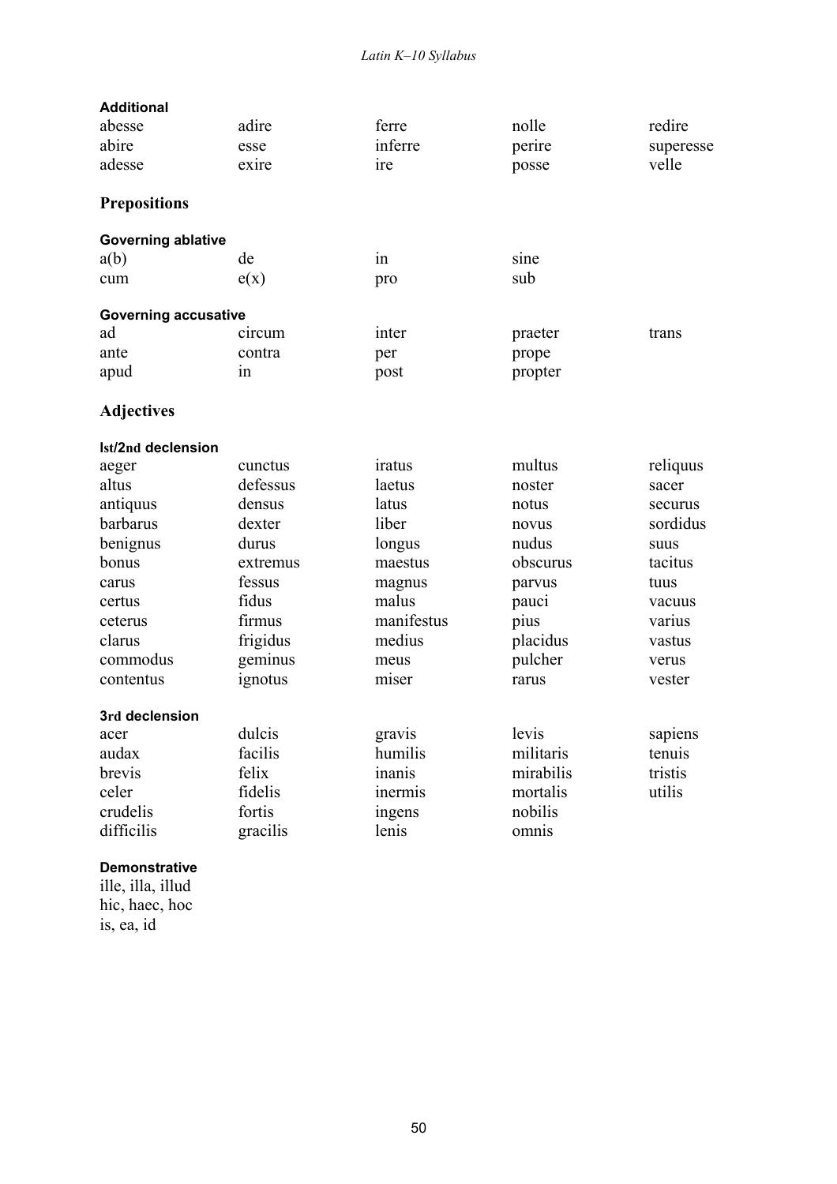**Additional**

| | | | | |
|---|---|---|---|---|
| abesse | adire | ferre | nolle | redire |
| abire | esse | inferre | perire | superesse |
| adesse | exire | ire | posse | velle |

## Prepositions

**Governing ablative**

| | | | |
|---|---|---|---|
| a(b) | de | in | sine |
| cum | e(x) | pro | sub |

**Governing accusative**

| | | | | |
|---|---|---|---|---|
| ad | circum | inter | praeter | trans |
| ante | contra | per | prope | |
| apud | in | post | propter | |

## Adjectives

**lst/2nd declension**

| | | | | |
|---|---|---|---|---|
| aeger | cunctus | iratus | multus | reliquus |
| altus | defessus | laetus | noster | sacer |
| antiquus | densus | latus | notus | securus |
| barbarus | dexter | liber | novus | sordidus |
| benignus | durus | longus | nudus | suus |
| bonus | extremus | maestus | obscurus | tacitus |
| carus | fessus | magnus | parvus | tuus |
| certus | fidus | malus | pauci | vacuus |
| ceterus | firmus | manifestus | pius | varius |
| clarus | frigidus | medius | placidus | vastus |
| commodus | geminus | meus | pulcher | verus |
| contentus | ignotus | miser | rarus | vester |

**3rd declension**

| | | | | |
|---|---|---|---|---|
| acer | dulcis | gravis | levis | sapiens |
| audax | facilis | humilis | militaris | tenuis |
| brevis | felix | inanis | mirabilis | tristis |
| celer | fidelis | inermis | mortalis | utilis |
| crudelis | fortis | ingens | nobilis | |
| difficilis | gracilis | lenis | omnis | |

**Demonstrative**

ille, illa, illud
hic, haec, hoc
is, ea, id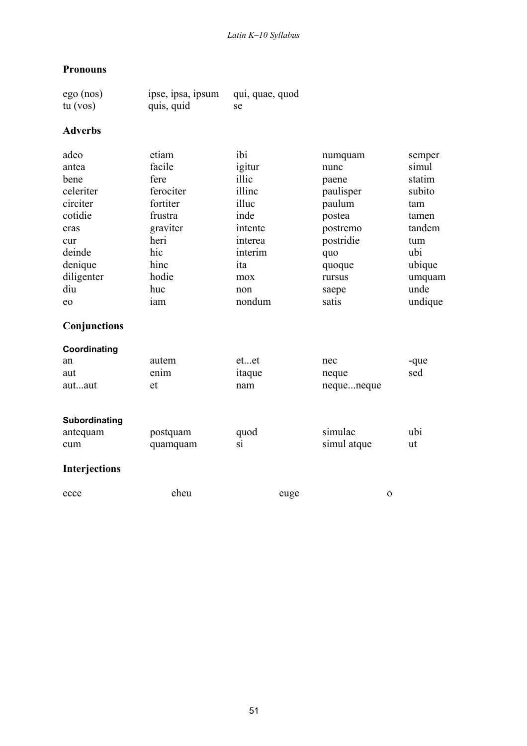## Pronouns

| | | |
|---|---|---|
| ego (nos) | ipse, ipsa, ipsum | qui, quae, quod |
| tu (vos) | quis, quid | se |

## Adverbs

| | | | | |
|---|---|---|---|---|
| adeo | etiam | ibi | numquam | semper |
| antea | facile | igitur | nunc | simul |
| bene | fere | illic | paene | statim |
| celeriter | ferociter | illinc | paulisper | subito |
| circiter | fortiter | illuc | paulum | tam |
| cotidie | frustra | inde | postea | tamen |
| cras | graviter | intente | postremo | tandem |
| cur | heri | interea | postridie | tum |
| deinde | hic | interim | quo | ubi |
| denique | hinc | ita | quoque | ubique |
| diligenter | hodie | mox | rursus | umquam |
| diu | huc | non | saepe | unde |
| eo | iam | nondum | satis | undique |

## Conjunctions

### Coordinating

| | | | | |
|---|---|---|---|---|
| an | autem | et...et | nec | -que |
| aut | enim | itaque | neque | sed |
| aut...aut | et | nam | neque...neque | |

### Subordinating

| | | | | |
|---|---|---|---|---|
| antequam | postquam | quod | simulac | ubi |
| cum | quamquam | si | simul atque | ut |

## Interjections

| | | | |
|---|---|---|---|
| ecce | eheu | euge | o |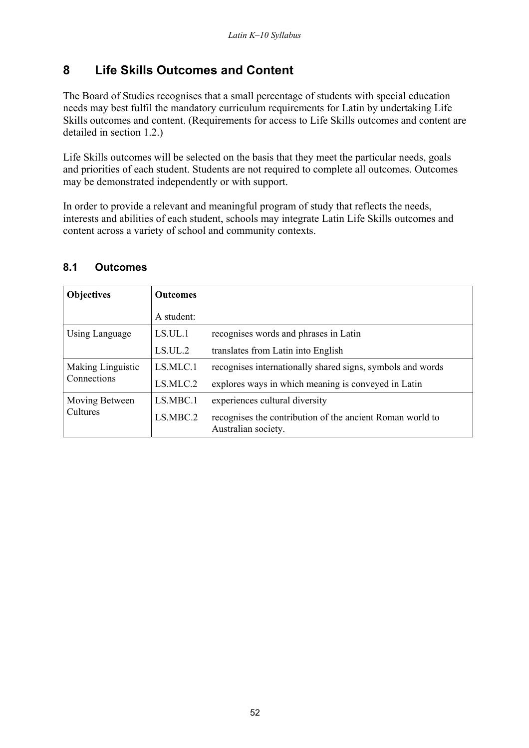# 8 Life Skills Outcomes and Content

The Board of Studies recognises that a small percentage of students with special education needs may best fulfil the mandatory curriculum requirements for Latin by undertaking Life Skills outcomes and content. (Requirements for access to Life Skills outcomes and content are detailed in section 1.2.)

Life Skills outcomes will be selected on the basis that they meet the particular needs, goals and priorities of each student. Students are not required to complete all outcomes. Outcomes may be demonstrated independently or with support.

In order to provide a relevant and meaningful program of study that reflects the needs, interests and abilities of each student, schools may integrate Latin Life Skills outcomes and content across a variety of school and community contexts.

## 8.1 Outcomes

| **Objectives** | **Outcomes** A student: | |
|---|---|---|
| Using Language | LS.UL.1 | recognises words and phrases in Latin |
| | LS.UL.2 | translates from Latin into English |
| Making Linguistic Connections | LS.MLC.1 | recognises internationally shared signs, symbols and words |
| | LS.MLC.2 | explores ways in which meaning is conveyed in Latin |
| Moving Between Cultures | LS.MBC.1 | experiences cultural diversity |
| | LS.MBC.2 | recognises the contribution of the ancient Roman world to Australian society. |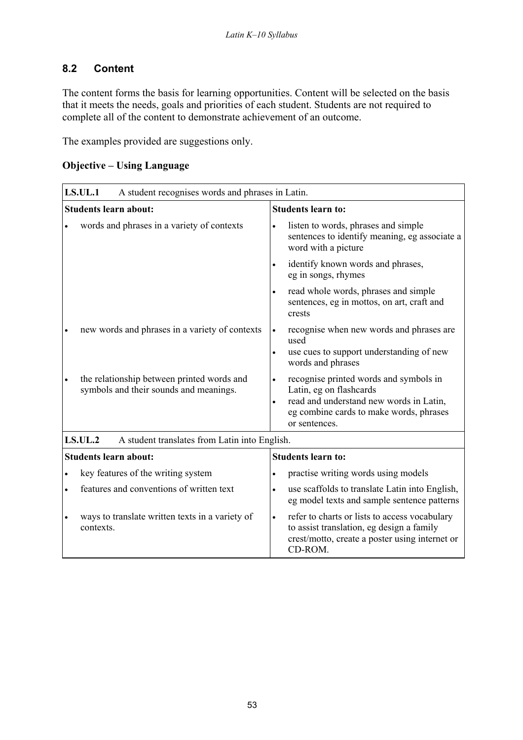## 8.2 Content

The content forms the basis for learning opportunities. Content will be selected on the basis that it meets the needs, goals and priorities of each student. Students are not required to complete all of the content to demonstrate achievement of an outcome.

The examples provided are suggestions only.

**Objective – Using Language**

| **LS.UL.1** A student recognises words and phrases in Latin. | |
|---|---|
| **Students learn about:** | **Students learn to:** |
| • words and phrases in a variety of contexts | • listen to words, phrases and simple sentences to identify meaning, eg associate a word with a picture<br>• identify known words and phrases, eg in songs, rhymes<br>• read whole words, phrases and simple sentences, eg in mottos, on art, craft and crests |
| • new words and phrases in a variety of contexts | • recognise when new words and phrases are used<br>• use cues to support understanding of new words and phrases |
| • the relationship between printed words and symbols and their sounds and meanings. | • recognise printed words and symbols in Latin, eg on flashcards<br>• read and understand new words in Latin, eg combine cards to make words, phrases or sentences. |

| **LS.UL.2** A student translates from Latin into English. | |
|---|---|
| **Students learn about:** | **Students learn to:** |
| • key features of the writing system | • practise writing words using models |
| • features and conventions of written text | • use scaffolds to translate Latin into English, eg model texts and sample sentence patterns |
| • ways to translate written texts in a variety of contexts. | • refer to charts or lists to access vocabulary to assist translation, eg design a family crest/motto, create a poster using internet or CD-ROM. |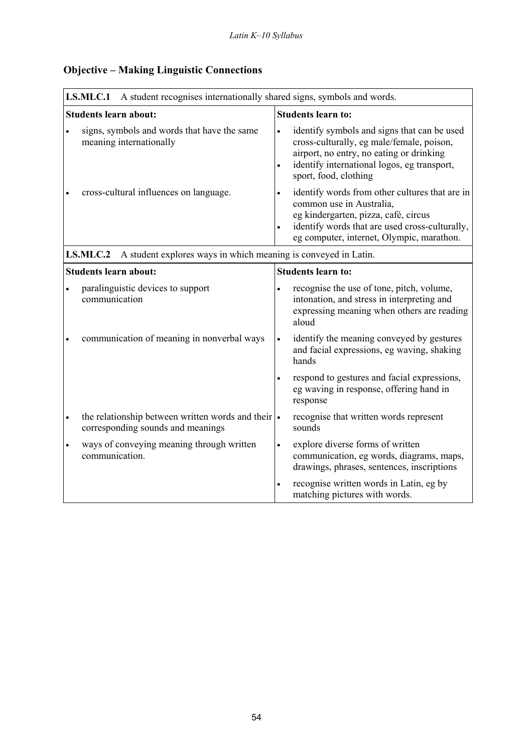## Objective – Making Linguistic Connections

| **LS.MLC.1** A student recognises internationally shared signs, symbols and words. | |
|---|---|
| **Students learn about:** | **Students learn to:** |
| • signs, symbols and words that have the same meaning internationally | • identify symbols and signs that can be used cross-culturally, eg male/female, poison, airport, no entry, no eating or drinking<br>• identify international logos, eg transport, sport, food, clothing |
| • cross-cultural influences on language. | • identify words from other cultures that are in common use in Australia, eg kindergarten, pizza, café, circus<br>• identify words that are used cross-culturally, eg computer, internet, Olympic, marathon. |

| **LS.MLC.2** A student explores ways in which meaning is conveyed in Latin. | |
|---|---|
| **Students learn about:** | **Students learn to:** |
| • paralinguistic devices to support communication | • recognise the use of tone, pitch, volume, intonation, and stress in interpreting and expressing meaning when others are reading aloud |
| • communication of meaning in nonverbal ways | • identify the meaning conveyed by gestures and facial expressions, eg waving, shaking hands<br>• respond to gestures and facial expressions, eg waving in response, offering hand in response |
| • the relationship between written words and their corresponding sounds and meanings | • recognise that written words represent sounds |
| • ways of conveying meaning through written communication. | • explore diverse forms of written communication, eg words, diagrams, maps, drawings, phrases, sentences, inscriptions<br>• recognise written words in Latin, eg by matching pictures with words. |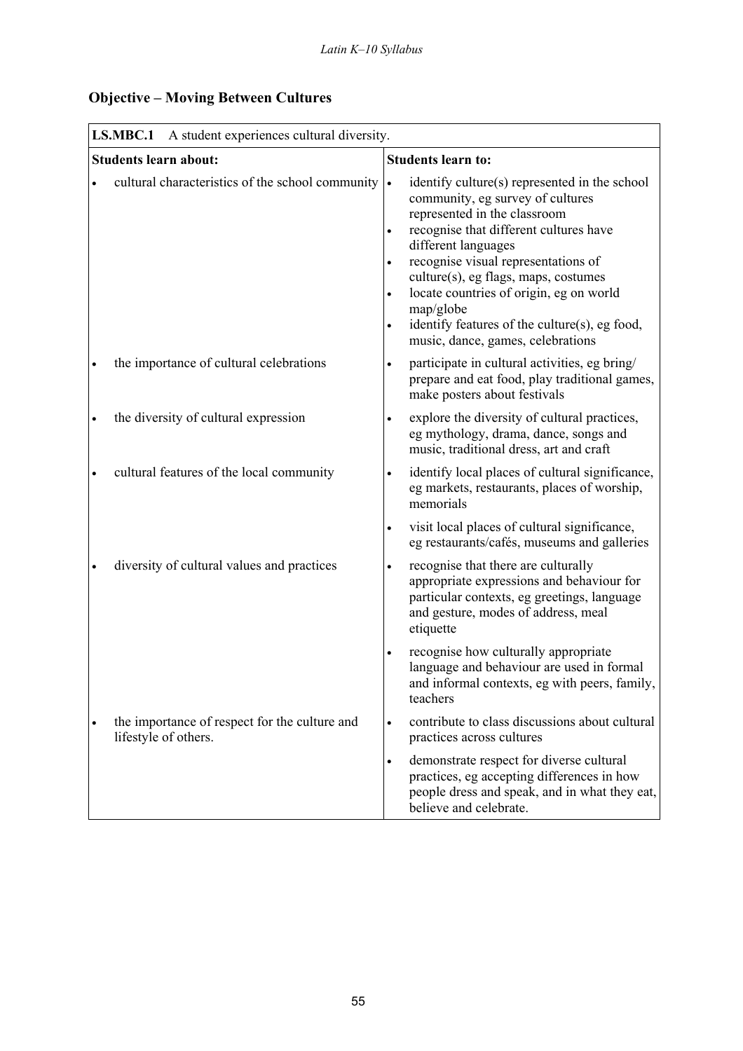## Objective – Moving Between Cultures

| **LS.MBC.1** A student experiences cultural diversity. | |
|---|---|
| **Students learn about:** | **Students learn to:** |
| • cultural characteristics of the school community | • identify culture(s) represented in the school community, eg survey of cultures represented in the classroom<br>• recognise that different cultures have different languages<br>• recognise visual representations of culture(s), eg flags, maps, costumes<br>• locate countries of origin, eg on world map/globe<br>• identify features of the culture(s), eg food, music, dance, games, celebrations |
| • the importance of cultural celebrations | • participate in cultural activities, eg bring/ prepare and eat food, play traditional games, make posters about festivals |
| • the diversity of cultural expression | • explore the diversity of cultural practices, eg mythology, drama, dance, songs and music, traditional dress, art and craft |
| • cultural features of the local community | • identify local places of cultural significance, eg markets, restaurants, places of worship, memorials |
| | • visit local places of cultural significance, eg restaurants/cafés, museums and galleries |
| • diversity of cultural values and practices | • recognise that there are culturally appropriate expressions and behaviour for particular contexts, eg greetings, language and gesture, modes of address, meal etiquette |
| | • recognise how culturally appropriate language and behaviour are used in formal and informal contexts, eg with peers, family, teachers |
| • the importance of respect for the culture and lifestyle of others. | • contribute to class discussions about cultural practices across cultures |
| | • demonstrate respect for diverse cultural practices, eg accepting differences in how people dress and speak, and in what they eat, believe and celebrate. |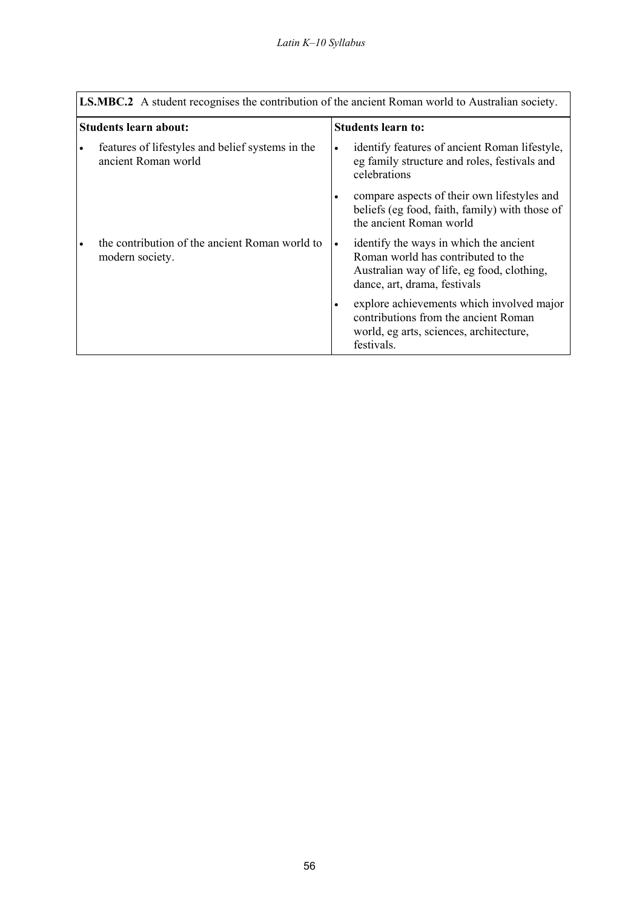**LS.MBC.2** A student recognises the contribution of the ancient Roman world to Australian society.

| Students learn about: | Students learn to: |
|---|---|
| • features of lifestyles and belief systems in the ancient Roman world | • identify features of ancient Roman lifestyle, eg family structure and roles, festivals and celebrations<br>• compare aspects of their own lifestyles and beliefs (eg food, faith, family) with those of the ancient Roman world |
| • the contribution of the ancient Roman world to modern society. | • identify the ways in which the ancient Roman world has contributed to the Australian way of life, eg food, clothing, dance, art, drama, festivals<br>• explore achievements which involved major contributions from the ancient Roman world, eg arts, sciences, architecture, festivals. |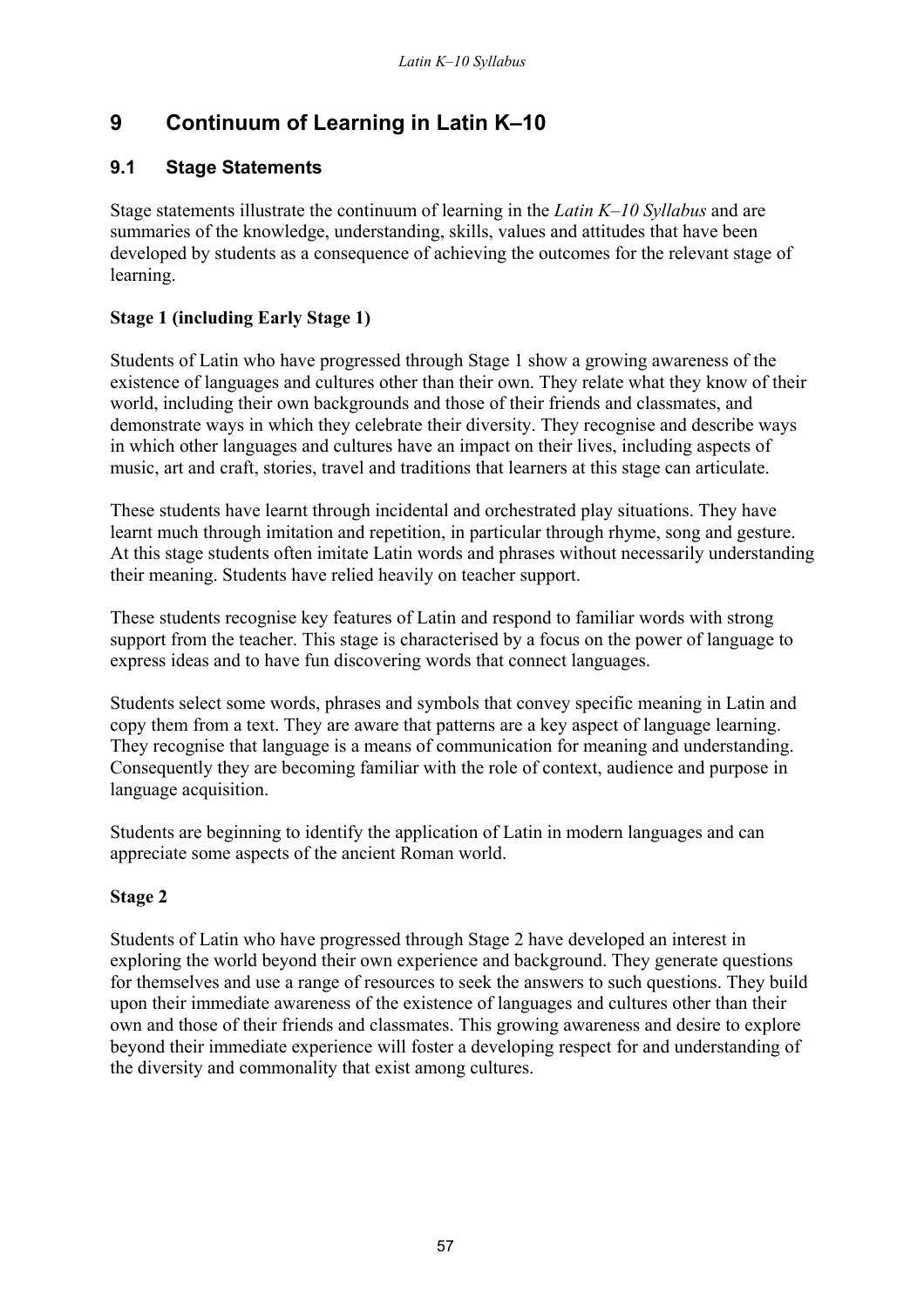# 9 Continuum of Learning in Latin K–10

## 9.1 Stage Statements

Stage statements illustrate the continuum of learning in the *Latin K–10 Syllabus* and are summaries of the knowledge, understanding, skills, values and attitudes that have been developed by students as a consequence of achieving the outcomes for the relevant stage of learning.

**Stage 1 (including Early Stage 1)**

Students of Latin who have progressed through Stage 1 show a growing awareness of the existence of languages and cultures other than their own. They relate what they know of their world, including their own backgrounds and those of their friends and classmates, and demonstrate ways in which they celebrate their diversity. They recognise and describe ways in which other languages and cultures have an impact on their lives, including aspects of music, art and craft, stories, travel and traditions that learners at this stage can articulate.

These students have learnt through incidental and orchestrated play situations. They have learnt much through imitation and repetition, in particular through rhyme, song and gesture. At this stage students often imitate Latin words and phrases without necessarily understanding their meaning. Students have relied heavily on teacher support.

These students recognise key features of Latin and respond to familiar words with strong support from the teacher. This stage is characterised by a focus on the power of language to express ideas and to have fun discovering words that connect languages.

Students select some words, phrases and symbols that convey specific meaning in Latin and copy them from a text. They are aware that patterns are a key aspect of language learning. They recognise that language is a means of communication for meaning and understanding. Consequently they are becoming familiar with the role of context, audience and purpose in language acquisition.

Students are beginning to identify the application of Latin in modern languages and can appreciate some aspects of the ancient Roman world.

**Stage 2**

Students of Latin who have progressed through Stage 2 have developed an interest in exploring the world beyond their own experience and background. They generate questions for themselves and use a range of resources to seek the answers to such questions. They build upon their immediate awareness of the existence of languages and cultures other than their own and those of their friends and classmates. This growing awareness and desire to explore beyond their immediate experience will foster a developing respect for and understanding of the diversity and commonality that exist among cultures.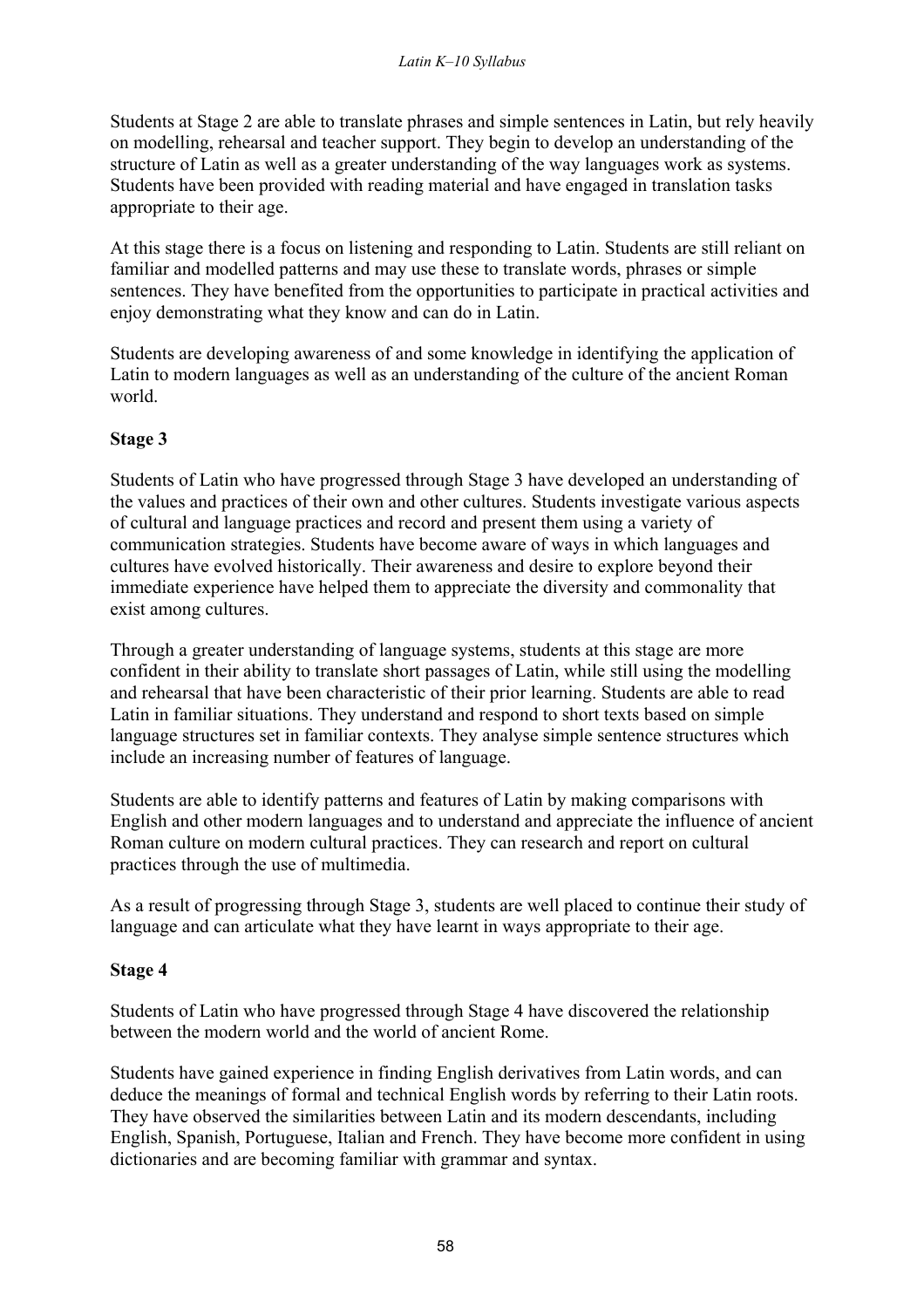Students at Stage 2 are able to translate phrases and simple sentences in Latin, but rely heavily on modelling, rehearsal and teacher support. They begin to develop an understanding of the structure of Latin as well as a greater understanding of the way languages work as systems. Students have been provided with reading material and have engaged in translation tasks appropriate to their age.

At this stage there is a focus on listening and responding to Latin. Students are still reliant on familiar and modelled patterns and may use these to translate words, phrases or simple sentences. They have benefited from the opportunities to participate in practical activities and enjoy demonstrating what they know and can do in Latin.

Students are developing awareness of and some knowledge in identifying the application of Latin to modern languages as well as an understanding of the culture of the ancient Roman world.

**Stage 3**

Students of Latin who have progressed through Stage 3 have developed an understanding of the values and practices of their own and other cultures. Students investigate various aspects of cultural and language practices and record and present them using a variety of communication strategies. Students have become aware of ways in which languages and cultures have evolved historically. Their awareness and desire to explore beyond their immediate experience have helped them to appreciate the diversity and commonality that exist among cultures.

Through a greater understanding of language systems, students at this stage are more confident in their ability to translate short passages of Latin, while still using the modelling and rehearsal that have been characteristic of their prior learning. Students are able to read Latin in familiar situations. They understand and respond to short texts based on simple language structures set in familiar contexts. They analyse simple sentence structures which include an increasing number of features of language.

Students are able to identify patterns and features of Latin by making comparisons with English and other modern languages and to understand and appreciate the influence of ancient Roman culture on modern cultural practices. They can research and report on cultural practices through the use of multimedia.

As a result of progressing through Stage 3, students are well placed to continue their study of language and can articulate what they have learnt in ways appropriate to their age.

**Stage 4**

Students of Latin who have progressed through Stage 4 have discovered the relationship between the modern world and the world of ancient Rome.

Students have gained experience in finding English derivatives from Latin words, and can deduce the meanings of formal and technical English words by referring to their Latin roots. They have observed the similarities between Latin and its modern descendants, including English, Spanish, Portuguese, Italian and French. They have become more confident in using dictionaries and are becoming familiar with grammar and syntax.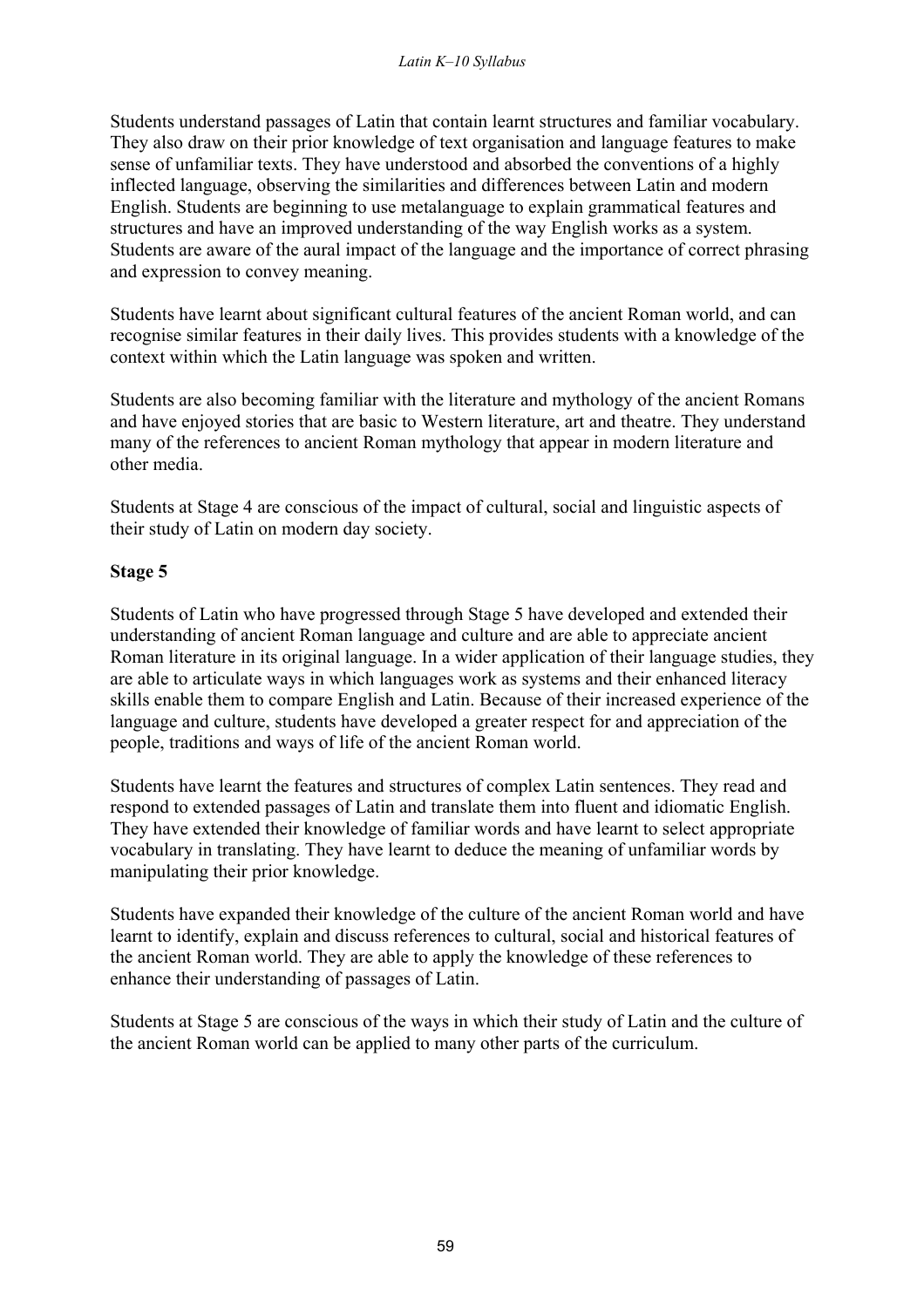Students understand passages of Latin that contain learnt structures and familiar vocabulary. They also draw on their prior knowledge of text organisation and language features to make sense of unfamiliar texts. They have understood and absorbed the conventions of a highly inflected language, observing the similarities and differences between Latin and modern English. Students are beginning to use metalanguage to explain grammatical features and structures and have an improved understanding of the way English works as a system. Students are aware of the aural impact of the language and the importance of correct phrasing and expression to convey meaning.

Students have learnt about significant cultural features of the ancient Roman world, and can recognise similar features in their daily lives. This provides students with a knowledge of the context within which the Latin language was spoken and written.

Students are also becoming familiar with the literature and mythology of the ancient Romans and have enjoyed stories that are basic to Western literature, art and theatre. They understand many of the references to ancient Roman mythology that appear in modern literature and other media.

Students at Stage 4 are conscious of the impact of cultural, social and linguistic aspects of their study of Latin on modern day society.

**Stage 5**

Students of Latin who have progressed through Stage 5 have developed and extended their understanding of ancient Roman language and culture and are able to appreciate ancient Roman literature in its original language. In a wider application of their language studies, they are able to articulate ways in which languages work as systems and their enhanced literacy skills enable them to compare English and Latin. Because of their increased experience of the language and culture, students have developed a greater respect for and appreciation of the people, traditions and ways of life of the ancient Roman world.

Students have learnt the features and structures of complex Latin sentences. They read and respond to extended passages of Latin and translate them into fluent and idiomatic English. They have extended their knowledge of familiar words and have learnt to select appropriate vocabulary in translating. They have learnt to deduce the meaning of unfamiliar words by manipulating their prior knowledge.

Students have expanded their knowledge of the culture of the ancient Roman world and have learnt to identify, explain and discuss references to cultural, social and historical features of the ancient Roman world. They are able to apply the knowledge of these references to enhance their understanding of passages of Latin.

Students at Stage 5 are conscious of the ways in which their study of Latin and the culture of the ancient Roman world can be applied to many other parts of the curriculum.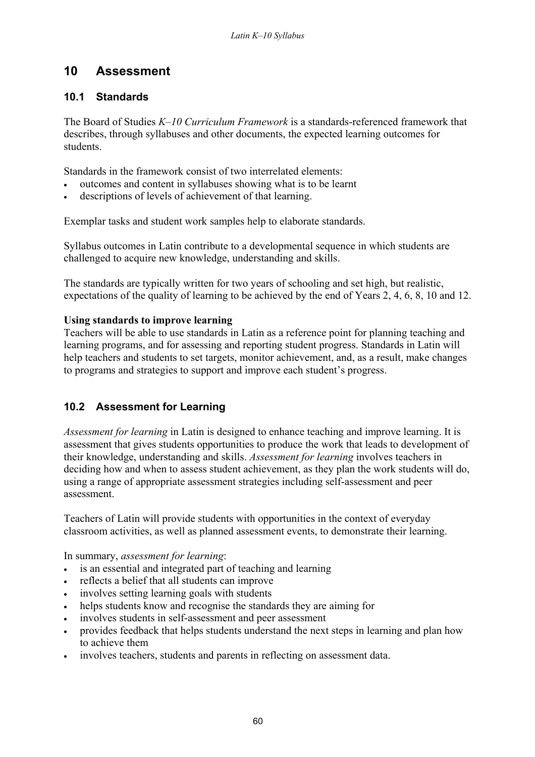# 10 Assessment

## 10.1 Standards

The Board of Studies *K–10 Curriculum Framework* is a standards-referenced framework that describes, through syllabuses and other documents, the expected learning outcomes for students.

Standards in the framework consist of two interrelated elements:

- outcomes and content in syllabuses showing what is to be learnt
- descriptions of levels of achievement of that learning.

Exemplar tasks and student work samples help to elaborate standards.

Syllabus outcomes in Latin contribute to a developmental sequence in which students are challenged to acquire new knowledge, understanding and skills.

The standards are typically written for two years of schooling and set high, but realistic, expectations of the quality of learning to be achieved by the end of Years 2, 4, 6, 8, 10 and 12.

**Using standards to improve learning**
Teachers will be able to use standards in Latin as a reference point for planning teaching and learning programs, and for assessing and reporting student progress. Standards in Latin will help teachers and students to set targets, monitor achievement, and, as a result, make changes to programs and strategies to support and improve each student's progress.

## 10.2 Assessment for Learning

*Assessment for learning* in Latin is designed to enhance teaching and improve learning. It is assessment that gives students opportunities to produce the work that leads to development of their knowledge, understanding and skills. *Assessment for learning* involves teachers in deciding how and when to assess student achievement, as they plan the work students will do, using a range of appropriate assessment strategies including self-assessment and peer assessment.

Teachers of Latin will provide students with opportunities in the context of everyday classroom activities, as well as planned assessment events, to demonstrate their learning.

In summary, *assessment for learning*:

- is an essential and integrated part of teaching and learning
- reflects a belief that all students can improve
- involves setting learning goals with students
- helps students know and recognise the standards they are aiming for
- involves students in self-assessment and peer assessment
- provides feedback that helps students understand the next steps in learning and plan how to achieve them
- involves teachers, students and parents in reflecting on assessment data.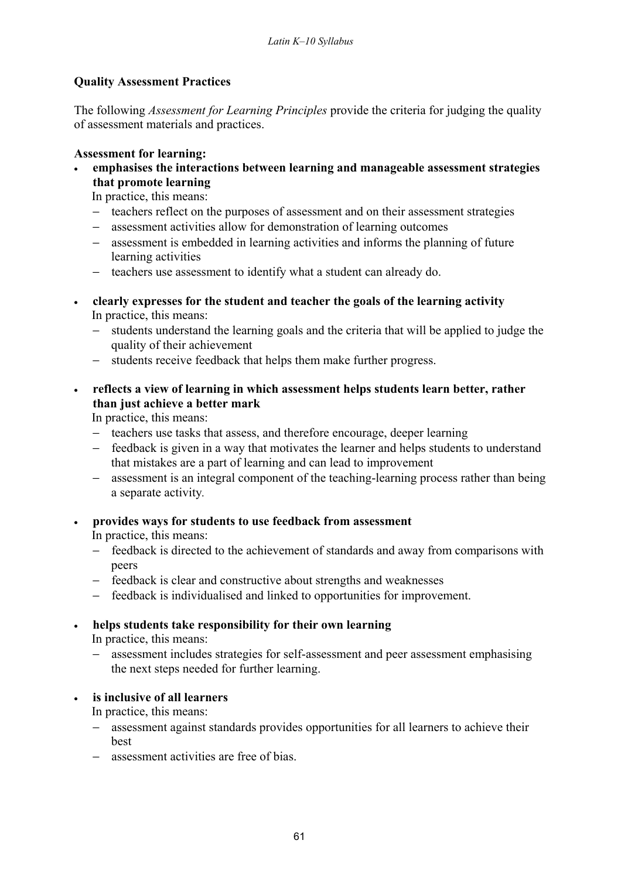## Quality Assessment Practices

The following *Assessment for Learning Principles* provide the criteria for judging the quality of assessment materials and practices.

**Assessment for learning:**

- **emphasises the interactions between learning and manageable assessment strategies that promote learning**
  In practice, this means:
  - teachers reflect on the purposes of assessment and on their assessment strategies
  - assessment activities allow for demonstration of learning outcomes
  - assessment is embedded in learning activities and informs the planning of future learning activities
  - teachers use assessment to identify what a student can already do.

- **clearly expresses for the student and teacher the goals of the learning activity**
  In practice, this means:
  - students understand the learning goals and the criteria that will be applied to judge the quality of their achievement
  - students receive feedback that helps them make further progress.

- **reflects a view of learning in which assessment helps students learn better, rather than just achieve a better mark**
  In practice, this means:
  - teachers use tasks that assess, and therefore encourage, deeper learning
  - feedback is given in a way that motivates the learner and helps students to understand that mistakes are a part of learning and can lead to improvement
  - assessment is an integral component of the teaching-learning process rather than being a separate activity.

- **provides ways for students to use feedback from assessment**
  In practice, this means:
  - feedback is directed to the achievement of standards and away from comparisons with peers
  - feedback is clear and constructive about strengths and weaknesses
  - feedback is individualised and linked to opportunities for improvement.

- **helps students take responsibility for their own learning**
  In practice, this means:
  - assessment includes strategies for self-assessment and peer assessment emphasising the next steps needed for further learning.

- **is inclusive of all learners**
  In practice, this means:
  - assessment against standards provides opportunities for all learners to achieve their best
  - assessment activities are free of bias.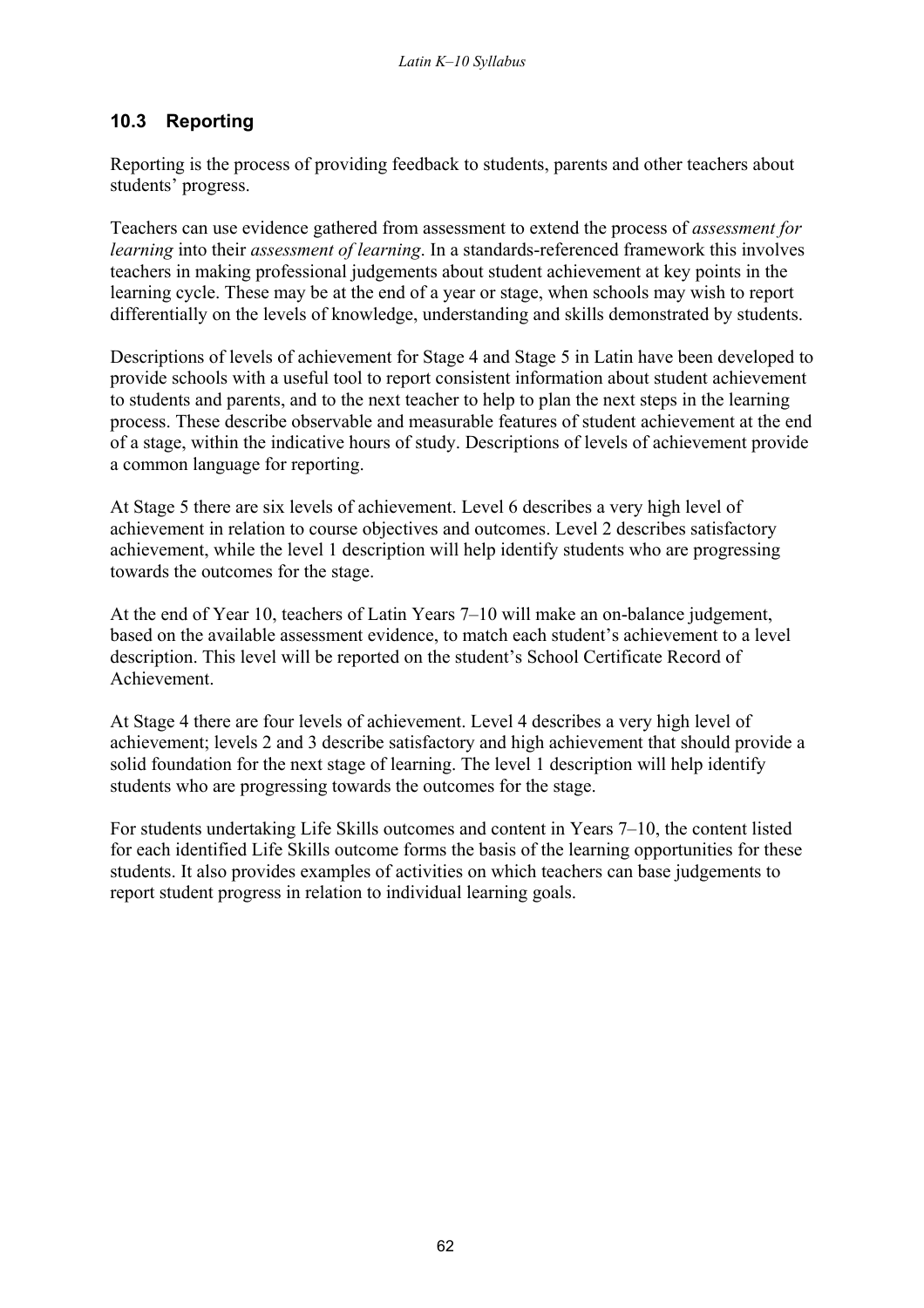## 10.3 Reporting

Reporting is the process of providing feedback to students, parents and other teachers about students' progress.

Teachers can use evidence gathered from assessment to extend the process of *assessment for learning* into their *assessment of learning*. In a standards-referenced framework this involves teachers in making professional judgements about student achievement at key points in the learning cycle. These may be at the end of a year or stage, when schools may wish to report differentially on the levels of knowledge, understanding and skills demonstrated by students.

Descriptions of levels of achievement for Stage 4 and Stage 5 in Latin have been developed to provide schools with a useful tool to report consistent information about student achievement to students and parents, and to the next teacher to help to plan the next steps in the learning process. These describe observable and measurable features of student achievement at the end of a stage, within the indicative hours of study. Descriptions of levels of achievement provide a common language for reporting.

At Stage 5 there are six levels of achievement. Level 6 describes a very high level of achievement in relation to course objectives and outcomes. Level 2 describes satisfactory achievement, while the level 1 description will help identify students who are progressing towards the outcomes for the stage.

At the end of Year 10, teachers of Latin Years 7–10 will make an on-balance judgement, based on the available assessment evidence, to match each student's achievement to a level description. This level will be reported on the student's School Certificate Record of Achievement.

At Stage 4 there are four levels of achievement. Level 4 describes a very high level of achievement; levels 2 and 3 describe satisfactory and high achievement that should provide a solid foundation for the next stage of learning. The level 1 description will help identify students who are progressing towards the outcomes for the stage.

For students undertaking Life Skills outcomes and content in Years 7–10, the content listed for each identified Life Skills outcome forms the basis of the learning opportunities for these students. It also provides examples of activities on which teachers can base judgements to report student progress in relation to individual learning goals.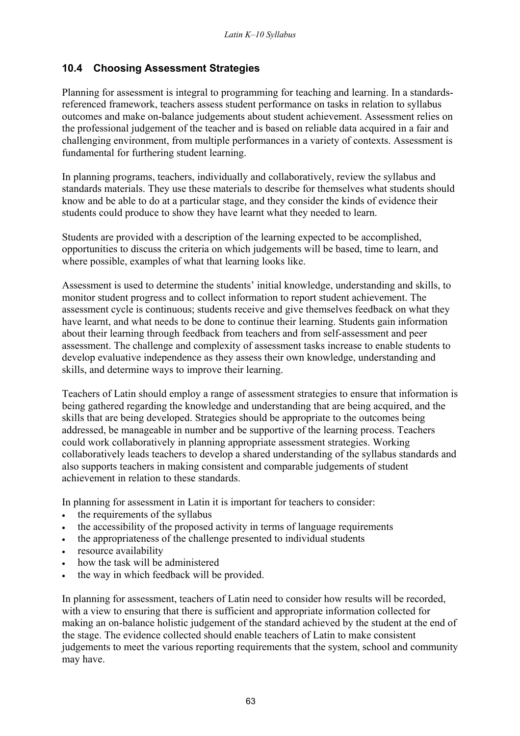## 10.4 Choosing Assessment Strategies

Planning for assessment is integral to programming for teaching and learning. In a standards-referenced framework, teachers assess student performance on tasks in relation to syllabus outcomes and make on-balance judgements about student achievement. Assessment relies on the professional judgement of the teacher and is based on reliable data acquired in a fair and challenging environment, from multiple performances in a variety of contexts. Assessment is fundamental for furthering student learning.

In planning programs, teachers, individually and collaboratively, review the syllabus and standards materials. They use these materials to describe for themselves what students should know and be able to do at a particular stage, and they consider the kinds of evidence their students could produce to show they have learnt what they needed to learn.

Students are provided with a description of the learning expected to be accomplished, opportunities to discuss the criteria on which judgements will be based, time to learn, and where possible, examples of what that learning looks like.

Assessment is used to determine the students' initial knowledge, understanding and skills, to monitor student progress and to collect information to report student achievement. The assessment cycle is continuous; students receive and give themselves feedback on what they have learnt, and what needs to be done to continue their learning. Students gain information about their learning through feedback from teachers and from self-assessment and peer assessment. The challenge and complexity of assessment tasks increase to enable students to develop evaluative independence as they assess their own knowledge, understanding and skills, and determine ways to improve their learning.

Teachers of Latin should employ a range of assessment strategies to ensure that information is being gathered regarding the knowledge and understanding that are being acquired, and the skills that are being developed. Strategies should be appropriate to the outcomes being addressed, be manageable in number and be supportive of the learning process. Teachers could work collaboratively in planning appropriate assessment strategies. Working collaboratively leads teachers to develop a shared understanding of the syllabus standards and also supports teachers in making consistent and comparable judgements of student achievement in relation to these standards.

In planning for assessment in Latin it is important for teachers to consider:

- the requirements of the syllabus
- the accessibility of the proposed activity in terms of language requirements
- the appropriateness of the challenge presented to individual students
- resource availability
- how the task will be administered
- the way in which feedback will be provided.

In planning for assessment, teachers of Latin need to consider how results will be recorded, with a view to ensuring that there is sufficient and appropriate information collected for making an on-balance holistic judgement of the standard achieved by the student at the end of the stage. The evidence collected should enable teachers of Latin to make consistent judgements to meet the various reporting requirements that the system, school and community may have.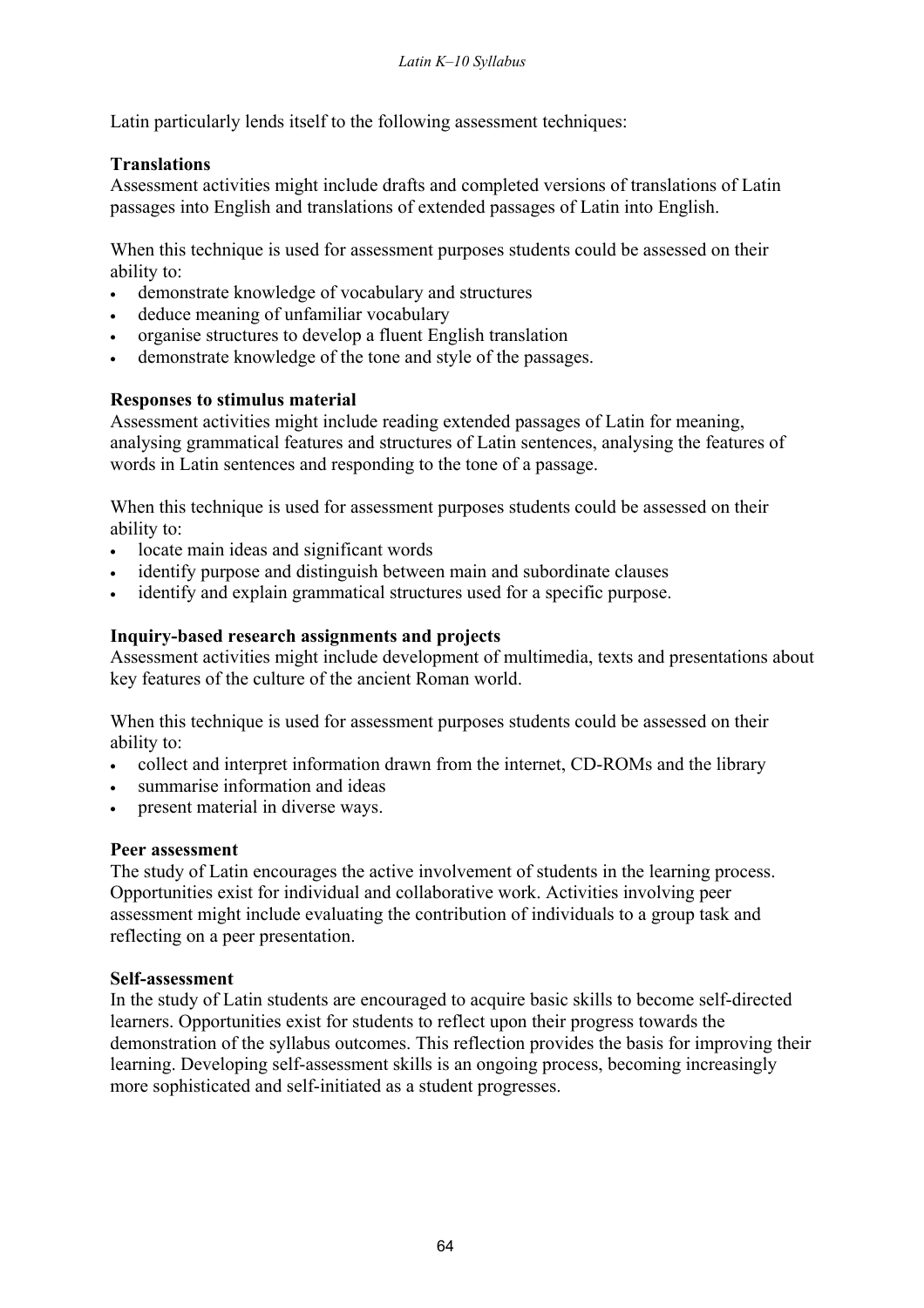Latin particularly lends itself to the following assessment techniques:

**Translations**

Assessment activities might include drafts and completed versions of translations of Latin passages into English and translations of extended passages of Latin into English.

When this technique is used for assessment purposes students could be assessed on their ability to:

- demonstrate knowledge of vocabulary and structures
- deduce meaning of unfamiliar vocabulary
- organise structures to develop a fluent English translation
- demonstrate knowledge of the tone and style of the passages.

**Responses to stimulus material**

Assessment activities might include reading extended passages of Latin for meaning, analysing grammatical features and structures of Latin sentences, analysing the features of words in Latin sentences and responding to the tone of a passage.

When this technique is used for assessment purposes students could be assessed on their ability to:

- locate main ideas and significant words
- identify purpose and distinguish between main and subordinate clauses
- identify and explain grammatical structures used for a specific purpose.

**Inquiry-based research assignments and projects**

Assessment activities might include development of multimedia, texts and presentations about key features of the culture of the ancient Roman world.

When this technique is used for assessment purposes students could be assessed on their ability to:

- collect and interpret information drawn from the internet, CD-ROMs and the library
- summarise information and ideas
- present material in diverse ways.

**Peer assessment**

The study of Latin encourages the active involvement of students in the learning process. Opportunities exist for individual and collaborative work. Activities involving peer assessment might include evaluating the contribution of individuals to a group task and reflecting on a peer presentation.

**Self-assessment**

In the study of Latin students are encouraged to acquire basic skills to become self-directed learners. Opportunities exist for students to reflect upon their progress towards the demonstration of the syllabus outcomes. This reflection provides the basis for improving their learning. Developing self-assessment skills is an ongoing process, becoming increasingly more sophisticated and self-initiated as a student progresses.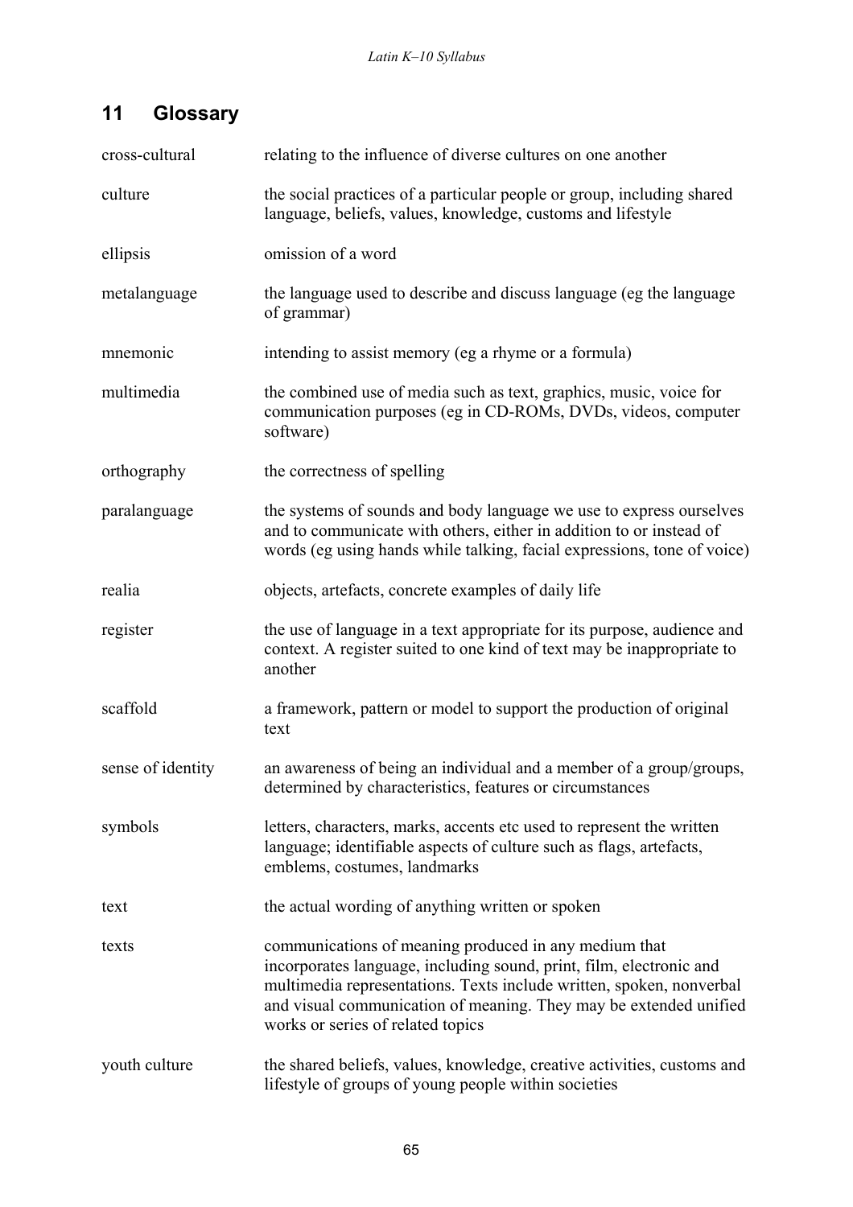## 11 Glossary

| | |
|---|---|
| cross-cultural | relating to the influence of diverse cultures on one another |
| culture | the social practices of a particular people or group, including shared language, beliefs, values, knowledge, customs and lifestyle |
| ellipsis | omission of a word |
| metalanguage | the language used to describe and discuss language (eg the language of grammar) |
| mnemonic | intending to assist memory (eg a rhyme or a formula) |
| multimedia | the combined use of media such as text, graphics, music, voice for communication purposes (eg in CD-ROMs, DVDs, videos, computer software) |
| orthography | the correctness of spelling |
| paralanguage | the systems of sounds and body language we use to express ourselves and to communicate with others, either in addition to or instead of words (eg using hands while talking, facial expressions, tone of voice) |
| realia | objects, artefacts, concrete examples of daily life |
| register | the use of language in a text appropriate for its purpose, audience and context. A register suited to one kind of text may be inappropriate to another |
| scaffold | a framework, pattern or model to support the production of original text |
| sense of identity | an awareness of being an individual and a member of a group/groups, determined by characteristics, features or circumstances |
| symbols | letters, characters, marks, accents etc used to represent the written language; identifiable aspects of culture such as flags, artefacts, emblems, costumes, landmarks |
| text | the actual wording of anything written or spoken |
| texts | communications of meaning produced in any medium that incorporates language, including sound, print, film, electronic and multimedia representations. Texts include written, spoken, nonverbal and visual communication of meaning. They may be extended unified works or series of related topics |
| youth culture | the shared beliefs, values, knowledge, creative activities, customs and lifestyle of groups of young people within societies |